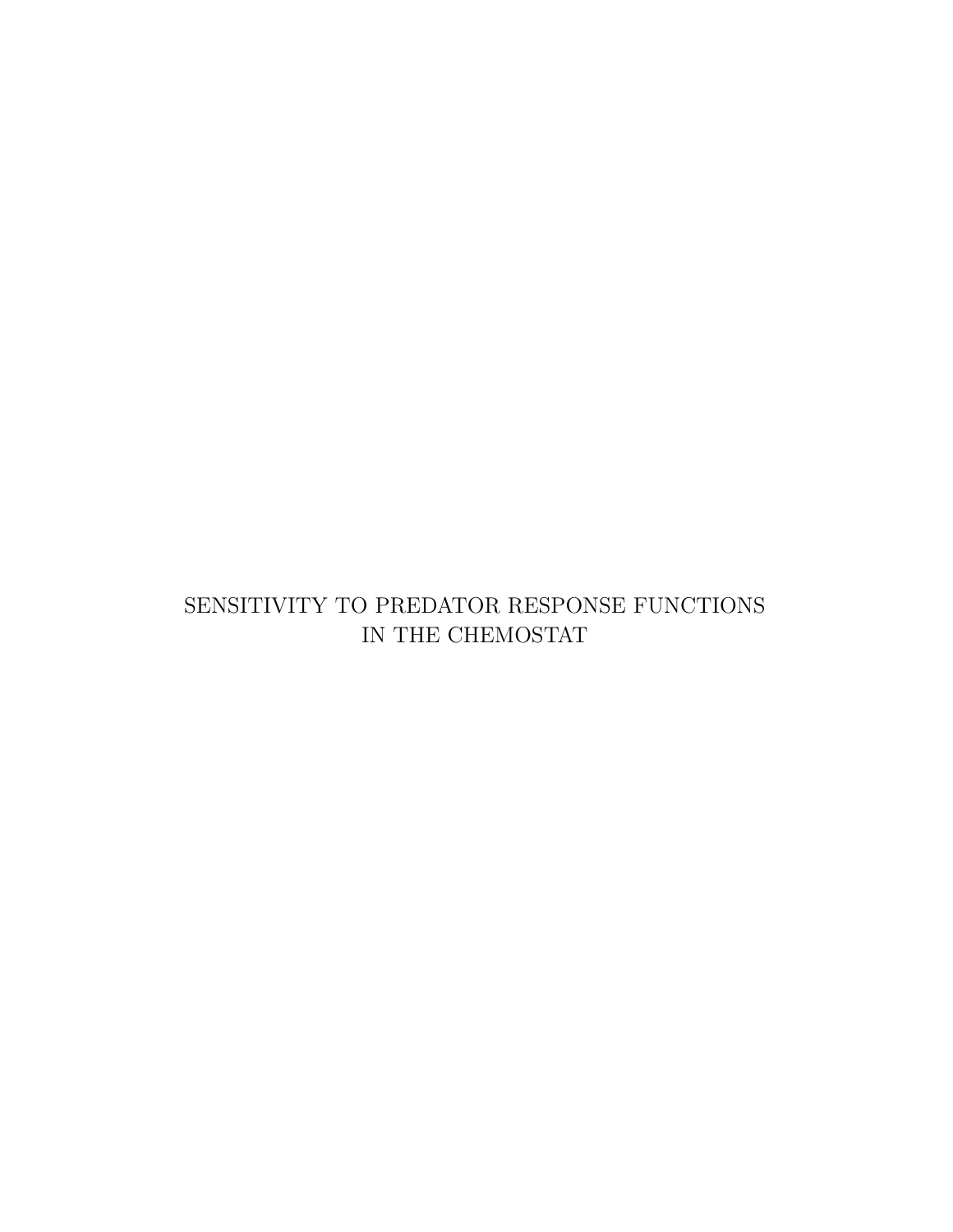# SENSITIVITY TO PREDATOR RESPONSE FUNCTIONS IN THE CHEMOSTAT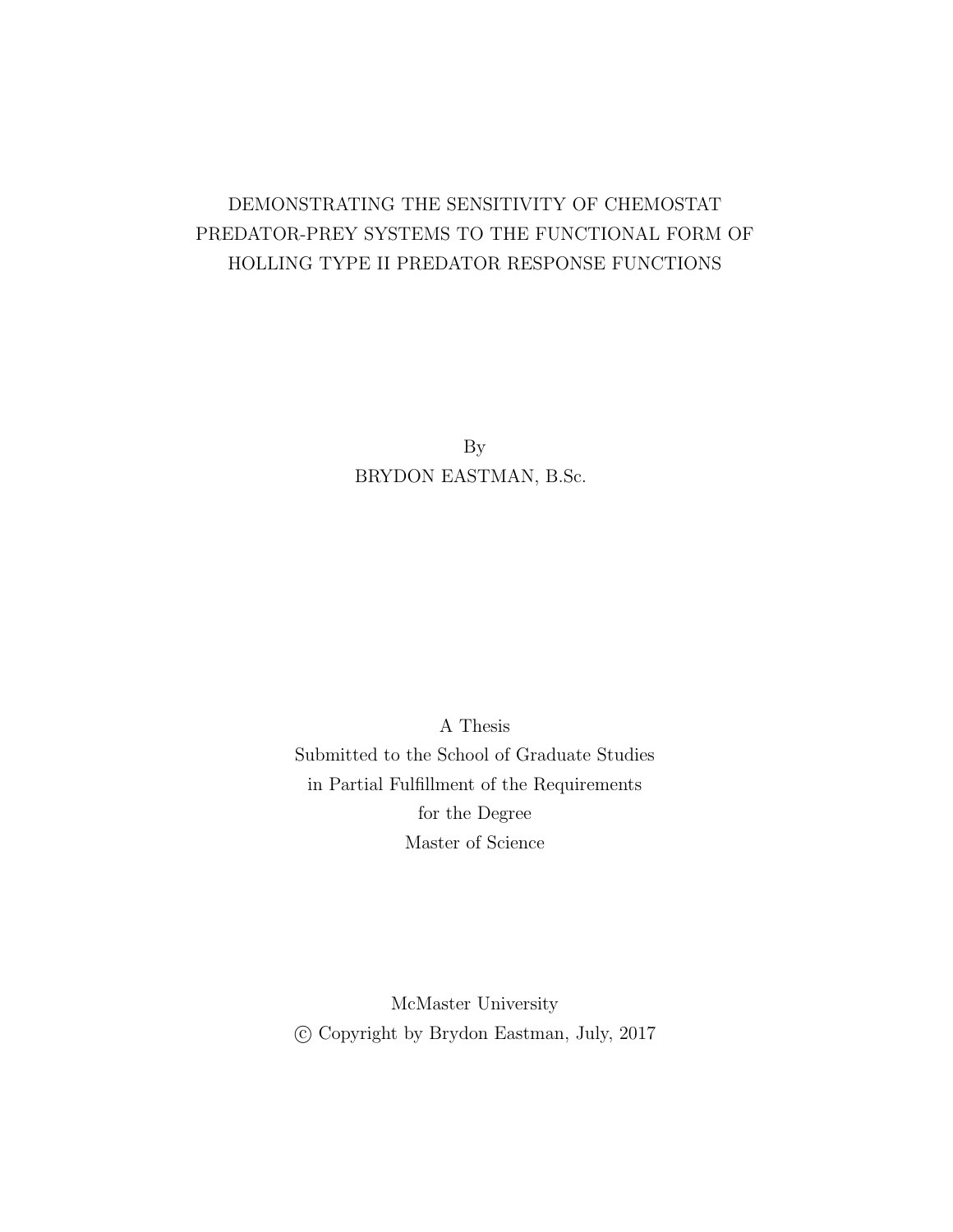# DEMONSTRATING THE SENSITIVITY OF CHEMOSTAT PREDATOR-PREY SYSTEMS TO THE FUNCTIONAL FORM OF HOLLING TYPE II PREDATOR RESPONSE FUNCTIONS

By

BRYDON EASTMAN, B.Sc.

A Thesis

Submitted to the School of Graduate Studies

in Partial Fulfillment of the Requirements

for the Degree

Master of Science

McMaster University

© Copyright by Brydon Eastman, July, 2017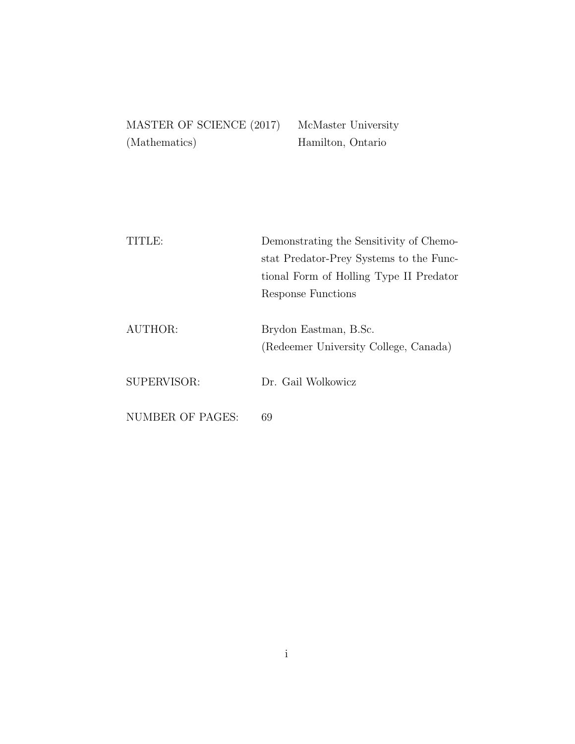MASTER OF SCIENCE (2017) McMaster University
(Mathematics) Hamilton, Ontario

| | |
|---|---|
| TITLE: | Demonstrating the Sensitivity of Chemostat Predator-Prey Systems to the Functional Form of Holling Type II Predator Response Functions |
| AUTHOR: | Brydon Eastman, B.Sc. (Redeemer University College, Canada) |
| SUPERVISOR: | Dr. Gail Wolkowicz |
| NUMBER OF PAGES: | 69 |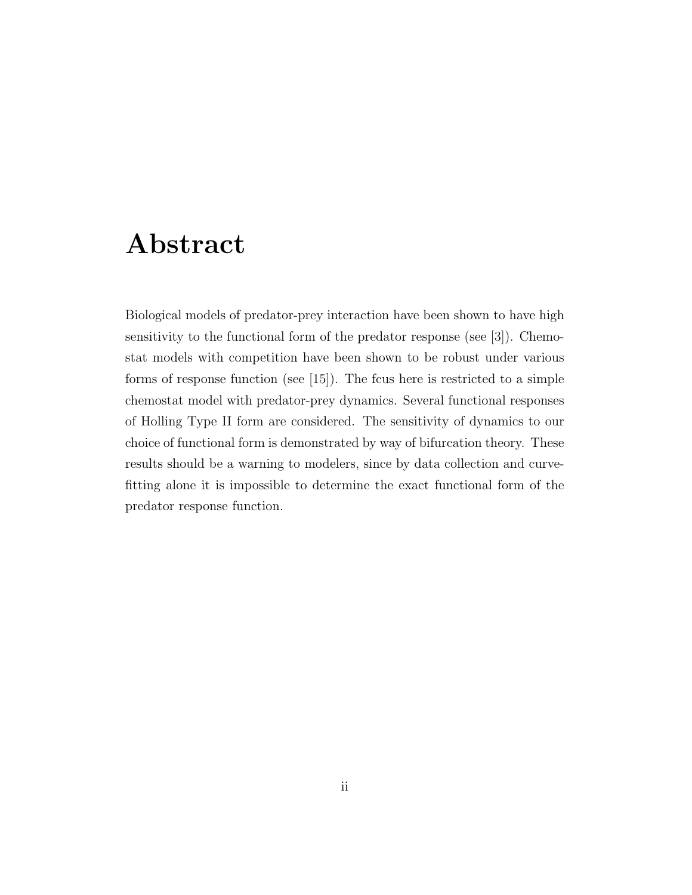# Abstract

Biological models of predator-prey interaction have been shown to have high sensitivity to the functional form of the predator response (see [3]). Chemostat models with competition have been shown to be robust under various forms of response function (see [15]). The fcus here is restricted to a simple chemostat model with predator-prey dynamics. Several functional responses of Holling Type II form are considered. The sensitivity of dynamics to our choice of functional form is demonstrated by way of bifurcation theory. These results should be a warning to modelers, since by data collection and curve-fitting alone it is impossible to determine the exact functional form of the predator response function.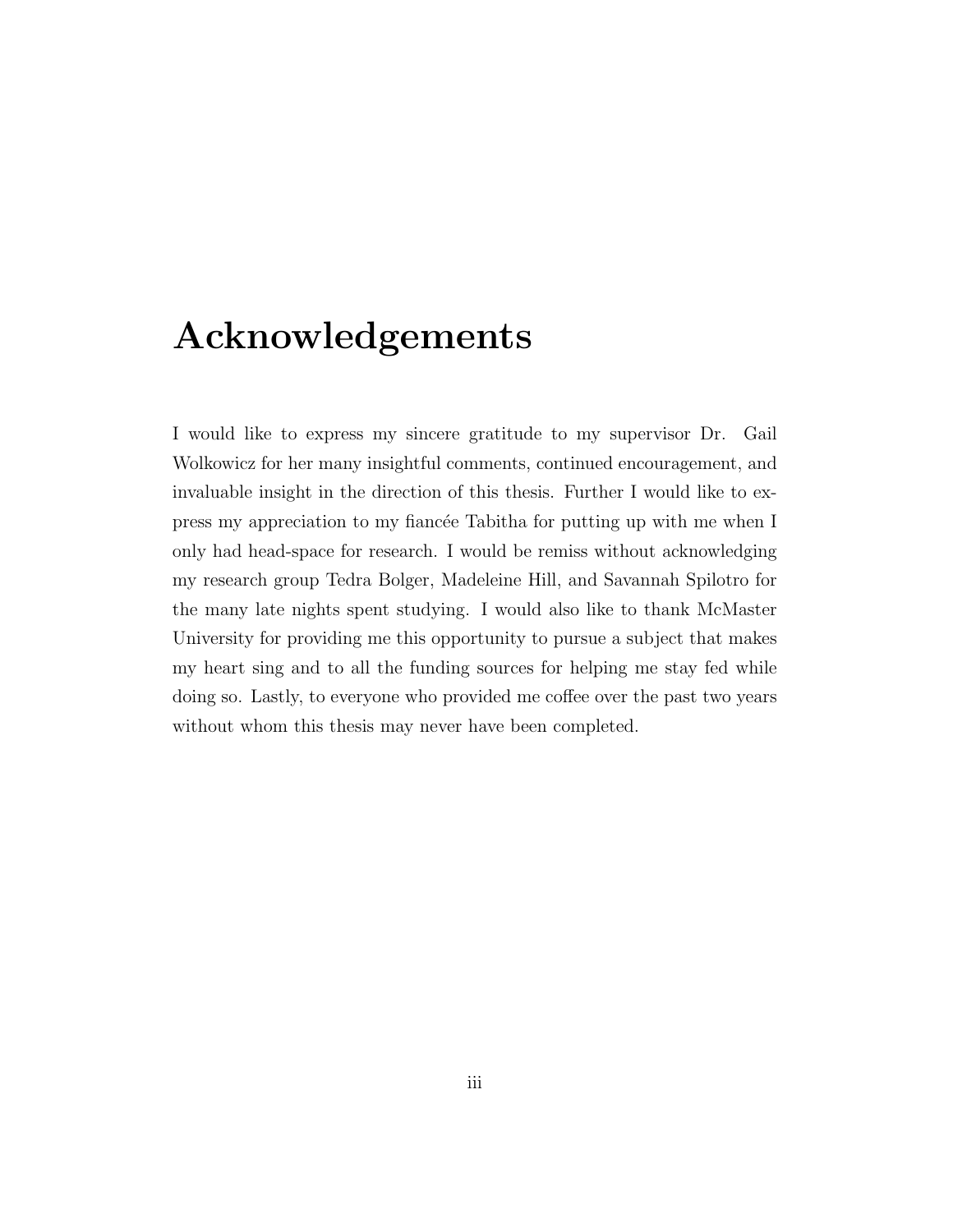# Acknowledgements

I would like to express my sincere gratitude to my supervisor Dr. Gail Wolkowicz for her many insightful comments, continued encouragement, and invaluable insight in the direction of this thesis. Further I would like to express my appreciation to my fiancée Tabitha for putting up with me when I only had head-space for research. I would be remiss without acknowledging my research group Tedra Bolger, Madeleine Hill, and Savannah Spilotro for the many late nights spent studying. I would also like to thank McMaster University for providing me this opportunity to pursue a subject that makes my heart sing and to all the funding sources for helping me stay fed while doing so. Lastly, to everyone who provided me coffee over the past two years without whom this thesis may never have been completed.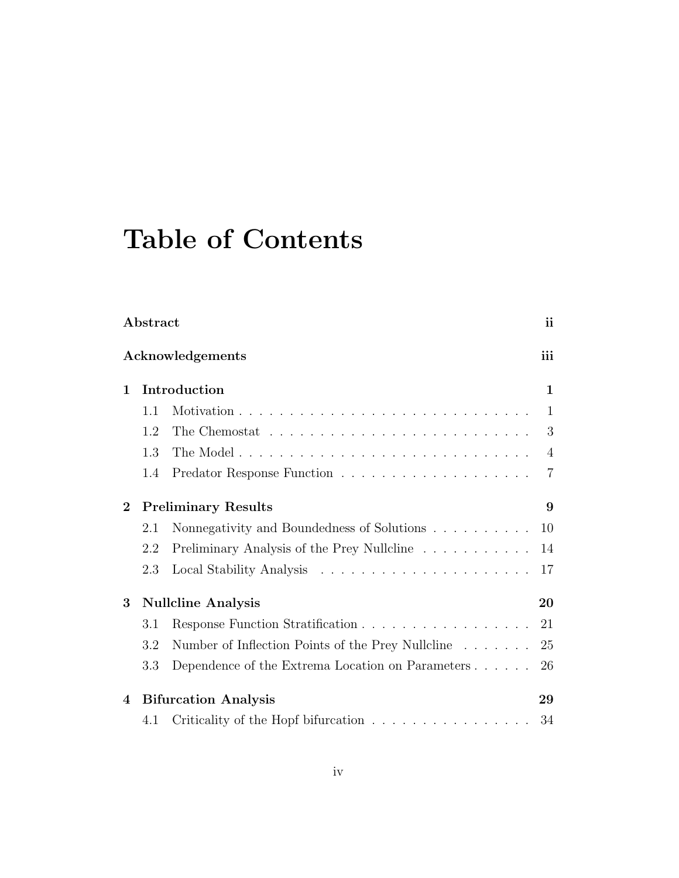# Table of Contents

**Abstract** **ii**

**Acknowledgements** **iii**

**1 Introduction** **1**

- 1.1 Motivation . . . . . . . . . . . . . . . . . . . . . . . . . . . . . 1
- 1.2 The Chemostat . . . . . . . . . . . . . . . . . . . . . . . . . . . 3
- 1.3 The Model . . . . . . . . . . . . . . . . . . . . . . . . . . . . . 4
- 1.4 Predator Response Function . . . . . . . . . . . . . . . . . . . . 7

**2 Preliminary Results** **9**

- 2.1 Nonnegativity and Boundedness of Solutions . . . . . . . . . . . 10
- 2.2 Preliminary Analysis of the Prey Nullcline . . . . . . . . . . . . 14
- 2.3 Local Stability Analysis . . . . . . . . . . . . . . . . . . . . . . 17

**3 Nullcline Analysis** **20**

- 3.1 Response Function Stratification . . . . . . . . . . . . . . . . . . 21
- 3.2 Number of Inflection Points of the Prey Nullcline . . . . . . . . 25
- 3.3 Dependence of the Extrema Location on Parameters . . . . . . 26

**4 Bifurcation Analysis** **29**

- 4.1 Criticality of the Hopf bifurcation . . . . . . . . . . . . . . . . . 34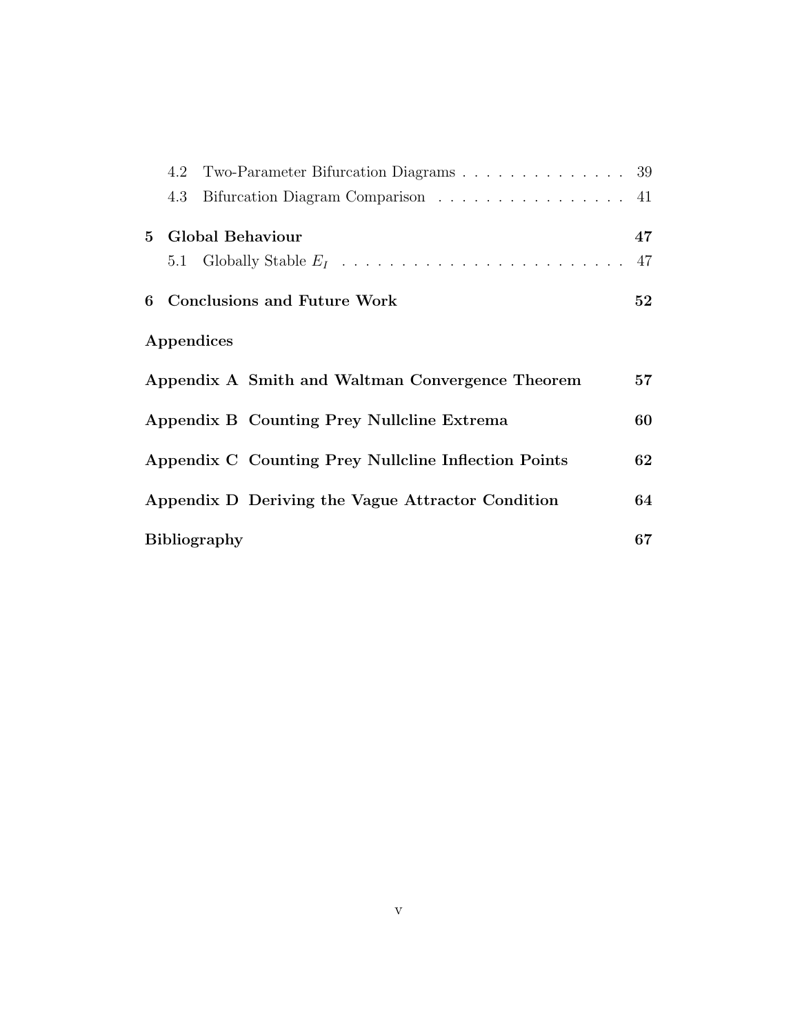4.2 Two-Parameter Bifurcation Diagrams . . . . . . . . . . . . . . . 39

4.3 Bifurcation Diagram Comparison . . . . . . . . . . . . . . . . . 41

**5 Global Behaviour** **47**

5.1 Globally Stable $E_I$ . . . . . . . . . . . . . . . . . . . . . . . . 47

**6 Conclusions and Future Work** **52**

**Appendices**

**Appendix A Smith and Waltman Convergence Theorem** **57**

**Appendix B Counting Prey Nullcline Extrema** **60**

**Appendix C Counting Prey Nullcline Inflection Points** **62**

**Appendix D Deriving the Vague Attractor Condition** **64**

**Bibliography** **67**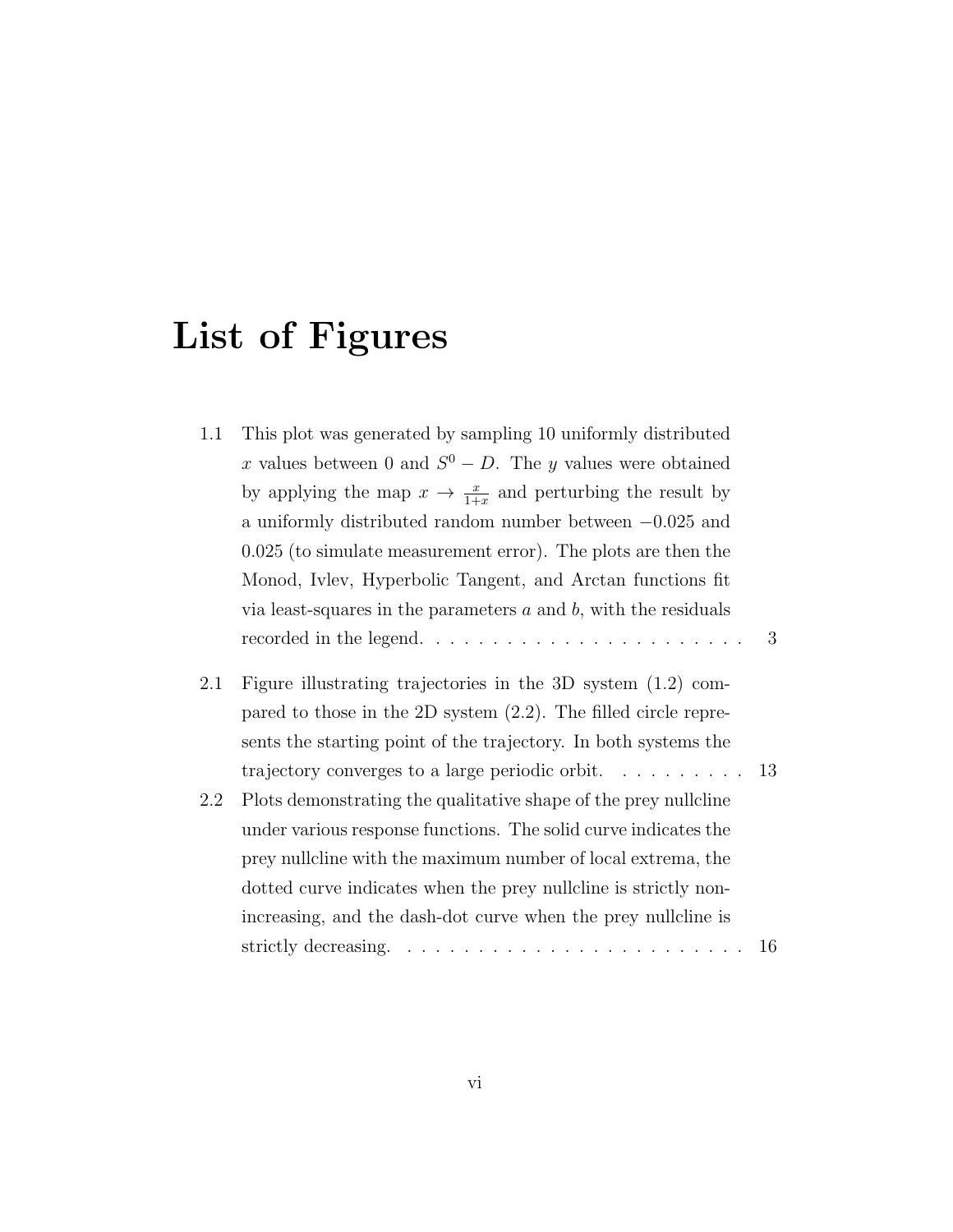# List of Figures

1.1 This plot was generated by sampling 10 uniformly distributed $x$ values between 0 and $S^0 - D$. The $y$ values were obtained by applying the map $x \to \frac{x}{1+x}$ and perturbing the result by a uniformly distributed random number between $-0.025$ and $0.025$ (to simulate measurement error). The plots are then the Monod, Ivlev, Hyperbolic Tangent, and Arctan functions fit via least-squares in the parameters $a$ and $b$, with the residuals recorded in the legend. . . . . . . . . . . . . . . . . . . . . . . . 3

2.1 Figure illustrating trajectories in the 3D system (1.2) compared to those in the 2D system (2.2). The filled circle represents the starting point of the trajectory. In both systems the trajectory converges to a large periodic orbit. . . . . . . . . . . 13

2.2 Plots demonstrating the qualitative shape of the prey nullcline under various response functions. The solid curve indicates the prey nullcline with the maximum number of local extrema, the dotted curve indicates when the prey nullcline is strictly non-increasing, and the dash-dot curve when the prey nullcline is strictly decreasing. . . . . . . . . . . . . . . . . . . . . . . . . 16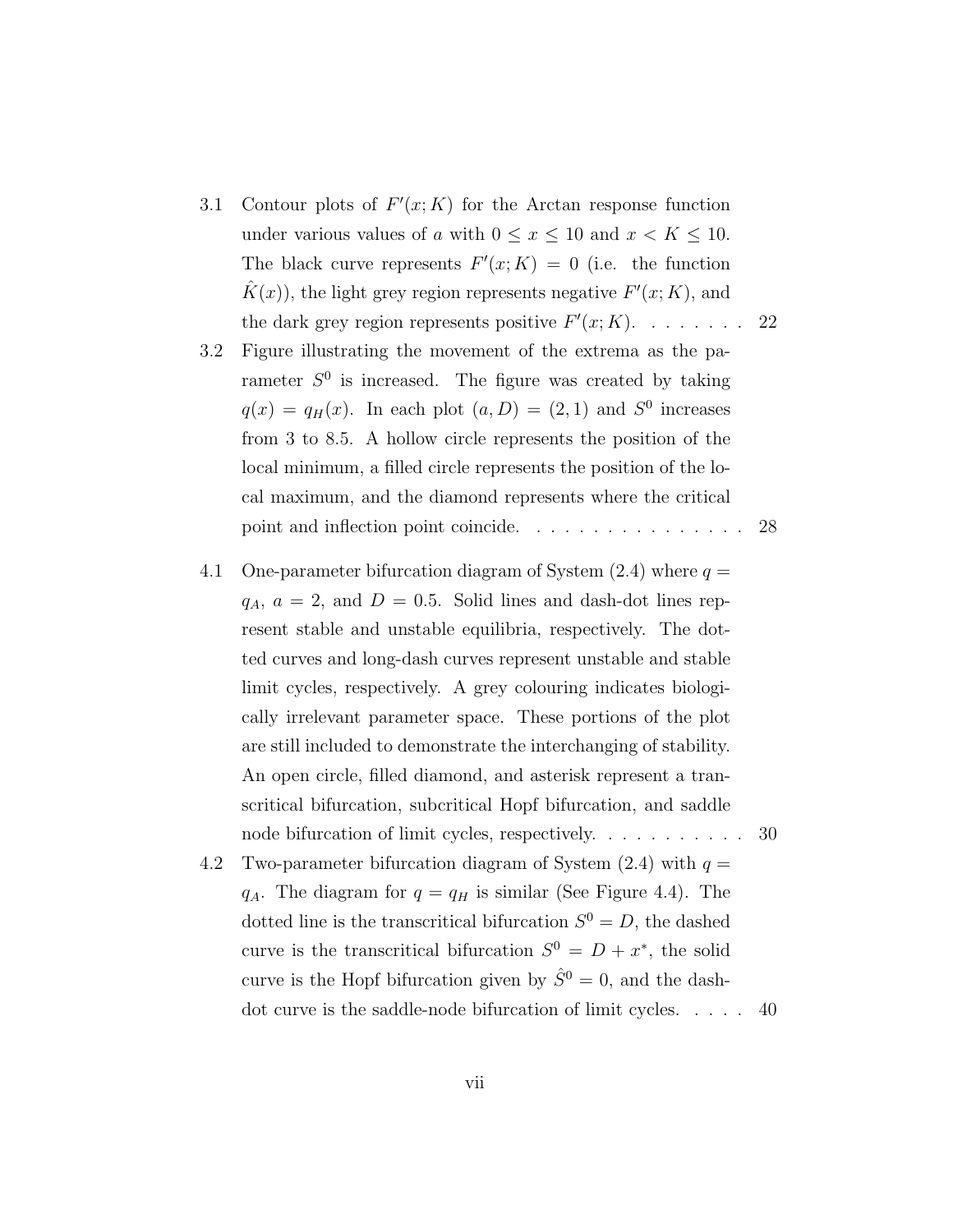3.1 Contour plots of $F'(x; K)$ for the Arctan response function under various values of $a$ with $0 \leq x \leq 10$ and $x < K \leq 10$. The black curve represents $F'(x; K) = 0$ (i.e. the function $\hat{K}(x)$), the light grey region represents negative $F'(x; K)$, and the dark grey region represents positive $F'(x; K)$. . . . . . . . 22

3.2 Figure illustrating the movement of the extrema as the parameter $S^0$ is increased. The figure was created by taking $q(x) = q_H(x)$. In each plot $(a, D) = (2, 1)$ and $S^0$ increases from 3 to 8.5. A hollow circle represents the position of the local minimum, a filled circle represents the position of the local maximum, and the diamond represents where the critical point and inflection point coincide. . . . . . . . . . . . . . . . . 28

4.1 One-parameter bifurcation diagram of System (2.4) where $q = q_A$, $a = 2$, and $D = 0.5$. Solid lines and dash-dot lines represent stable and unstable equilibria, respectively. The dotted curves and long-dash curves represent unstable and stable limit cycles, respectively. A grey colouring indicates biologically irrelevant parameter space. These portions of the plot are still included to demonstrate the interchanging of stability. An open circle, filled diamond, and asterisk represent a transcritical bifurcation, subcritical Hopf bifurcation, and saddle node bifurcation of limit cycles, respectively. . . . . . . . . . . 30

4.2 Two-parameter bifurcation diagram of System (2.4) with $q = q_A$. The diagram for $q = q_H$ is similar (See Figure 4.4). The dotted line is the transcritical bifurcation $S^0 = D$, the dashed curve is the transcritical bifurcation $S^0 = D + x^*$, the solid curve is the Hopf bifurcation given by $\hat{S}^0 = 0$, and the dash-dot curve is the saddle-node bifurcation of limit cycles. . . . . 40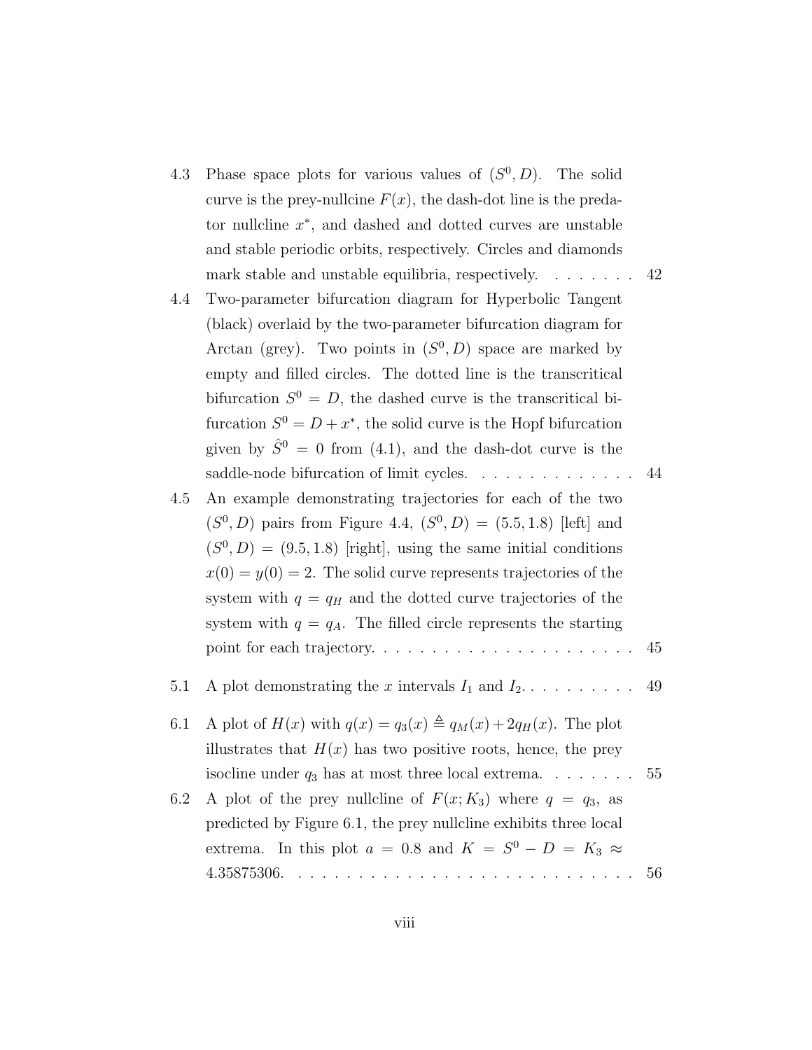4.3 Phase space plots for various values of $(S^0, D)$. The solid curve is the prey-nullcine $F(x)$, the dash-dot line is the predator nullcline $x^*$, and dashed and dotted curves are unstable and stable periodic orbits, respectively. Circles and diamonds mark stable and unstable equilibria, respectively. . . . . . . . 42

4.4 Two-parameter bifurcation diagram for Hyperbolic Tangent (black) overlaid by the two-parameter bifurcation diagram for Arctan (grey). Two points in $(S^0, D)$ space are marked by empty and filled circles. The dotted line is the transcritical bifurcation $S^0 = D$, the dashed curve is the transcritical bifurcation $S^0 = D + x^*$, the solid curve is the Hopf bifurcation given by $\hat{S}^0 = 0$ from (4.1), and the dash-dot curve is the saddle-node bifurcation of limit cycles. . . . . . . . . . . . . . 44

4.5 An example demonstrating trajectories for each of the two $(S^0, D)$ pairs from Figure 4.4, $(S^0, D) = (5.5, 1.8)$ [left] and $(S^0, D) = (9.5, 1.8)$ [right], using the same initial conditions $x(0) = y(0) = 2$. The solid curve represents trajectories of the system with $q = q_H$ and the dotted curve trajectories of the system with $q = q_A$. The filled circle represents the starting point for each trajectory. . . . . . . . . . . . . . . . . . . . . . . 45

5.1 A plot demonstrating the $x$ intervals $I_1$ and $I_2$. . . . . . . . . . 49

6.1 A plot of $H(x)$ with $q(x) = q_3(x) \triangleq q_M(x) + 2q_H(x)$. The plot illustrates that $H(x)$ has two positive roots, hence, the prey isocline under $q_3$ has at most three local extrema. . . . . . . . 55

6.2 A plot of the prey nullcline of $F(x; K_3)$ where $q = q_3$, as predicted by Figure 6.1, the prey nullcline exhibits three local extrema. In this plot $a = 0.8$ and $K = S^0 - D = K_3 \approx 4.35875306$. . . . . . . . . . . . . . . . . . . . . . . . . . . . 56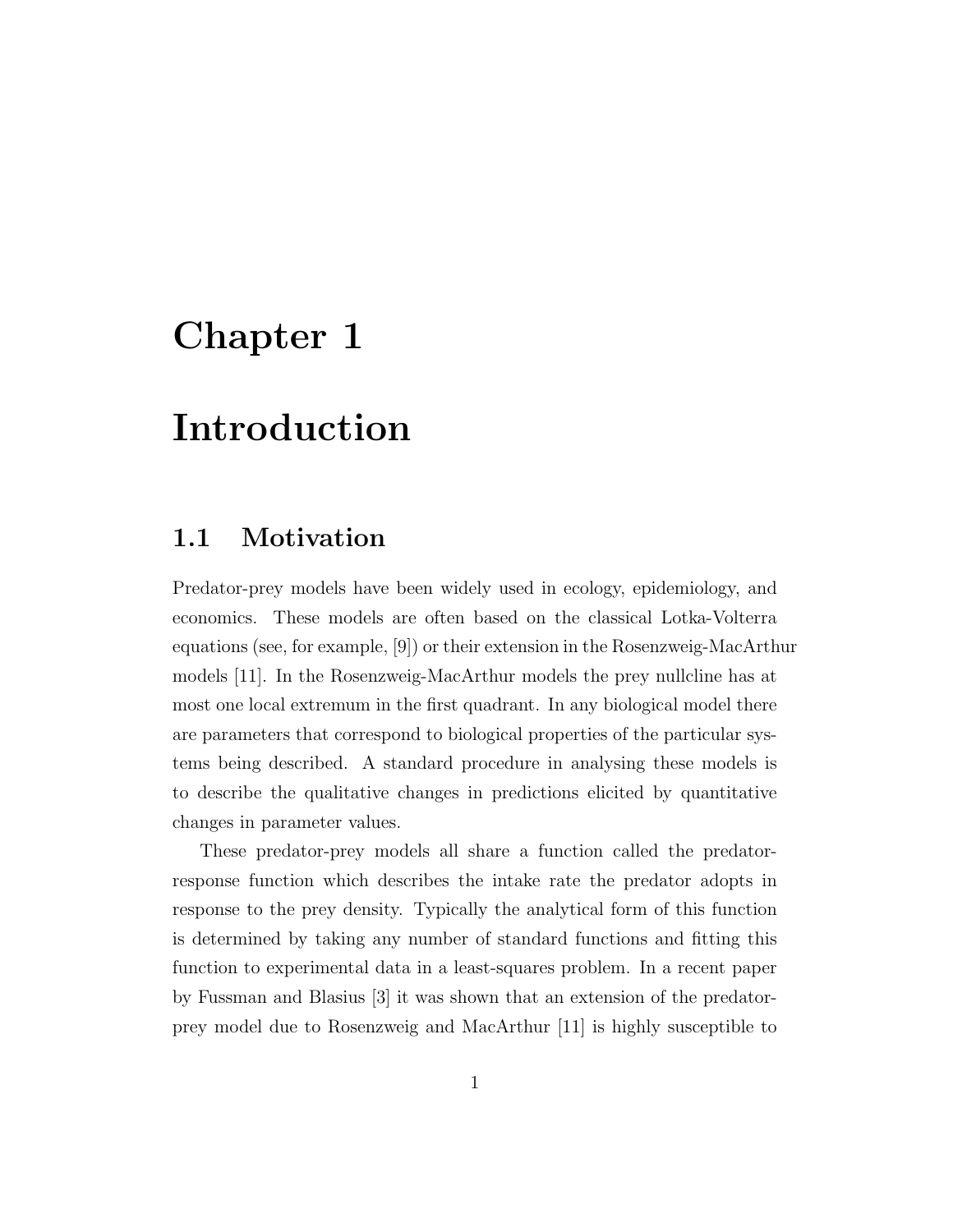# Chapter 1

# Introduction

## 1.1 Motivation

Predator-prey models have been widely used in ecology, epidemiology, and economics. These models are often based on the classical Lotka-Volterra equations (see, for example, [9]) or their extension in the Rosenzweig-MacArthur models [11]. In the Rosenzweig-MacArthur models the prey nullcline has at most one local extremum in the first quadrant. In any biological model there are parameters that correspond to biological properties of the particular systems being described. A standard procedure in analysing these models is to describe the qualitative changes in predictions elicited by quantitative changes in parameter values.

These predator-prey models all share a function called the predator-response function which describes the intake rate the predator adopts in response to the prey density. Typically the analytical form of this function is determined by taking any number of standard functions and fitting this function to experimental data in a least-squares problem. In a recent paper by Fussman and Blasius [3] it was shown that an extension of the predator-prey model due to Rosenzweig and MacArthur [11] is highly susceptible to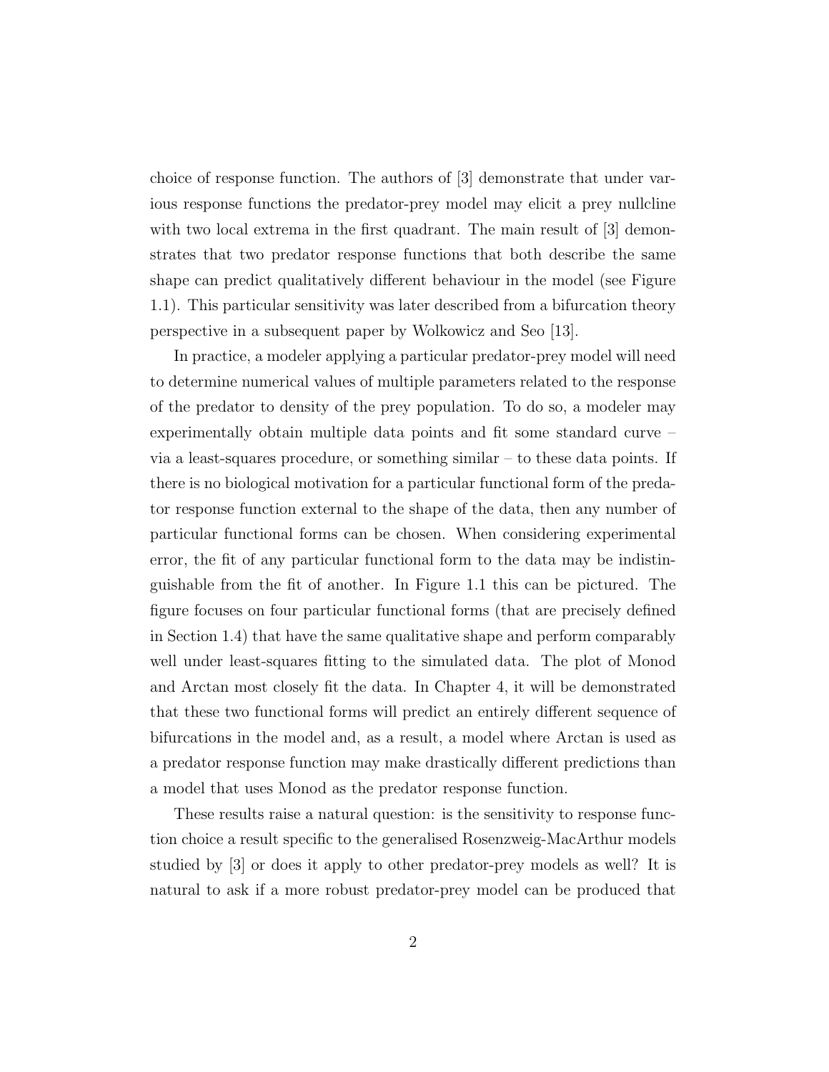choice of response function. The authors of [3] demonstrate that under various response functions the predator-prey model may elicit a prey nullcline with two local extrema in the first quadrant. The main result of [3] demonstrates that two predator response functions that both describe the same shape can predict qualitatively different behaviour in the model (see Figure 1.1). This particular sensitivity was later described from a bifurcation theory perspective in a subsequent paper by Wolkowicz and Seo [13].

In practice, a modeler applying a particular predator-prey model will need to determine numerical values of multiple parameters related to the response of the predator to density of the prey population. To do so, a modeler may experimentally obtain multiple data points and fit some standard curve – via a least-squares procedure, or something similar – to these data points. If there is no biological motivation for a particular functional form of the predator response function external to the shape of the data, then any number of particular functional forms can be chosen. When considering experimental error, the fit of any particular functional form to the data may be indistinguishable from the fit of another. In Figure 1.1 this can be pictured. The figure focuses on four particular functional forms (that are precisely defined in Section 1.4) that have the same qualitative shape and perform comparably well under least-squares fitting to the simulated data. The plot of Monod and Arctan most closely fit the data. In Chapter 4, it will be demonstrated that these two functional forms will predict an entirely different sequence of bifurcations in the model and, as a result, a model where Arctan is used as a predator response function may make drastically different predictions than a model that uses Monod as the predator response function.

These results raise a natural question: is the sensitivity to response function choice a result specific to the generalised Rosenzweig-MacArthur models studied by [3] or does it apply to other predator-prey models as well? It is natural to ask if a more robust predator-prey model can be produced that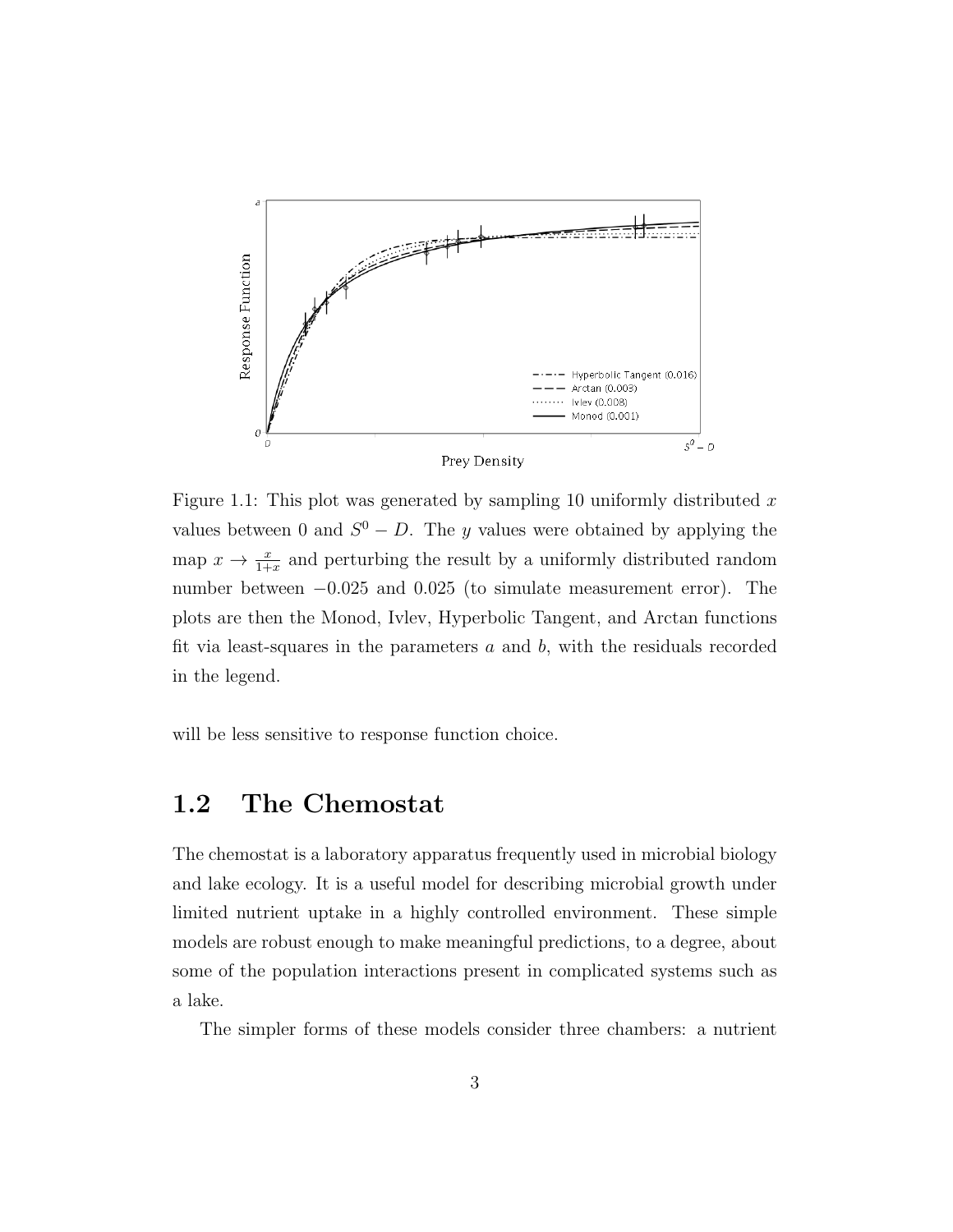Figure 1.1: This plot was generated by sampling 10 uniformly distributed $x$ values between 0 and $S^0 - D$. The $y$ values were obtained by applying the map $x \to \frac{x}{1+x}$ and perturbing the result by a uniformly distributed random number between $-0.025$ and $0.025$ (to simulate measurement error). The plots are then the Monod, Ivlev, Hyperbolic Tangent, and Arctan functions fit via least-squares in the parameters $a$ and $b$, with the residuals recorded in the legend.

will be less sensitive to response function choice.

## 1.2 The Chemostat

The chemostat is a laboratory apparatus frequently used in microbial biology and lake ecology. It is a useful model for describing microbial growth under limited nutrient uptake in a highly controlled environment. These simple models are robust enough to make meaningful predictions, to a degree, about some of the population interactions present in complicated systems such as a lake.

The simpler forms of these models consider three chambers: a nutrient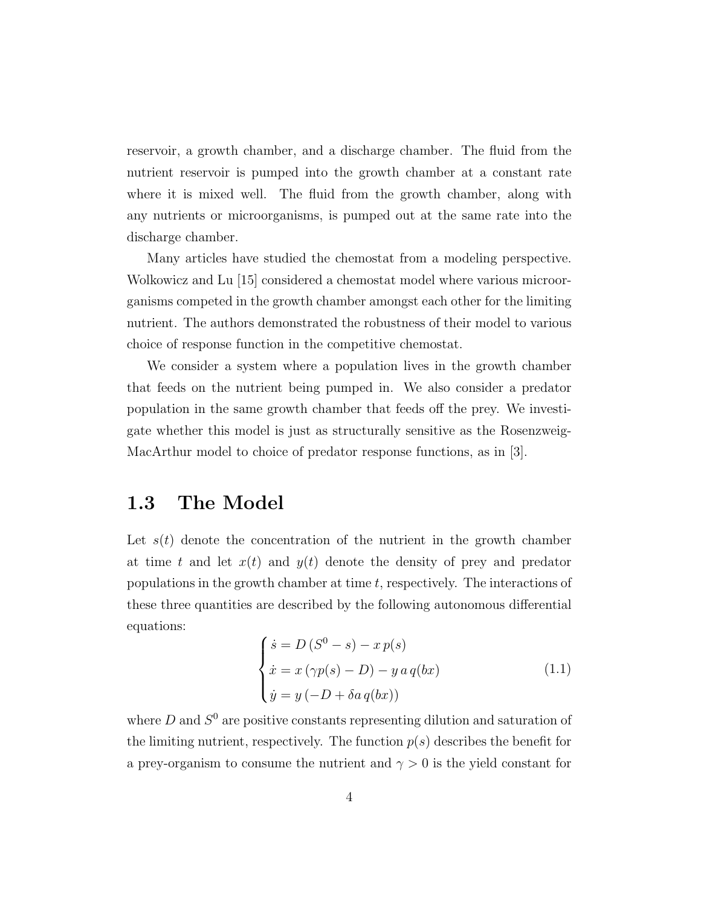reservoir, a growth chamber, and a discharge chamber. The fluid from the nutrient reservoir is pumped into the growth chamber at a constant rate where it is mixed well. The fluid from the growth chamber, along with any nutrients or microorganisms, is pumped out at the same rate into the discharge chamber.

Many articles have studied the chemostat from a modeling perspective. Wolkowicz and Lu [15] considered a chemostat model where various microorganisms competed in the growth chamber amongst each other for the limiting nutrient. The authors demonstrated the robustness of their model to various choice of response function in the competitive chemostat.

We consider a system where a population lives in the growth chamber that feeds on the nutrient being pumped in. We also consider a predator population in the same growth chamber that feeds off the prey. We investigate whether this model is just as structurally sensitive as the Rosenzweig-MacArthur model to choice of predator response functions, as in [3].

## 1.3 The Model

Let $s(t)$ denote the concentration of the nutrient in the growth chamber at time $t$ and let $x(t)$ and $y(t)$ denote the density of prey and predator populations in the growth chamber at time $t$, respectively. The interactions of these three quantities are described by the following autonomous differential equations:

$$
\begin{cases}
\dot{s} = D\,(S^0 - s) - x\,p(s) \\
\dot{x} = x\,(\gamma p(s) - D) - y\,a\,q(bx) \\
\dot{y} = y\,(-D + \delta a\,q(bx))
\end{cases}
\tag{1.1}
$$

where $D$ and $S^0$ are positive constants representing dilution and saturation of the limiting nutrient, respectively. The function $p(s)$ describes the benefit for a prey-organism to consume the nutrient and $\gamma > 0$ is the yield constant for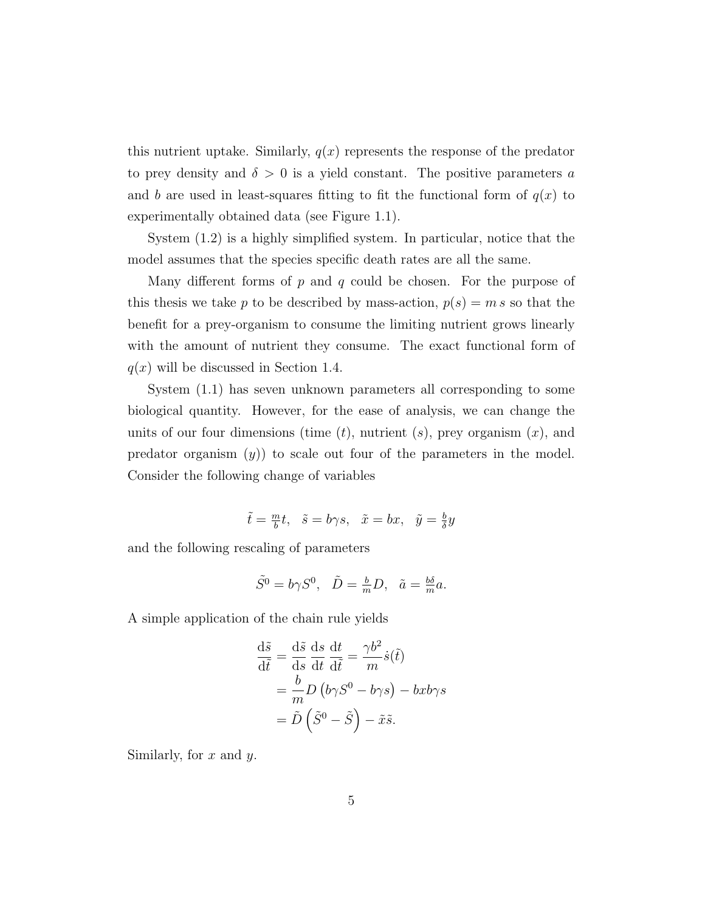this nutrient uptake. Similarly, $q(x)$ represents the response of the predator to prey density and $\delta > 0$ is a yield constant. The positive parameters $a$ and $b$ are used in least-squares fitting to fit the functional form of $q(x)$ to experimentally obtained data (see Figure 1.1).

System (1.2) is a highly simplified system. In particular, notice that the model assumes that the species specific death rates are all the same.

Many different forms of $p$ and $q$ could be chosen. For the purpose of this thesis we take $p$ to be described by mass-action, $p(s) = m\,s$ so that the benefit for a prey-organism to consume the limiting nutrient grows linearly with the amount of nutrient they consume. The exact functional form of $q(x)$ will be discussed in Section 1.4.

System (1.1) has seven unknown parameters all corresponding to some biological quantity. However, for the ease of analysis, we can change the units of our four dimensions (time ($t$), nutrient ($s$), prey organism ($x$), and predator organism ($y$)) to scale out four of the parameters in the model. Consider the following change of variables

$$\tilde{t} = \tfrac{m}{b}t, \quad \tilde{s} = b\gamma s, \quad \tilde{x} = bx, \quad \tilde{y} = \tfrac{b}{\delta}y$$

and the following rescaling of parameters

$$\tilde{S^0} = b\gamma S^0, \quad \tilde{D} = \tfrac{b}{m}D, \quad \tilde{a} = \tfrac{b\delta}{m}a.$$

A simple application of the chain rule yields

$$\begin{aligned}
\frac{\mathrm{d}\tilde{s}}{\mathrm{d}\tilde{t}} &= \frac{\mathrm{d}\tilde{s}}{\mathrm{d}s}\,\frac{\mathrm{d}s}{\mathrm{d}t}\,\frac{\mathrm{d}t}{\mathrm{d}\tilde{t}} = \frac{\gamma b^2}{m}\dot{s}(\tilde{t}) \\
&= \frac{b}{m}D\left(b\gamma S^0 - b\gamma s\right) - bxb\gamma s \\
&= \tilde{D}\left(\tilde{S}^0 - \tilde{S}\right) - \tilde{x}\tilde{s}.
\end{aligned}$$

Similarly, for $x$ and $y$.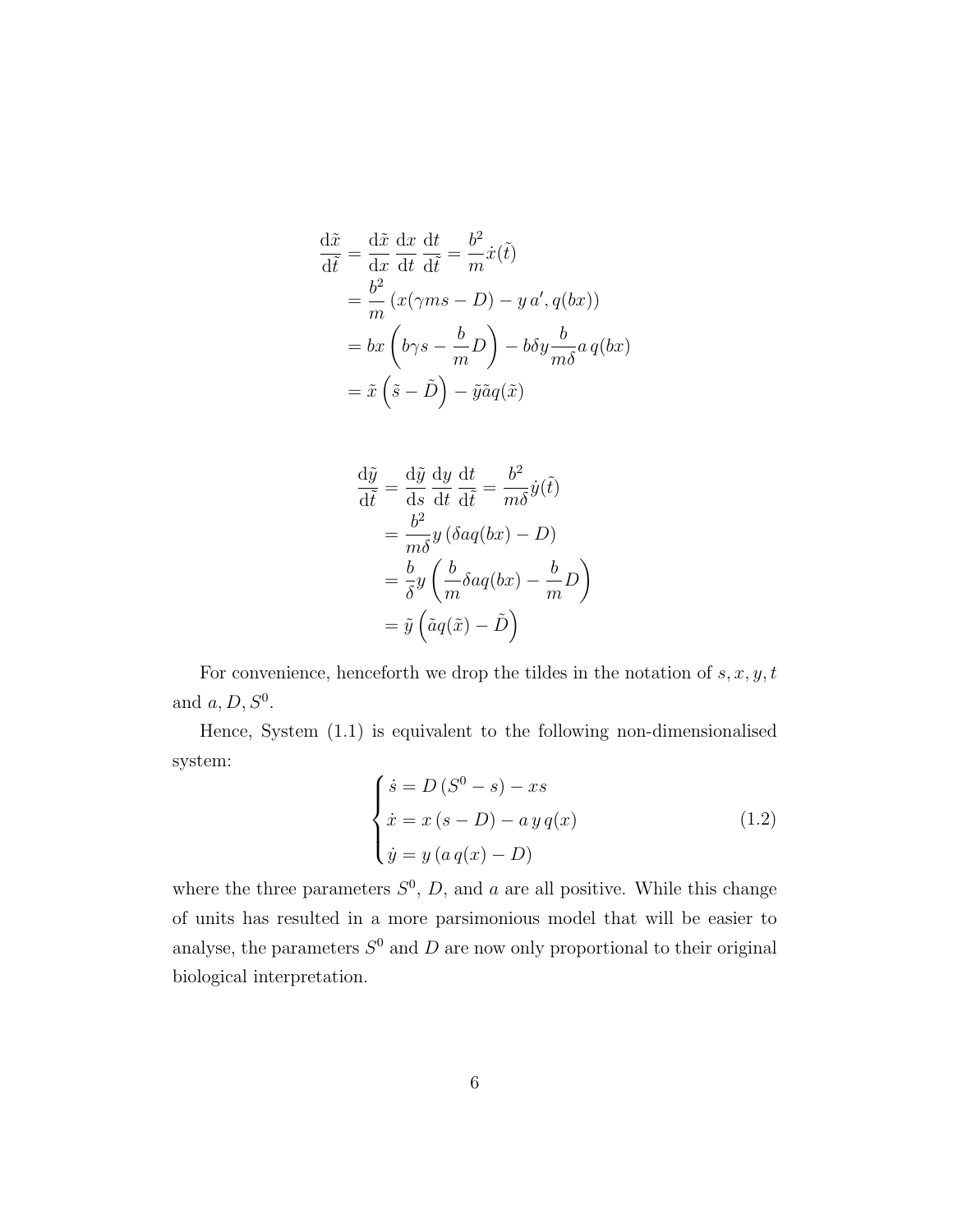$$
\begin{aligned}
\frac{\mathrm{d}\tilde{x}}{\mathrm{d}\tilde{t}} &= \frac{\mathrm{d}\tilde{x}}{\mathrm{d}x}\,\frac{\mathrm{d}x}{\mathrm{d}t}\,\frac{\mathrm{d}t}{\mathrm{d}\tilde{t}} = \frac{b^2}{m}\dot{x}(\tilde{t}) \\
&= \frac{b^2}{m}\left(x(\gamma m s - D) - y\, a',\, q(bx)\right) \\
&= bx\left(b\gamma s - \frac{b}{m}D\right) - b\delta y \frac{b}{m\delta} a\, q(bx) \\
&= \tilde{x}\left(\tilde{s} - \tilde{D}\right) - \tilde{y}\tilde{a}q(\tilde{x})
\end{aligned}
$$

$$
\begin{aligned}
\frac{\mathrm{d}\tilde{y}}{\mathrm{d}\tilde{t}} &= \frac{\mathrm{d}\tilde{y}}{\mathrm{d}s}\,\frac{\mathrm{d}y}{\mathrm{d}t}\,\frac{\mathrm{d}t}{\mathrm{d}\tilde{t}} = \frac{b^2}{m\delta}\dot{y}(\tilde{t}) \\
&= \frac{b^2}{m\delta} y\left(\delta a q(bx) - D\right) \\
&= \frac{b}{\delta} y\left(\frac{b}{m}\delta a q(bx) - \frac{b}{m}D\right) \\
&= \tilde{y}\left(\tilde{a}q(\tilde{x}) - \tilde{D}\right)
\end{aligned}
$$

For convenience, henceforth we drop the tildes in the notation of $s, x, y, t$ and $a, D, S^0$.

Hence, System (1.1) is equivalent to the following non-dimensionalised system:

$$
\begin{cases}
\dot{s} = D\left(S^0 - s\right) - xs \\
\dot{x} = x\left(s - D\right) - a\, y\, q(x) \\
\dot{y} = y\left(a\, q(x) - D\right)
\end{cases}
\tag{1.2}
$$

where the three parameters $S^0$, $D$, and $a$ are all positive. While this change of units has resulted in a more parsimonious model that will be easier to analyse, the parameters $S^0$ and $D$ are now only proportional to their original biological interpretation.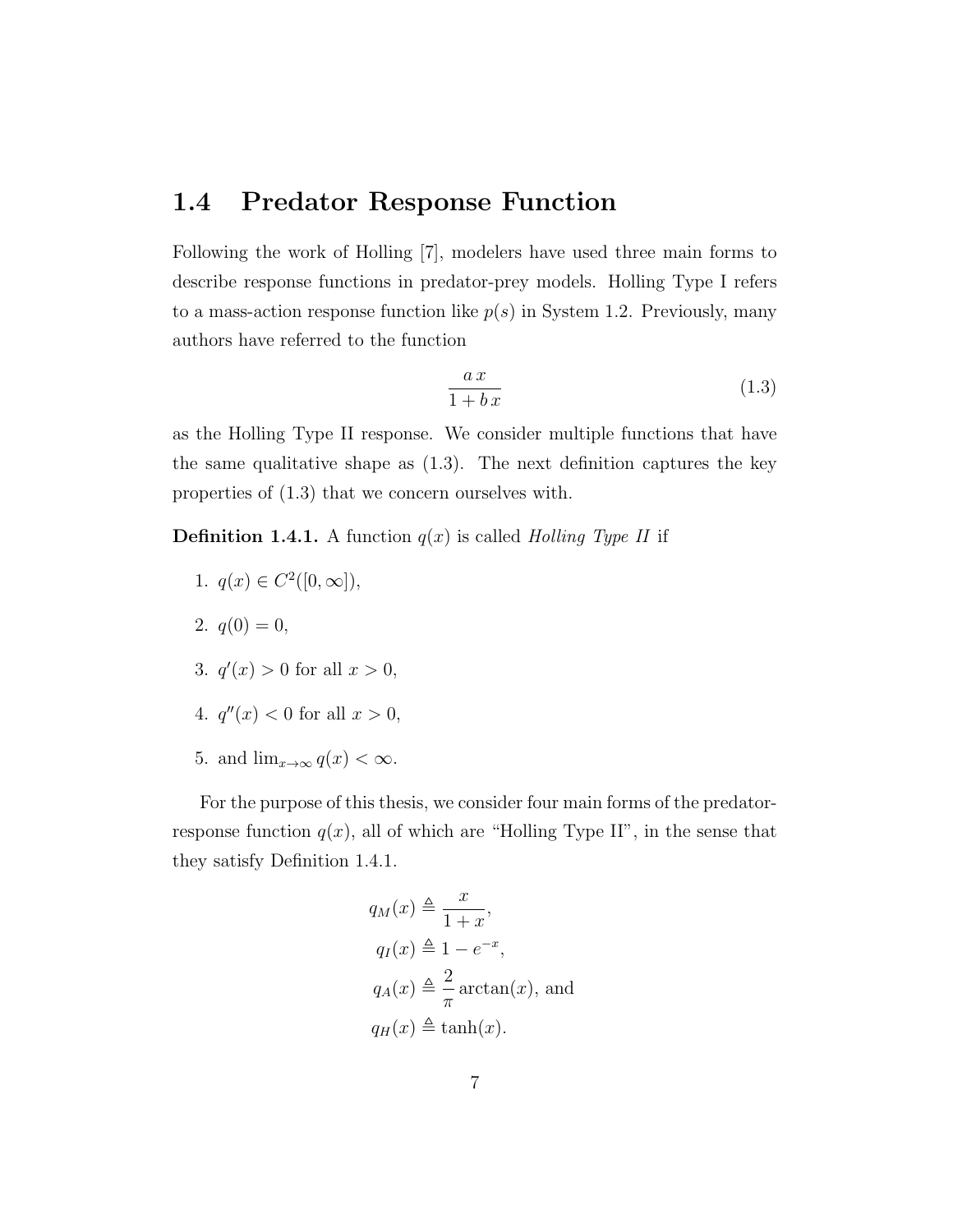## 1.4 Predator Response Function

Following the work of Holling [7], modelers have used three main forms to describe response functions in predator-prey models. Holling Type I refers to a mass-action response function like $p(s)$ in System 1.2. Previously, many authors have referred to the function

$$\frac{a\,x}{1+b\,x} \tag{1.3}$$

as the Holling Type II response. We consider multiple functions that have the same qualitative shape as (1.3). The next definition captures the key properties of (1.3) that we concern ourselves with.

**Definition 1.4.1.** A function $q(x)$ is called *Holling Type II* if

1. $q(x) \in C^2([0,\infty])$,
2. $q(0) = 0$,
3. $q'(x) > 0$ for all $x > 0$,
4. $q''(x) < 0$ for all $x > 0$,
5. and $\lim_{x\to\infty} q(x) < \infty$.

For the purpose of this thesis, we consider four main forms of the predator-response function $q(x)$, all of which are "Holling Type II", in the sense that they satisfy Definition 1.4.1.

$$\begin{aligned} q_M(x) &\triangleq \frac{x}{1+x}, \\ q_I(x) &\triangleq 1 - e^{-x}, \\ q_A(x) &\triangleq \frac{2}{\pi}\arctan(x), \text{ and} \\ q_H(x) &\triangleq \tanh(x). \end{aligned}$$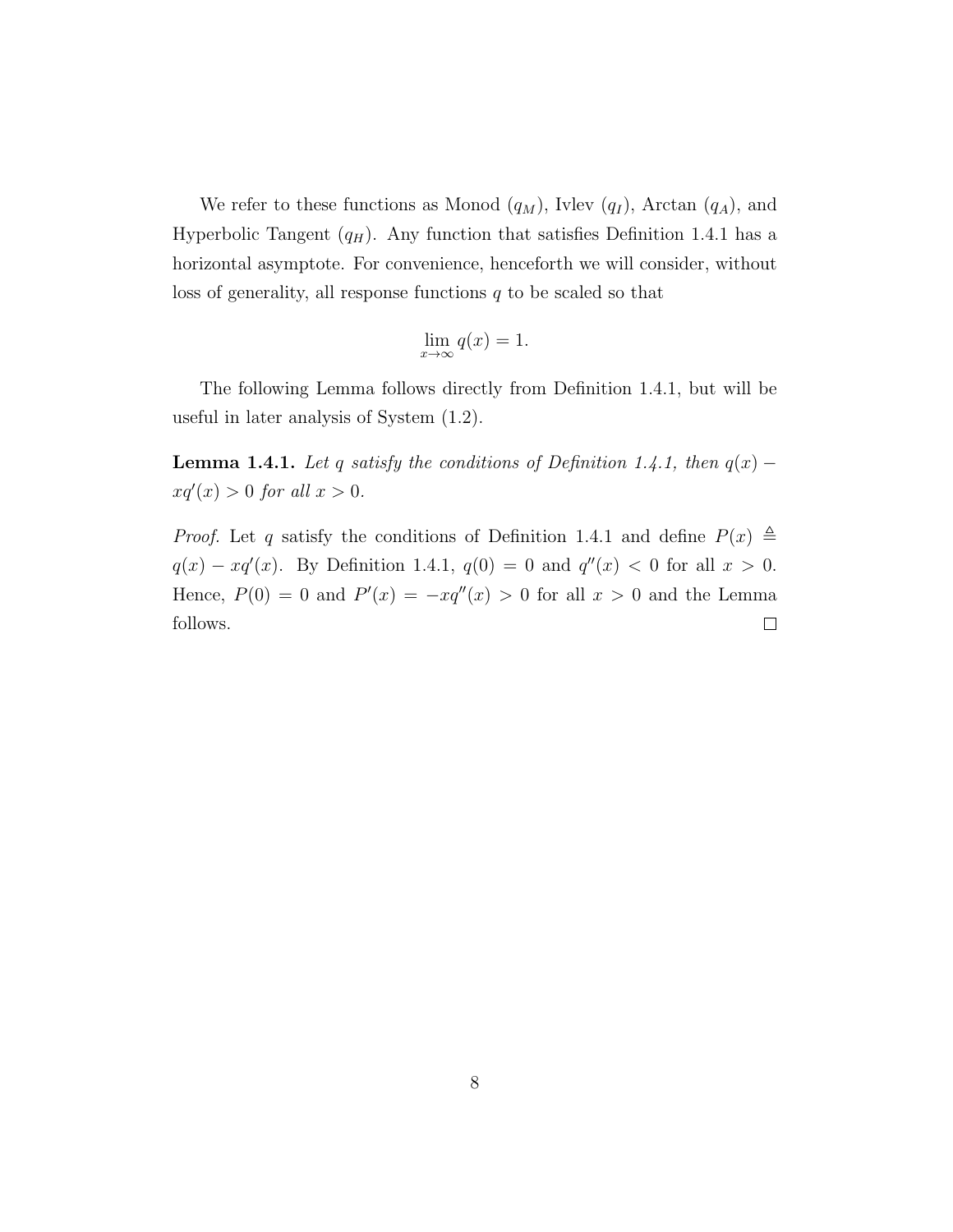We refer to these functions as Monod ($q_M$), Ivlev ($q_I$), Arctan ($q_A$), and Hyperbolic Tangent ($q_H$). Any function that satisfies Definition 1.4.1 has a horizontal asymptote. For convenience, henceforth we will consider, without loss of generality, all response functions $q$ to be scaled so that

$$\lim_{x \to \infty} q(x) = 1.$$

The following Lemma follows directly from Definition 1.4.1, but will be useful in later analysis of System (1.2).

**Lemma 1.4.1.** *Let $q$ satisfy the conditions of Definition 1.4.1, then $q(x) - xq'(x) > 0$ for all $x > 0$.*

*Proof.* Let $q$ satisfy the conditions of Definition 1.4.1 and define $P(x) \triangleq q(x) - xq'(x)$. By Definition 1.4.1, $q(0) = 0$ and $q''(x) < 0$ for all $x > 0$. Hence, $P(0) = 0$ and $P'(x) = -xq''(x) > 0$ for all $x > 0$ and the Lemma follows. $\square$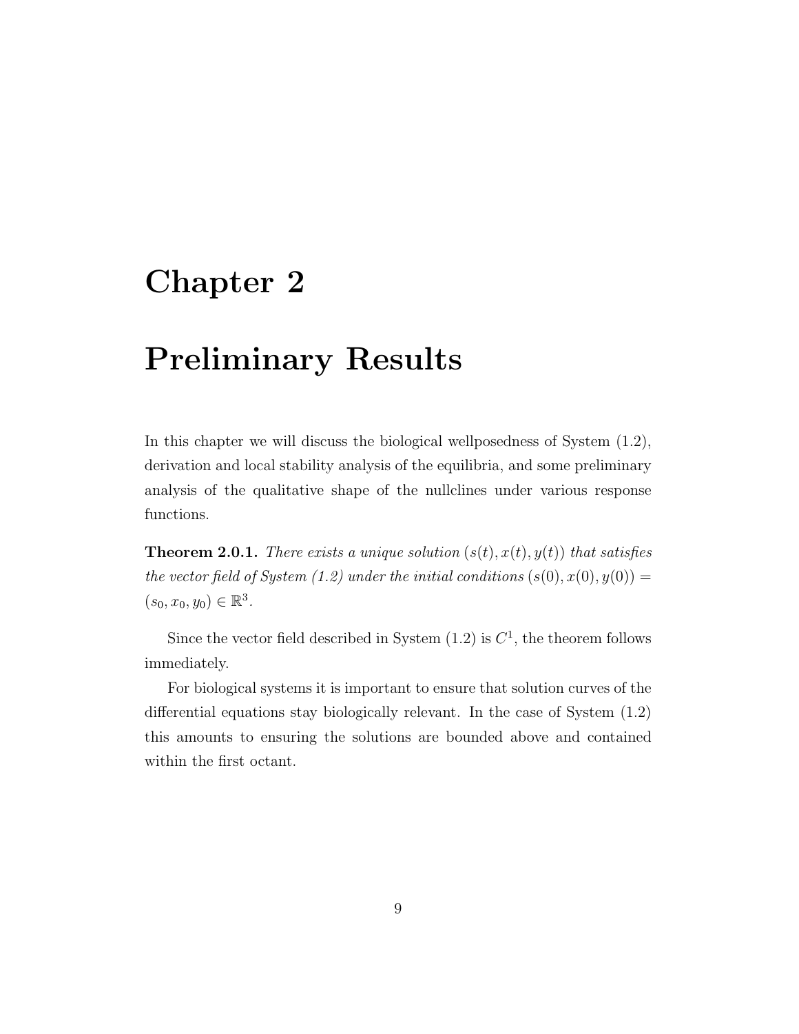# Chapter 2

# Preliminary Results

In this chapter we will discuss the biological wellposedness of System (1.2), derivation and local stability analysis of the equilibria, and some preliminary analysis of the qualitative shape of the nullclines under various response functions.

**Theorem 2.0.1.** *There exists a unique solution $(s(t), x(t), y(t))$ that satisfies the vector field of System (1.2) under the initial conditions $(s(0), x(0), y(0)) = (s_0, x_0, y_0) \in \mathbb{R}^3$.*

Since the vector field described in System (1.2) is $C^1$, the theorem follows immediately.

For biological systems it is important to ensure that solution curves of the differential equations stay biologically relevant. In the case of System (1.2) this amounts to ensuring the solutions are bounded above and contained within the first octant.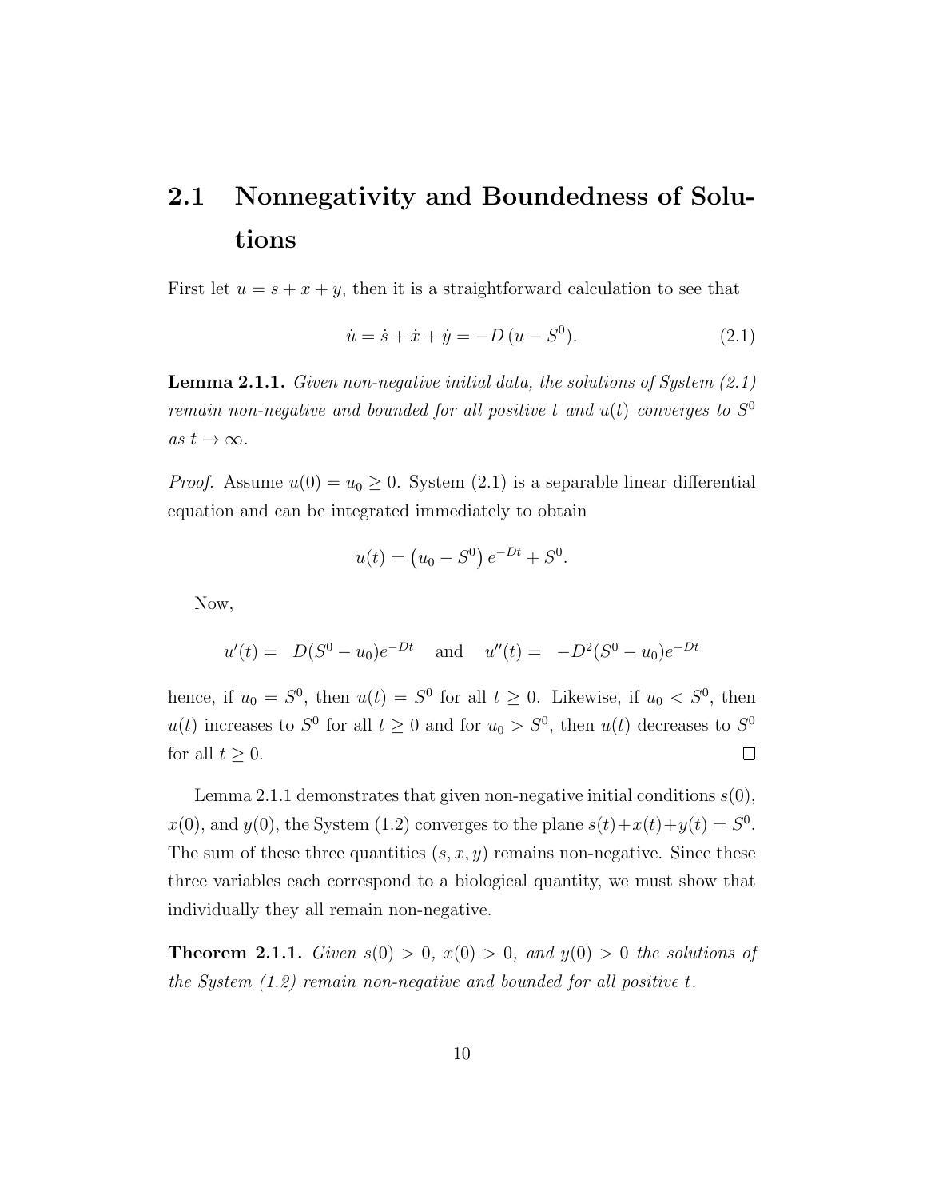## 2.1 Nonnegativity and Boundedness of Solutions

First let $u = s + x + y$, then it is a straightforward calculation to see that

$$\dot{u} = \dot{s} + \dot{x} + \dot{y} = -D\,(u - S^0). \tag{2.1}$$

**Lemma 2.1.1.** *Given non-negative initial data, the solutions of System (2.1) remain non-negative and bounded for all positive $t$ and $u(t)$ converges to $S^0$ as $t \to \infty$.*

*Proof.* Assume $u(0) = u_0 \geq 0$. System (2.1) is a separable linear differential equation and can be integrated immediately to obtain

$$u(t) = \left(u_0 - S^0\right) e^{-Dt} + S^0.$$

Now,

$$u'(t) = \quad D(S^0 - u_0)e^{-Dt} \quad \text{and} \quad u''(t) = \quad -D^2(S^0 - u_0)e^{-Dt}$$

hence, if $u_0 = S^0$, then $u(t) = S^0$ for all $t \geq 0$. Likewise, if $u_0 < S^0$, then $u(t)$ increases to $S^0$ for all $t \geq 0$ and for $u_0 > S^0$, then $u(t)$ decreases to $S^0$ for all $t \geq 0$. □

Lemma 2.1.1 demonstrates that given non-negative initial conditions $s(0)$, $x(0)$, and $y(0)$, the System (1.2) converges to the plane $s(t)+x(t)+y(t) = S^0$. The sum of these three quantities $(s, x, y)$ remains non-negative. Since these three variables each correspond to a biological quantity, we must show that individually they all remain non-negative.

**Theorem 2.1.1.** *Given $s(0) > 0$, $x(0) > 0$, and $y(0) > 0$ the solutions of the System (1.2) remain non-negative and bounded for all positive $t$.*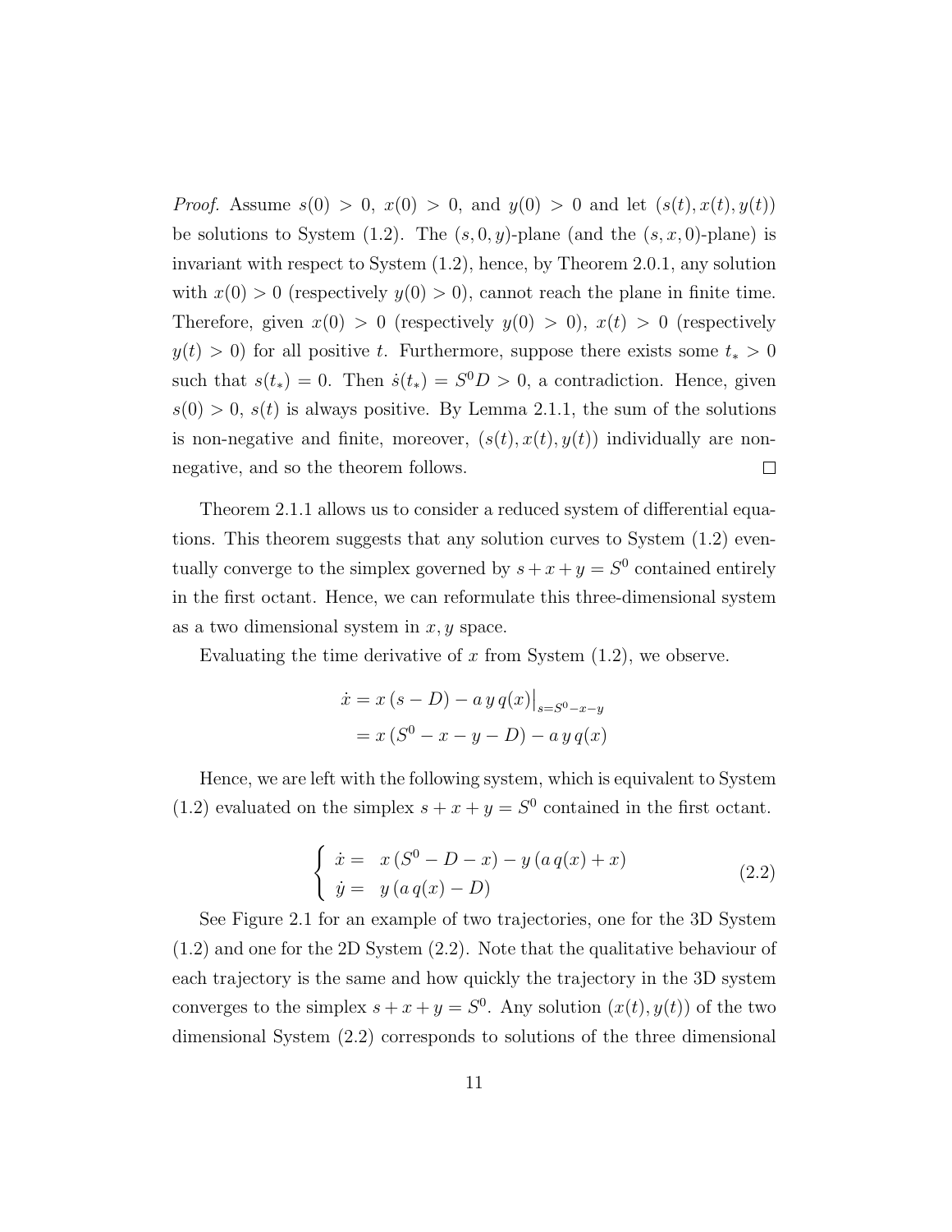*Proof.* Assume $s(0) > 0$, $x(0) > 0$, and $y(0) > 0$ and let $(s(t), x(t), y(t))$ be solutions to System (1.2). The $(s, 0, y)$-plane (and the $(s, x, 0)$-plane) is invariant with respect to System (1.2), hence, by Theorem 2.0.1, any solution with $x(0) > 0$ (respectively $y(0) > 0$), cannot reach the plane in finite time. Therefore, given $x(0) > 0$ (respectively $y(0) > 0$), $x(t) > 0$ (respectively $y(t) > 0$) for all positive $t$. Furthermore, suppose there exists some $t_* > 0$ such that $s(t_*) = 0$. Then $\dot{s}(t_*) = S^0 D > 0$, a contradiction. Hence, given $s(0) > 0$, $s(t)$ is always positive. By Lemma 2.1.1, the sum of the solutions is non-negative and finite, moreover, $(s(t), x(t), y(t))$ individually are non-negative, and so the theorem follows. □

Theorem 2.1.1 allows us to consider a reduced system of differential equations. This theorem suggests that any solution curves to System (1.2) eventually converge to the simplex governed by $s + x + y = S^0$ contained entirely in the first octant. Hence, we can reformulate this three-dimensional system as a two dimensional system in $x, y$ space.

Evaluating the time derivative of $x$ from System (1.2), we observe.

$$
\begin{aligned}
\dot{x} &= x\,(s - D) - a\,y\,q(x)\big|_{s=S^0-x-y} \\
&= x\,(S^0 - x - y - D) - a\,y\,q(x)
\end{aligned}
$$

Hence, we are left with the following system, which is equivalent to System (1.2) evaluated on the simplex $s + x + y = S^0$ contained in the first octant.

$$
\begin{cases}
\dot{x} = & x\,(S^0 - D - x) - y\,(a\,q(x) + x) \\
\dot{y} = & y\,(a\,q(x) - D)
\end{cases}
\tag{2.2}
$$

See Figure 2.1 for an example of two trajectories, one for the 3D System (1.2) and one for the 2D System (2.2). Note that the qualitative behaviour of each trajectory is the same and how quickly the trajectory in the 3D system converges to the simplex $s + x + y = S^0$. Any solution $(x(t), y(t))$ of the two dimensional System (2.2) corresponds to solutions of the three dimensional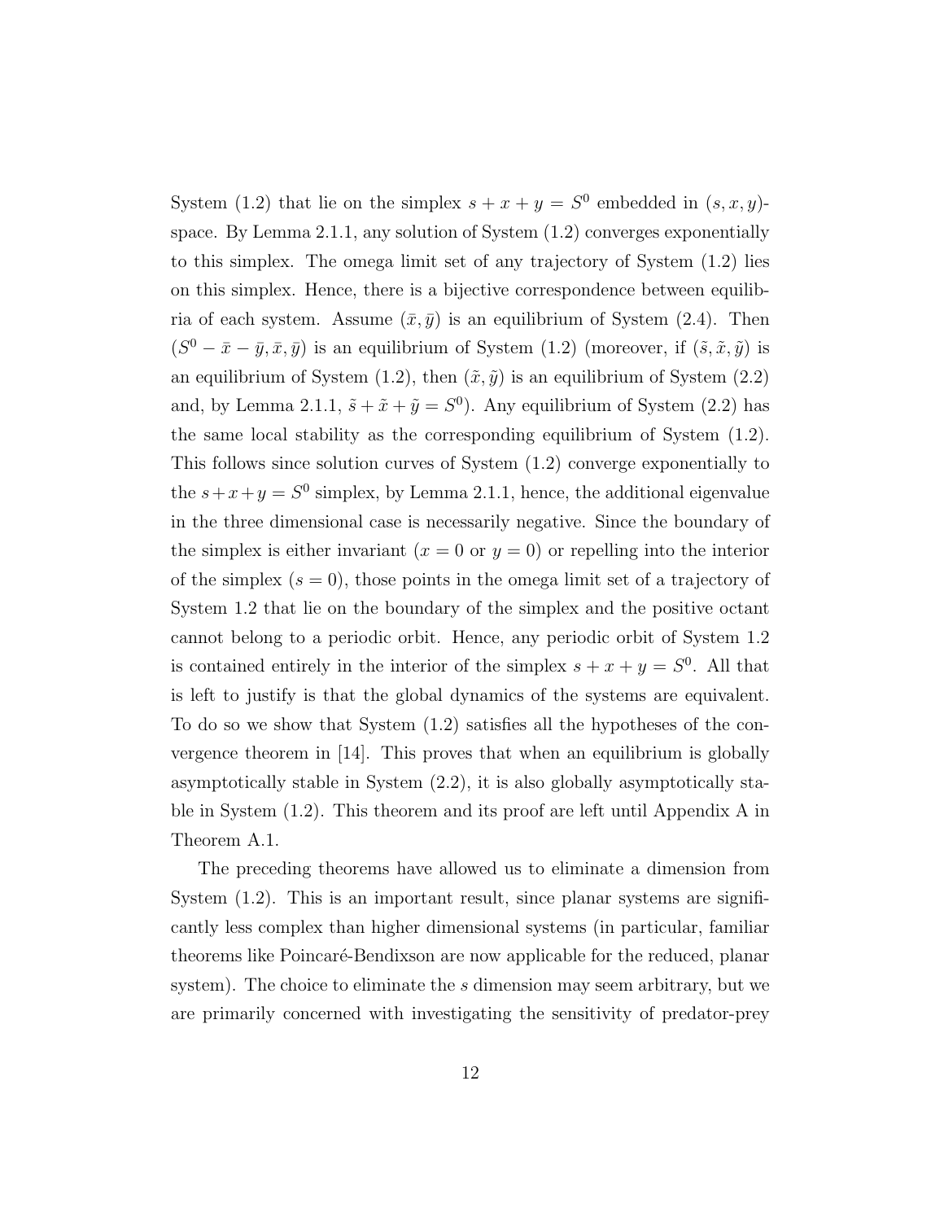System (1.2) that lie on the simplex $s + x + y = S^0$ embedded in $(s, x, y)$-space. By Lemma 2.1.1, any solution of System (1.2) converges exponentially to this simplex. The omega limit set of any trajectory of System (1.2) lies on this simplex. Hence, there is a bijective correspondence between equilibria of each system. Assume $(\bar{x}, \bar{y})$ is an equilibrium of System (2.4). Then $(S^0 - \bar{x} - \bar{y}, \bar{x}, \bar{y})$ is an equilibrium of System (1.2) (moreover, if $(\tilde{s}, \tilde{x}, \tilde{y})$ is an equilibrium of System (1.2), then $(\tilde{x}, \tilde{y})$ is an equilibrium of System (2.2) and, by Lemma 2.1.1, $\tilde{s} + \tilde{x} + \tilde{y} = S^0$). Any equilibrium of System (2.2) has the same local stability as the corresponding equilibrium of System (1.2). This follows since solution curves of System (1.2) converge exponentially to the $s + x + y = S^0$ simplex, by Lemma 2.1.1, hence, the additional eigenvalue in the three dimensional case is necessarily negative. Since the boundary of the simplex is either invariant ($x = 0$ or $y = 0$) or repelling into the interior of the simplex ($s = 0$), those points in the omega limit set of a trajectory of System 1.2 that lie on the boundary of the simplex and the positive octant cannot belong to a periodic orbit. Hence, any periodic orbit of System 1.2 is contained entirely in the interior of the simplex $s + x + y = S^0$. All that is left to justify is that the global dynamics of the systems are equivalent. To do so we show that System (1.2) satisfies all the hypotheses of the convergence theorem in [14]. This proves that when an equilibrium is globally asymptotically stable in System (2.2), it is also globally asymptotically stable in System (1.2). This theorem and its proof are left until Appendix A in Theorem A.1.

The preceding theorems have allowed us to eliminate a dimension from System (1.2). This is an important result, since planar systems are significantly less complex than higher dimensional systems (in particular, familiar theorems like Poincaré-Bendixson are now applicable for the reduced, planar system). The choice to eliminate the $s$ dimension may seem arbitrary, but we are primarily concerned with investigating the sensitivity of predator-prey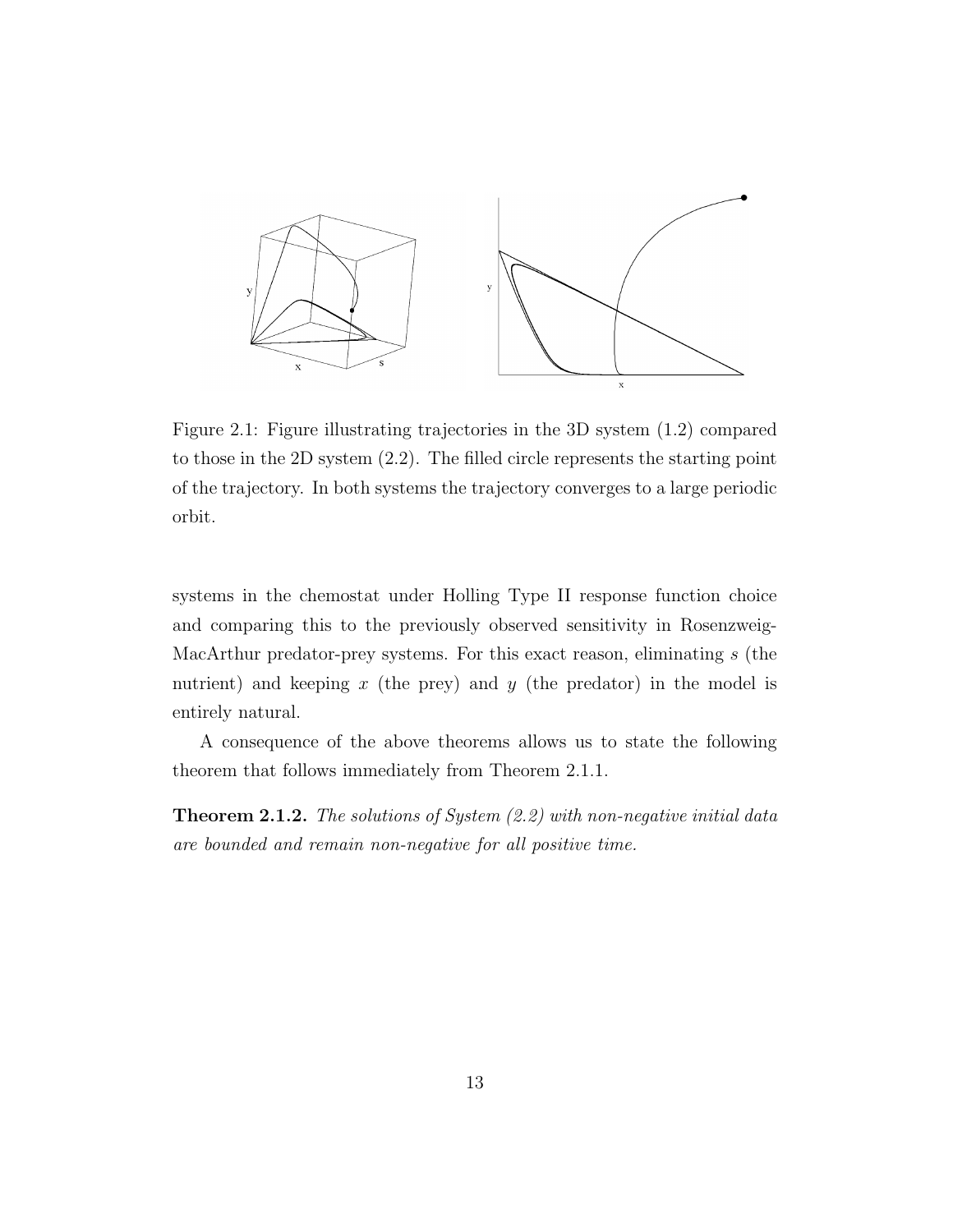Figure 2.1: Figure illustrating trajectories in the 3D system (1.2) compared to those in the 2D system (2.2). The filled circle represents the starting point of the trajectory. In both systems the trajectory converges to a large periodic orbit.

systems in the chemostat under Holling Type II response function choice and comparing this to the previously observed sensitivity in Rosenzweig-MacArthur predator-prey systems. For this exact reason, eliminating $s$ (the nutrient) and keeping $x$ (the prey) and $y$ (the predator) in the model is entirely natural.

A consequence of the above theorems allows us to state the following theorem that follows immediately from Theorem 2.1.1.

**Theorem 2.1.2.** *The solutions of System (2.2) with non-negative initial data are bounded and remain non-negative for all positive time.*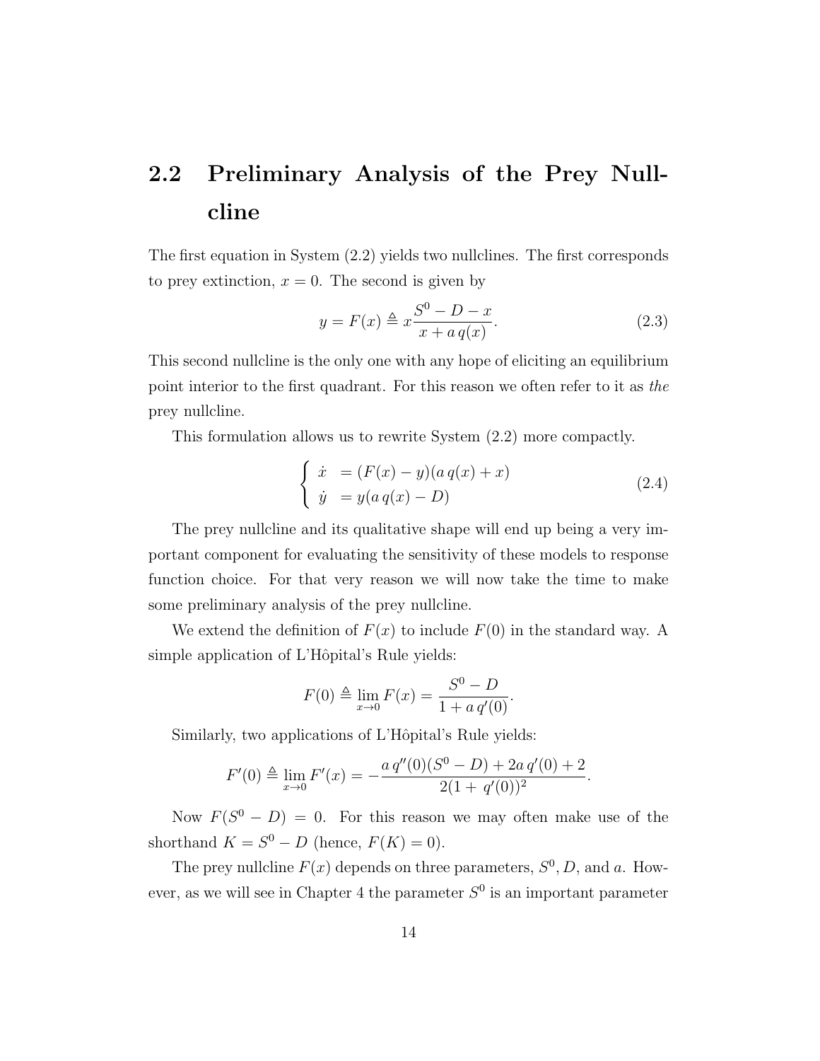## 2.2 Preliminary Analysis of the Prey Nullcline

The first equation in System (2.2) yields two nullclines. The first corresponds to prey extinction, $x = 0$. The second is given by

$$y = F(x) \triangleq x\frac{S^0 - D - x}{x + a\,q(x)}. \tag{2.3}$$

This second nullcline is the only one with any hope of eliciting an equilibrium point interior to the first quadrant. For this reason we often refer to it as *the* prey nullcline.

This formulation allows us to rewrite System (2.2) more compactly.

$$\begin{cases} \dot{x} &= (F(x) - y)(a\,q(x) + x) \\ \dot{y} &= y(a\,q(x) - D) \end{cases} \tag{2.4}$$

The prey nullcline and its qualitative shape will end up being a very important component for evaluating the sensitivity of these models to response function choice. For that very reason we will now take the time to make some preliminary analysis of the prey nullcline.

We extend the definition of $F(x)$ to include $F(0)$ in the standard way. A simple application of L'Hôpital's Rule yields:

$$F(0) \triangleq \lim_{x\to 0} F(x) = \frac{S^0 - D}{1 + a\,q'(0)}.$$

Similarly, two applications of L'Hôpital's Rule yields:

$$F'(0) \triangleq \lim_{x\to 0} F'(x) = -\frac{a\,q''(0)(S^0 - D) + 2a\,q'(0) + 2}{2(1 + \,q'(0))^2}.$$

Now $F(S^0 - D) = 0$. For this reason we may often make use of the shorthand $K = S^0 - D$ (hence, $F(K) = 0$).

The prey nullcline $F(x)$ depends on three parameters, $S^0, D$, and $a$. However, as we will see in Chapter 4 the parameter $S^0$ is an important parameter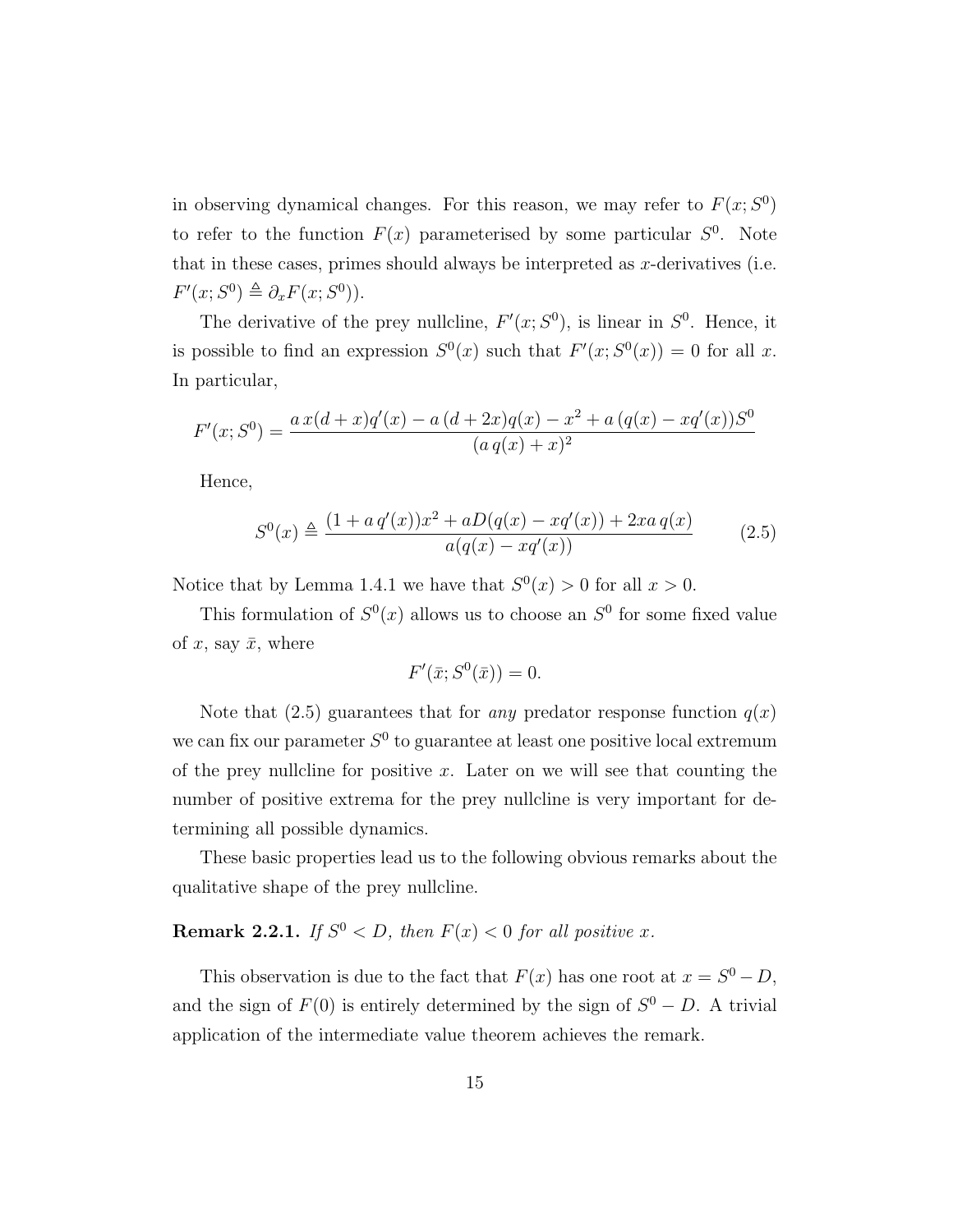in observing dynamical changes. For this reason, we may refer to $F(x; S^0)$ to refer to the function $F(x)$ parameterised by some particular $S^0$. Note that in these cases, primes should always be interpreted as $x$-derivatives (i.e. $F'(x; S^0) \triangleq \partial_x F(x; S^0)$).

The derivative of the prey nullcline, $F'(x; S^0)$, is linear in $S^0$. Hence, it is possible to find an expression $S^0(x)$ such that $F'(x; S^0(x)) = 0$ for all $x$. In particular,

$$F'(x; S^0) = \frac{a\,x(d + x)q'(x) - a\,(d + 2x)q(x) - x^2 + a\,(q(x) - xq'(x))S^0}{(a\,q(x) + x)^2}$$

Hence,

$$S^0(x) \triangleq \frac{(1 + a\,q'(x))x^2 + aD(q(x) - xq'(x)) + 2xa\,q(x)}{a(q(x) - xq'(x))} \tag{2.5}$$

Notice that by Lemma 1.4.1 we have that $S^0(x) > 0$ for all $x > 0$.

This formulation of $S^0(x)$ allows us to choose an $S^0$ for some fixed value of $x$, say $\bar{x}$, where

$$F'(\bar{x}; S^0(\bar{x})) = 0.$$

Note that (2.5) guarantees that for *any* predator response function $q(x)$ we can fix our parameter $S^0$ to guarantee at least one positive local extremum of the prey nullcline for positive $x$. Later on we will see that counting the number of positive extrema for the prey nullcline is very important for determining all possible dynamics.

These basic properties lead us to the following obvious remarks about the qualitative shape of the prey nullcline.

**Remark 2.2.1.** *If $S^0 < D$, then $F(x) < 0$ for all positive $x$.*

This observation is due to the fact that $F(x)$ has one root at $x = S^0 - D$, and the sign of $F(0)$ is entirely determined by the sign of $S^0 - D$. A trivial application of the intermediate value theorem achieves the remark.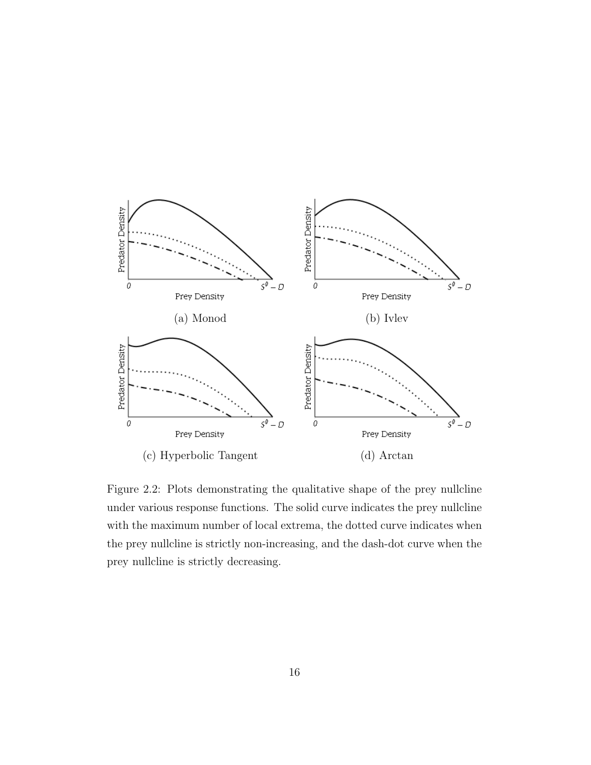(a) Monod

(b) Ivlev

(c) Hyperbolic Tangent

(d) Arctan

Figure 2.2: Plots demonstrating the qualitative shape of the prey nullcline under various response functions. The solid curve indicates the prey nullcline with the maximum number of local extrema, the dotted curve indicates when the prey nullcline is strictly non-increasing, and the dash-dot curve when the prey nullcline is strictly decreasing.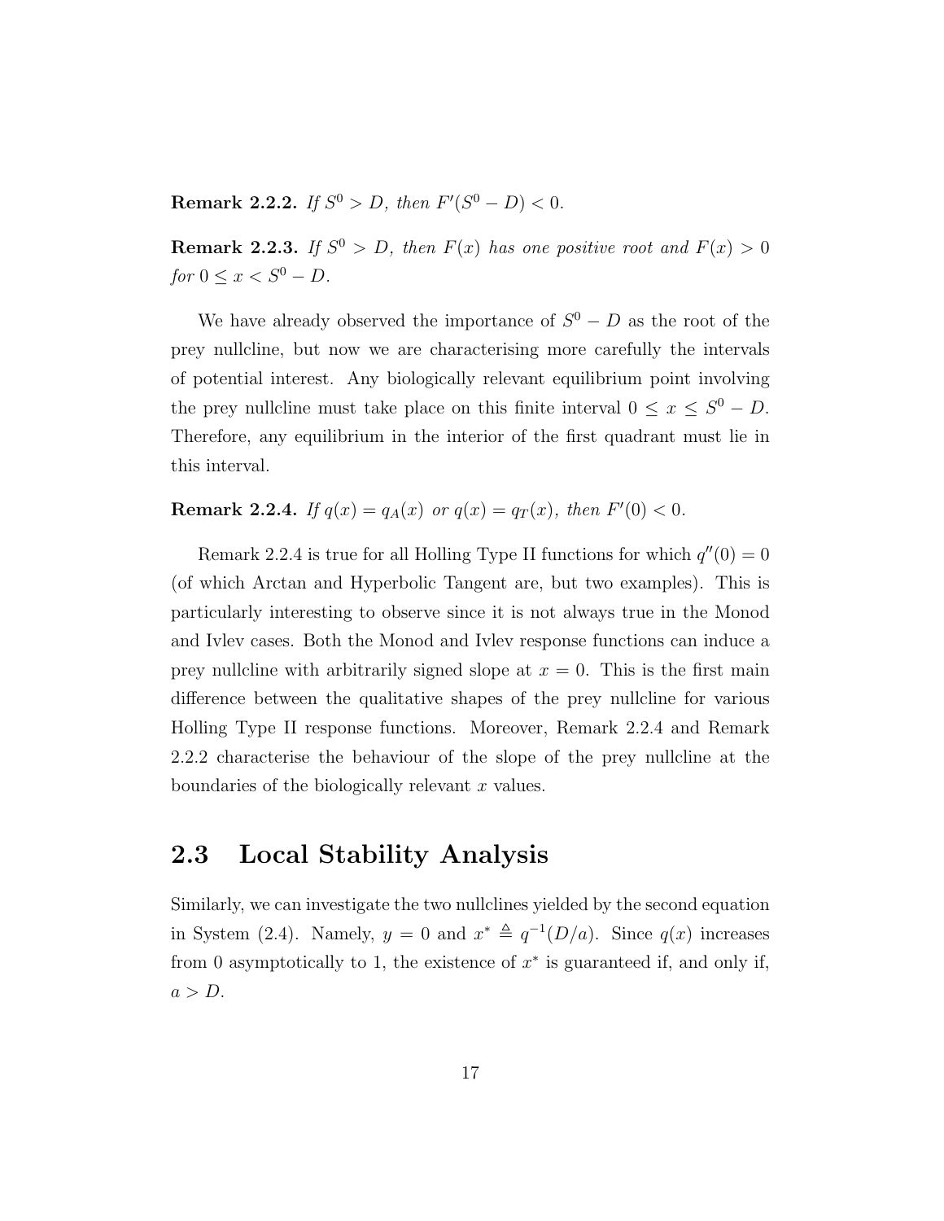**Remark 2.2.2.** *If $S^0 > D$, then $F'(S^0 - D) < 0$.*

**Remark 2.2.3.** *If $S^0 > D$, then $F(x)$ has one positive root and $F(x) > 0$ for $0 \leq x < S^0 - D$.*

We have already observed the importance of $S^0 - D$ as the root of the prey nullcline, but now we are characterising more carefully the intervals of potential interest. Any biologically relevant equilibrium point involving the prey nullcline must take place on this finite interval $0 \leq x \leq S^0 - D$. Therefore, any equilibrium in the interior of the first quadrant must lie in this interval.

**Remark 2.2.4.** *If $q(x) = q_A(x)$ or $q(x) = q_T(x)$, then $F'(0) < 0$.*

Remark 2.2.4 is true for all Holling Type II functions for which $q''(0) = 0$ (of which Arctan and Hyperbolic Tangent are, but two examples). This is particularly interesting to observe since it is not always true in the Monod and Ivlev cases. Both the Monod and Ivlev response functions can induce a prey nullcline with arbitrarily signed slope at $x = 0$. This is the first main difference between the qualitative shapes of the prey nullcline for various Holling Type II response functions. Moreover, Remark 2.2.4 and Remark 2.2.2 characterise the behaviour of the slope of the prey nullcline at the boundaries of the biologically relevant $x$ values.

## 2.3 Local Stability Analysis

Similarly, we can investigate the two nullclines yielded by the second equation in System (2.4). Namely, $y = 0$ and $x^* \triangleq q^{-1}(D/a)$. Since $q(x)$ increases from 0 asymptotically to 1, the existence of $x^*$ is guaranteed if, and only if, $a > D$.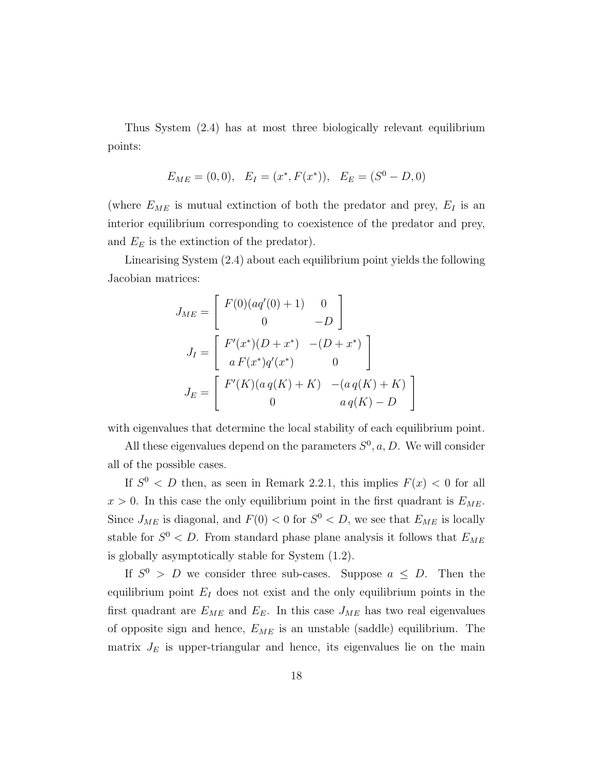Thus System (2.4) has at most three biologically relevant equilibrium points:

$$E_{ME} = (0, 0), \quad E_I = (x^*, F(x^*)), \quad E_E = (S^0 - D, 0)$$

(where $E_{ME}$ is mutual extinction of both the predator and prey, $E_I$ is an interior equilibrium corresponding to coexistence of the predator and prey, and $E_E$ is the extinction of the predator).

Linearising System (2.4) about each equilibrium point yields the following Jacobian matrices:

$$J_{ME} = \begin{bmatrix} F(0)(aq'(0) + 1) & 0 \\ 0 & -D \end{bmatrix}$$

$$J_I = \begin{bmatrix} F'(x^*)(D + x^*) & -(D + x^*) \\ a\, F(x^*)q'(x^*) & 0 \end{bmatrix}$$

$$J_E = \begin{bmatrix} F'(K)(a\, q(K) + K) & -(a\, q(K) + K) \\ 0 & a\, q(K) - D \end{bmatrix}$$

with eigenvalues that determine the local stability of each equilibrium point.

All these eigenvalues depend on the parameters $S^0, a, D$. We will consider all of the possible cases.

If $S^0 < D$ then, as seen in Remark 2.2.1, this implies $F(x) < 0$ for all $x > 0$. In this case the only equilibrium point in the first quadrant is $E_{ME}$. Since $J_{ME}$ is diagonal, and $F(0) < 0$ for $S^0 < D$, we see that $E_{ME}$ is locally stable for $S^0 < D$. From standard phase plane analysis it follows that $E_{ME}$ is globally asymptotically stable for System (1.2).

If $S^0 > D$ we consider three sub-cases. Suppose $a \leq D$. Then the equilibrium point $E_I$ does not exist and the only equilibrium points in the first quadrant are $E_{ME}$ and $E_E$. In this case $J_{ME}$ has two real eigenvalues of opposite sign and hence, $E_{ME}$ is an unstable (saddle) equilibrium. The matrix $J_E$ is upper-triangular and hence, its eigenvalues lie on the main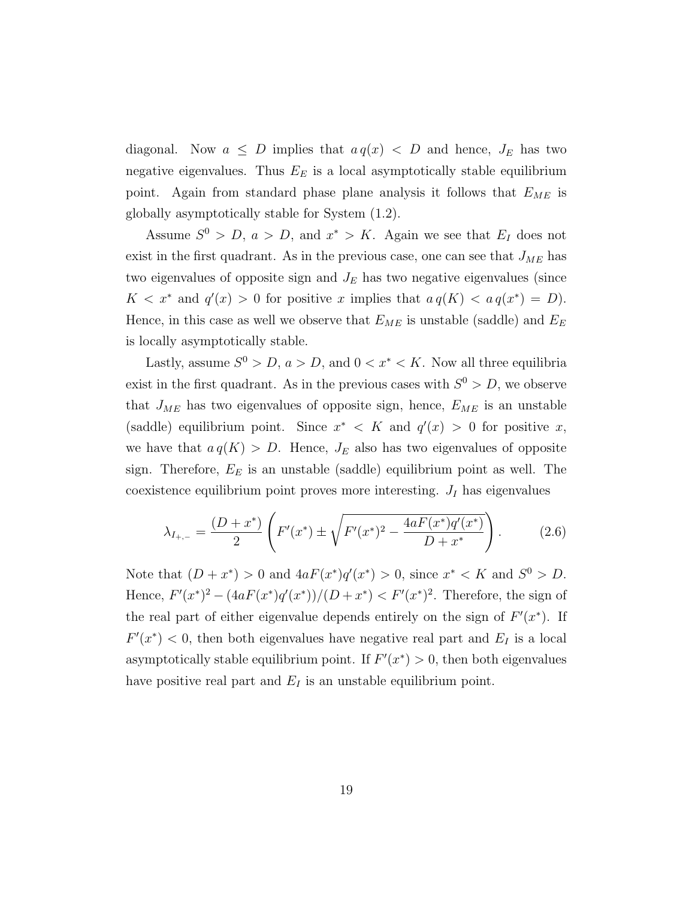diagonal. Now $a \leq D$ implies that $a\,q(x) < D$ and hence, $J_E$ has two negative eigenvalues. Thus $E_E$ is a local asymptotically stable equilibrium point. Again from standard phase plane analysis it follows that $E_{ME}$ is globally asymptotically stable for System (1.2).

Assume $S^0 > D$, $a > D$, and $x^* > K$. Again we see that $E_I$ does not exist in the first quadrant. As in the previous case, one can see that $J_{ME}$ has two eigenvalues of opposite sign and $J_E$ has two negative eigenvalues (since $K < x^*$ and $q'(x) > 0$ for positive $x$ implies that $a\,q(K) < a\,q(x^*) = D$). Hence, in this case as well we observe that $E_{ME}$ is unstable (saddle) and $E_E$ is locally asymptotically stable.

Lastly, assume $S^0 > D$, $a > D$, and $0 < x^* < K$. Now all three equilibria exist in the first quadrant. As in the previous cases with $S^0 > D$, we observe that $J_{ME}$ has two eigenvalues of opposite sign, hence, $E_{ME}$ is an unstable (saddle) equilibrium point. Since $x^* < K$ and $q'(x) > 0$ for positive $x$, we have that $a\,q(K) > D$. Hence, $J_E$ also has two eigenvalues of opposite sign. Therefore, $E_E$ is an unstable (saddle) equilibrium point as well. The coexistence equilibrium point proves more interesting. $J_I$ has eigenvalues

$$\lambda_{I_{+,-}} = \frac{(D+x^*)}{2}\left(F'(x^*) \pm \sqrt{F'(x^*)^2 - \frac{4aF(x^*)q'(x^*)}{D+x^*}}\right). \tag{2.6}$$

Note that $(D + x^*) > 0$ and $4aF(x^*)q'(x^*) > 0$, since $x^* < K$ and $S^0 > D$. Hence, $F'(x^*)^2 - (4aF(x^*)q'(x^*))/(D + x^*) < F'(x^*)^2$. Therefore, the sign of the real part of either eigenvalue depends entirely on the sign of $F'(x^*)$. If $F'(x^*) < 0$, then both eigenvalues have negative real part and $E_I$ is a local asymptotically stable equilibrium point. If $F'(x^*) > 0$, then both eigenvalues have positive real part and $E_I$ is an unstable equilibrium point.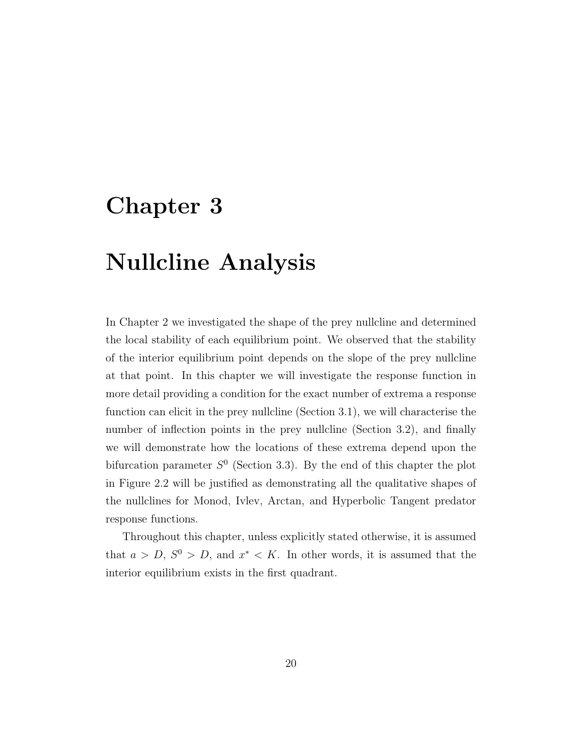# Chapter 3

# Nullcline Analysis

In Chapter 2 we investigated the shape of the prey nullcline and determined the local stability of each equilibrium point. We observed that the stability of the interior equilibrium point depends on the slope of the prey nullcline at that point. In this chapter we will investigate the response function in more detail providing a condition for the exact number of extrema a response function can elicit in the prey nullcline (Section 3.1), we will characterise the number of inflection points in the prey nullcline (Section 3.2), and finally we will demonstrate how the locations of these extrema depend upon the bifurcation parameter $S^0$ (Section 3.3). By the end of this chapter the plot in Figure 2.2 will be justified as demonstrating all the qualitative shapes of the nullclines for Monod, Ivlev, Arctan, and Hyperbolic Tangent predator response functions.

Throughout this chapter, unless explicitly stated otherwise, it is assumed that $a > D$, $S^0 > D$, and $x^* < K$. In other words, it is assumed that the interior equilibrium exists in the first quadrant.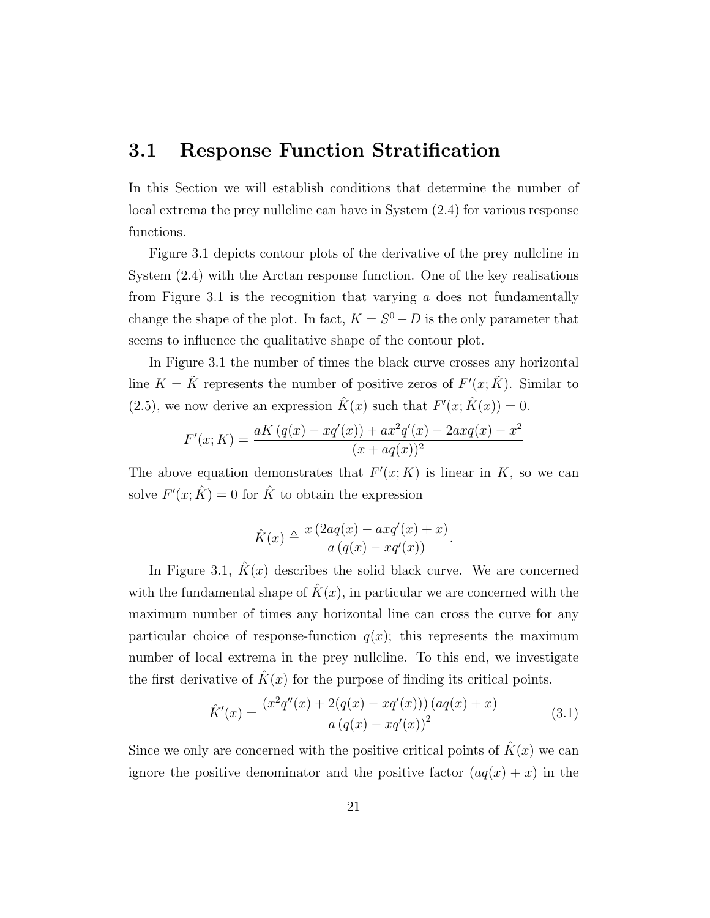## 3.1 Response Function Stratification

In this Section we will establish conditions that determine the number of local extrema the prey nullcline can have in System (2.4) for various response functions.

Figure 3.1 depicts contour plots of the derivative of the prey nullcline in System (2.4) with the Arctan response function. One of the key realisations from Figure 3.1 is the recognition that varying $a$ does not fundamentally change the shape of the plot. In fact, $K = S^0 - D$ is the only parameter that seems to influence the qualitative shape of the contour plot.

In Figure 3.1 the number of times the black curve crosses any horizontal line $K = \tilde{K}$ represents the number of positive zeros of $F'(x; \tilde{K})$. Similar to (2.5), we now derive an expression $\hat{K}(x)$ such that $F'(x; \hat{K}(x)) = 0$.

$$F'(x; K) = \frac{aK\left(q(x) - xq'(x)\right) + ax^2 q'(x) - 2axq(x) - x^2}{(x + aq(x))^2}$$

The above equation demonstrates that $F'(x; K)$ is linear in $K$, so we can solve $F'(x; \hat{K}) = 0$ for $\hat{K}$ to obtain the expression

$$\hat{K}(x) \triangleq \frac{x\left(2aq(x) - axq'(x) + x\right)}{a\left(q(x) - xq'(x)\right)}.$$

In Figure 3.1, $\hat{K}(x)$ describes the solid black curve. We are concerned with the fundamental shape of $\hat{K}(x)$, in particular we are concerned with the maximum number of times any horizontal line can cross the curve for any particular choice of response-function $q(x)$; this represents the maximum number of local extrema in the prey nullcline. To this end, we investigate the first derivative of $\hat{K}(x)$ for the purpose of finding its critical points.

$$\hat{K}'(x) = \frac{\left(x^2 q''(x) + 2(q(x) - xq'(x))\right)\left(aq(x) + x\right)}{a\left(q(x) - xq'(x)\right)^2} \tag{3.1}$$

Since we only are concerned with the positive critical points of $\hat{K}(x)$ we can ignore the positive denominator and the positive factor $(aq(x) + x)$ in the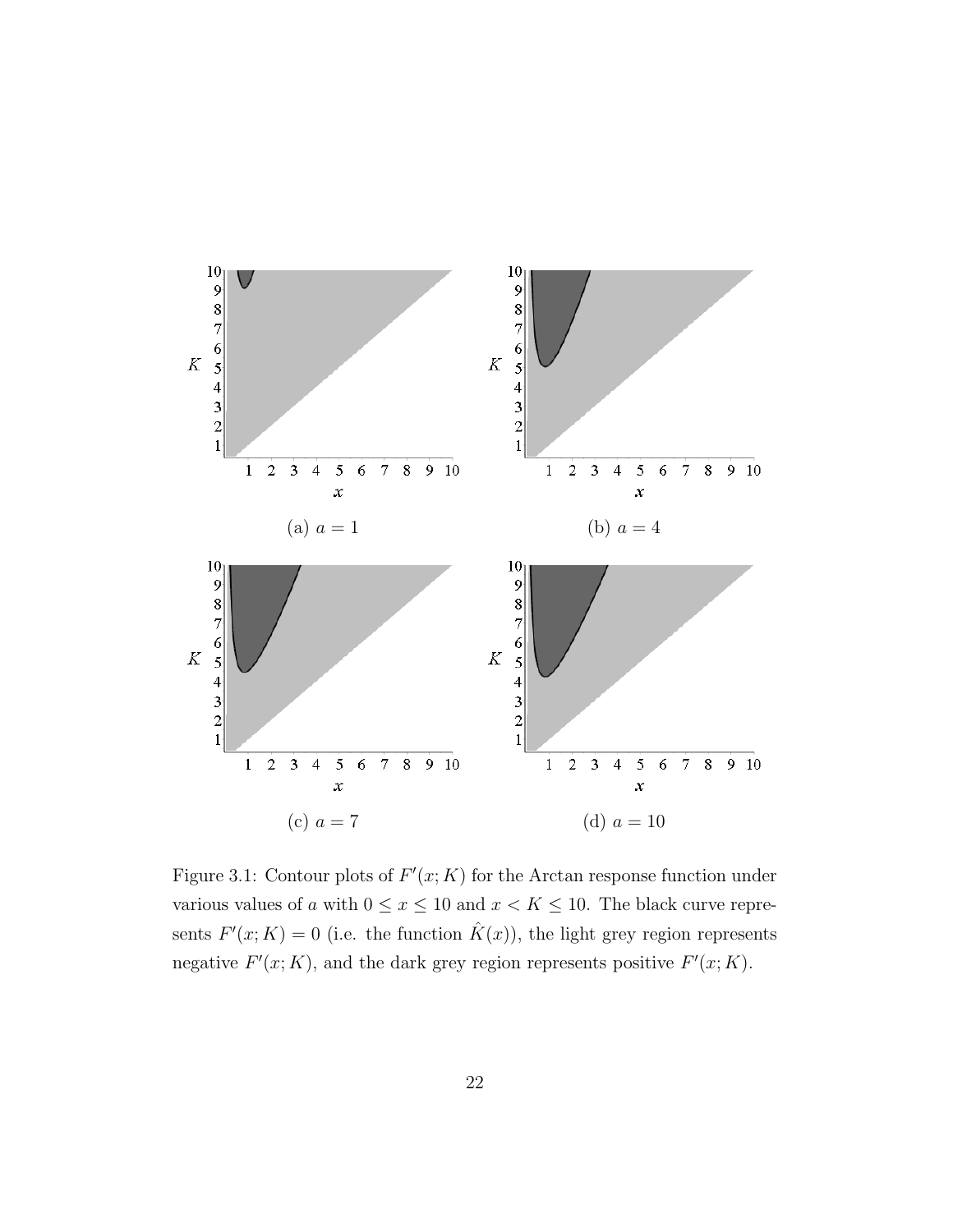(a) $a = 1$

(b) $a = 4$

(c) $a = 7$

(d) $a = 10$

Figure 3.1: Contour plots of $F'(x; K)$ for the Arctan response function under various values of $a$ with $0 \leq x \leq 10$ and $x < K \leq 10$. The black curve represents $F'(x; K) = 0$ (i.e. the function $\hat{K}(x)$), the light grey region represents negative $F'(x; K)$, and the dark grey region represents positive $F'(x; K)$.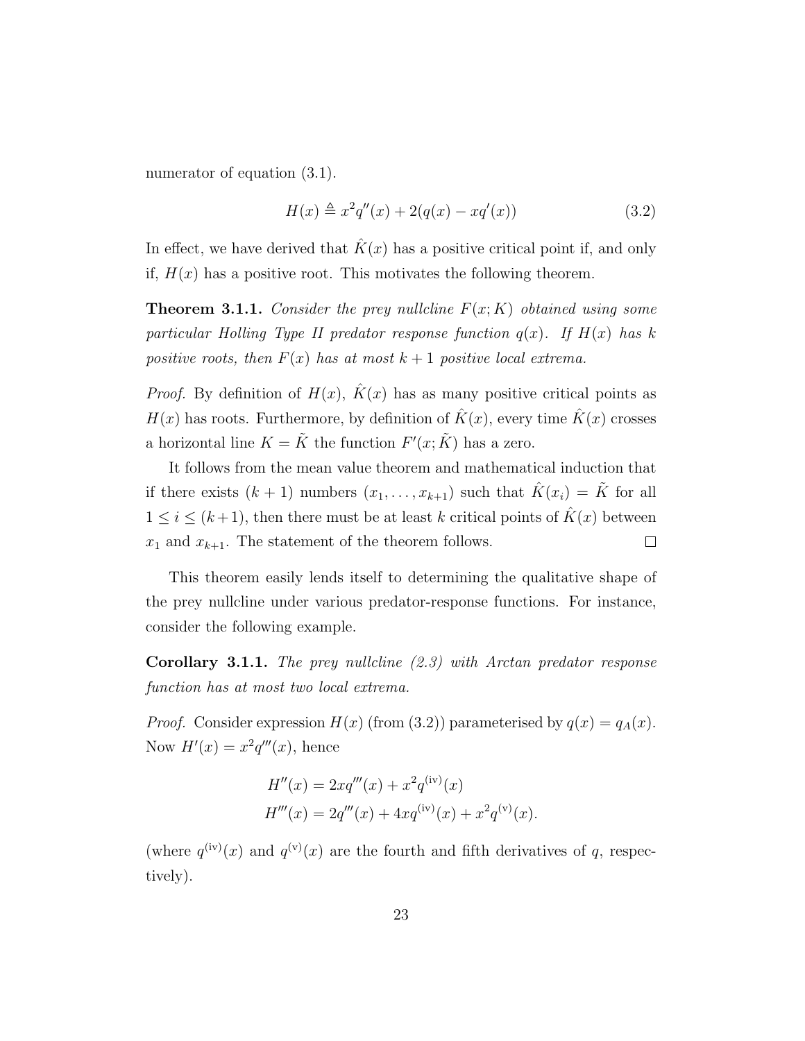numerator of equation (3.1).

$$H(x) \triangleq x^2 q''(x) + 2(q(x) - xq'(x)) \tag{3.2}$$

In effect, we have derived that $\hat{K}(x)$ has a positive critical point if, and only if, $H(x)$ has a positive root. This motivates the following theorem.

**Theorem 3.1.1.** *Consider the prey nullcline $F(x;K)$ obtained using some particular Holling Type II predator response function $q(x)$. If $H(x)$ has $k$ positive roots, then $F(x)$ has at most $k+1$ positive local extrema.*

*Proof.* By definition of $H(x)$, $\hat{K}(x)$ has as many positive critical points as $H(x)$ has roots. Furthermore, by definition of $\hat{K}(x)$, every time $\hat{K}(x)$ crosses a horizontal line $K = \tilde{K}$ the function $F'(x;\tilde{K})$ has a zero.

It follows from the mean value theorem and mathematical induction that if there exists $(k+1)$ numbers $(x_1, \ldots, x_{k+1})$ such that $\hat{K}(x_i) = \tilde{K}$ for all $1 \leq i \leq (k+1)$, then there must be at least $k$ critical points of $\hat{K}(x)$ between $x_1$ and $x_{k+1}$. The statement of the theorem follows. ∎

This theorem easily lends itself to determining the qualitative shape of the prey nullcline under various predator-response functions. For instance, consider the following example.

**Corollary 3.1.1.** *The prey nullcline (2.3) with Arctan predator response function has at most two local extrema.*

*Proof.* Consider expression $H(x)$ (from (3.2)) parameterised by $q(x) = q_A(x)$. Now $H'(x) = x^2 q'''(x)$, hence

$$\begin{aligned}
H''(x) &= 2xq'''(x) + x^2 q^{(\text{iv})}(x) \\
H'''(x) &= 2q'''(x) + 4xq^{(\text{iv})}(x) + x^2 q^{(\text{v})}(x).
\end{aligned}$$

(where $q^{(\text{iv})}(x)$ and $q^{(\text{v})}(x)$ are the fourth and fifth derivatives of $q$, respectively).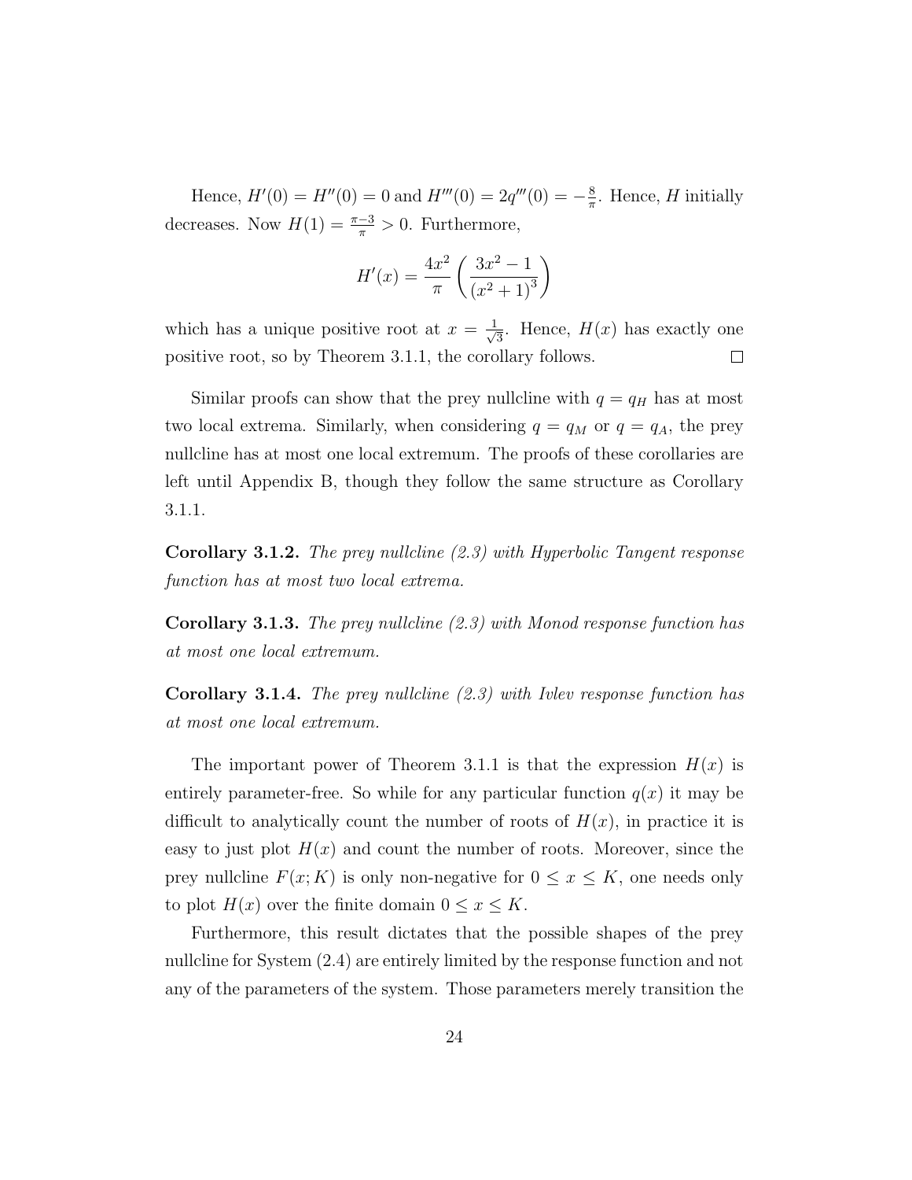Hence, $H'(0) = H''(0) = 0$ and $H'''(0) = 2q'''(0) = -\frac{8}{\pi}$. Hence, $H$ initially decreases. Now $H(1) = \frac{\pi-3}{\pi} > 0$. Furthermore,

$$H'(x) = \frac{4x^2}{\pi}\left(\frac{3x^2-1}{(x^2+1)^3}\right)$$

which has a unique positive root at $x = \frac{1}{\sqrt{3}}$. Hence, $H(x)$ has exactly one positive root, so by Theorem 3.1.1, the corollary follows. $\square$

Similar proofs can show that the prey nullcline with $q = q_H$ has at most two local extrema. Similarly, when considering $q = q_M$ or $q = q_A$, the prey nullcline has at most one local extremum. The proofs of these corollaries are left until Appendix B, though they follow the same structure as Corollary 3.1.1.

**Corollary 3.1.2.** *The prey nullcline (2.3) with Hyperbolic Tangent response function has at most two local extrema.*

**Corollary 3.1.3.** *The prey nullcline (2.3) with Monod response function has at most one local extremum.*

**Corollary 3.1.4.** *The prey nullcline (2.3) with Ivlev response function has at most one local extremum.*

The important power of Theorem 3.1.1 is that the expression $H(x)$ is entirely parameter-free. So while for any particular function $q(x)$ it may be difficult to analytically count the number of roots of $H(x)$, in practice it is easy to just plot $H(x)$ and count the number of roots. Moreover, since the prey nullcline $F(x; K)$ is only non-negative for $0 \leq x \leq K$, one needs only to plot $H(x)$ over the finite domain $0 \leq x \leq K$.

Furthermore, this result dictates that the possible shapes of the prey nullcline for System (2.4) are entirely limited by the response function and not any of the parameters of the system. Those parameters merely transition the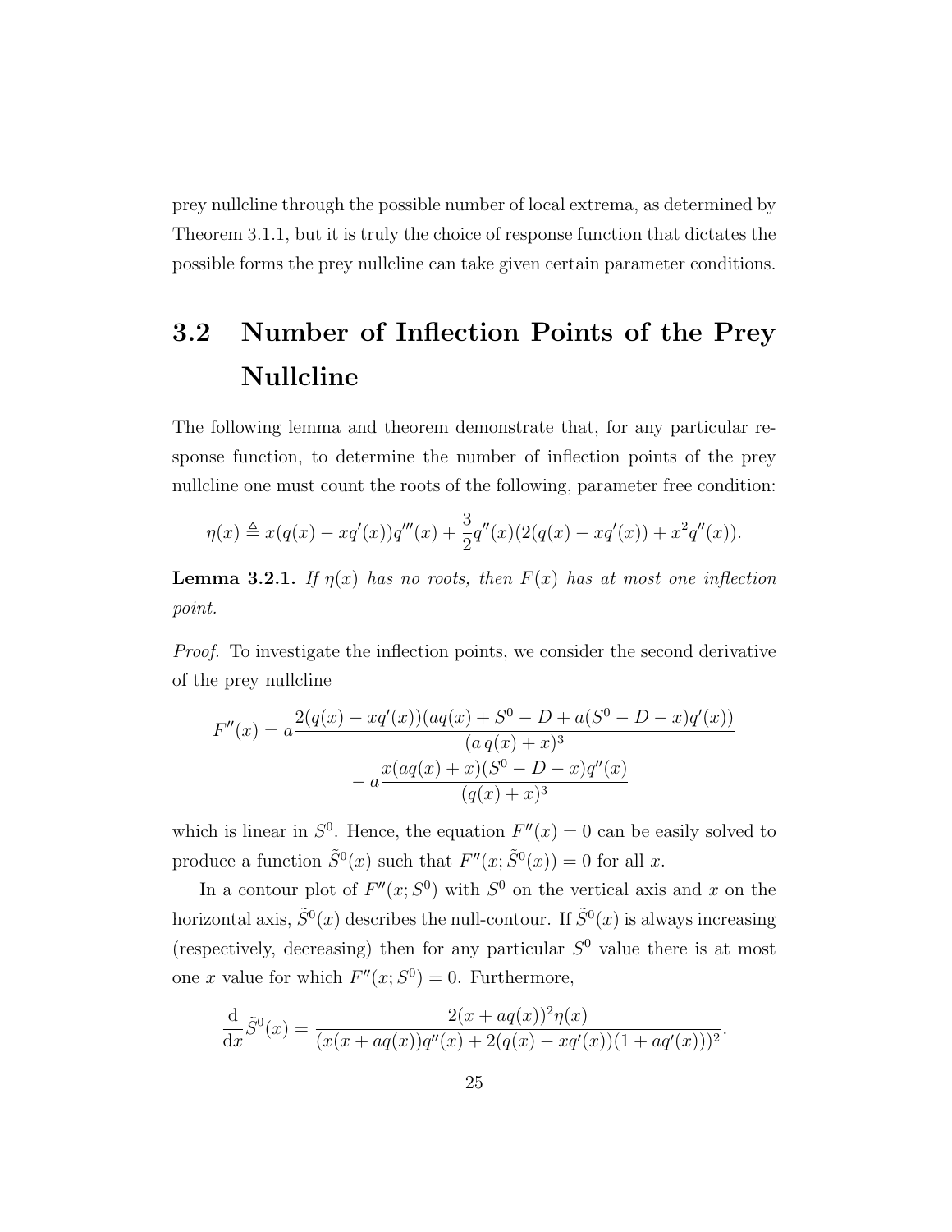prey nullcline through the possible number of local extrema, as determined by Theorem 3.1.1, but it is truly the choice of response function that dictates the possible forms the prey nullcline can take given certain parameter conditions.

## 3.2 Number of Inflection Points of the Prey Nullcline

The following lemma and theorem demonstrate that, for any particular response function, to determine the number of inflection points of the prey nullcline one must count the roots of the following, parameter free condition:

$$\eta(x) \triangleq x(q(x) - xq'(x))q'''(x) + \frac{3}{2}q''(x)(2(q(x) - xq'(x)) + x^2q''(x)).$$

**Lemma 3.2.1.** *If $\eta(x)$ has no roots, then $F(x)$ has at most one inflection point.*

*Proof.* To investigate the inflection points, we consider the second derivative of the prey nullcline

$$F''(x) = a\frac{2(q(x) - xq'(x))(aq(x) + S^0 - D + a(S^0 - D - x)q'(x))}{(a\,q(x) + x)^3} - a\frac{x(aq(x) + x)(S^0 - D - x)q''(x)}{(q(x) + x)^3}$$

which is linear in $S^0$. Hence, the equation $F''(x) = 0$ can be easily solved to produce a function $\tilde{S}^0(x)$ such that $F''(x; \tilde{S}^0(x)) = 0$ for all $x$.

In a contour plot of $F''(x; S^0)$ with $S^0$ on the vertical axis and $x$ on the horizontal axis, $\tilde{S}^0(x)$ describes the null-contour. If $\tilde{S}^0(x)$ is always increasing (respectively, decreasing) then for any particular $S^0$ value there is at most one $x$ value for which $F''(x; S^0) = 0$. Furthermore,

$$\frac{\mathrm{d}}{\mathrm{d}x}\tilde{S}^0(x) = \frac{2(x + aq(x))^2\eta(x)}{(x(x + aq(x))q''(x) + 2(q(x) - xq'(x))(1 + aq'(x)))^2}.$$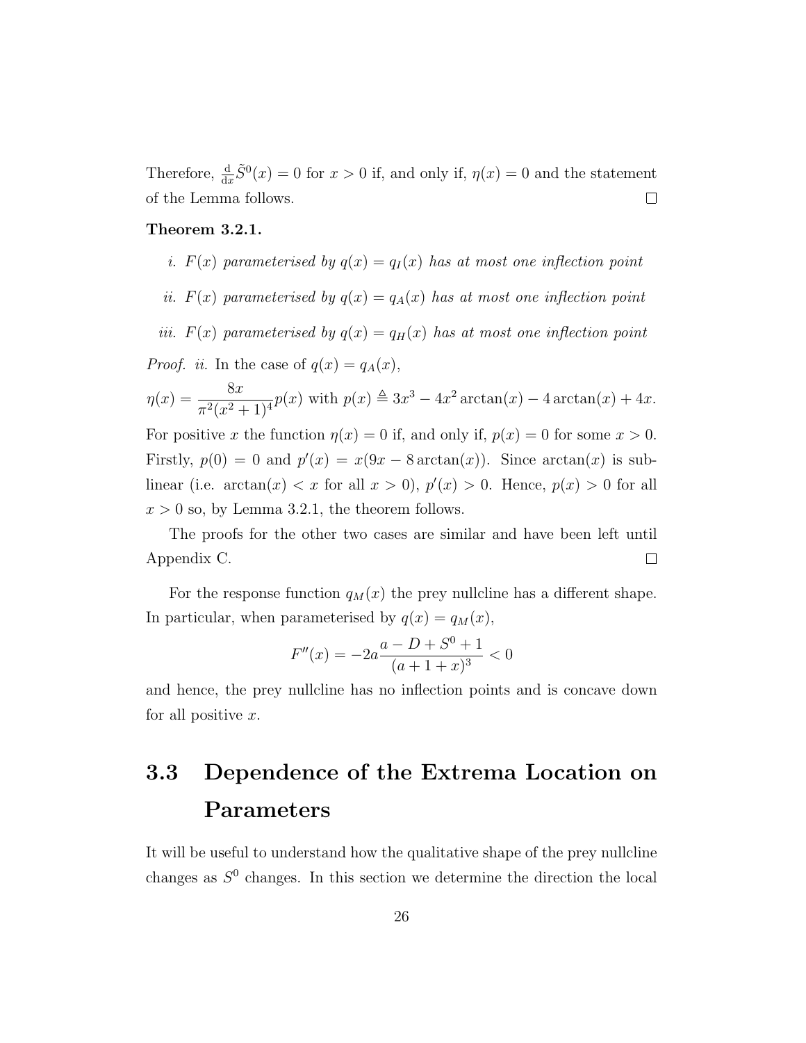Therefore, $\frac{\mathrm{d}}{\mathrm{d}x}\tilde{S}^0(x) = 0$ for $x > 0$ if, and only if, $\eta(x) = 0$ and the statement of the Lemma follows. □

**Theorem 3.2.1.**

*i. $F(x)$ parameterised by $q(x) = q_I(x)$ has at most one inflection point*

*ii. $F(x)$ parameterised by $q(x) = q_A(x)$ has at most one inflection point*

*iii. $F(x)$ parameterised by $q(x) = q_H(x)$ has at most one inflection point*

*Proof. ii.* In the case of $q(x) = q_A(x)$,

$\eta(x) = \dfrac{8x}{\pi^2(x^2+1)^4}p(x)$ with $p(x) \triangleq 3x^3 - 4x^2\arctan(x) - 4\arctan(x) + 4x$.

For positive $x$ the function $\eta(x) = 0$ if, and only if, $p(x) = 0$ for some $x > 0$. Firstly, $p(0) = 0$ and $p'(x) = x(9x - 8\arctan(x))$. Since $\arctan(x)$ is sub-linear (i.e. $\arctan(x) < x$ for all $x > 0$), $p'(x) > 0$. Hence, $p(x) > 0$ for all $x > 0$ so, by Lemma 3.2.1, the theorem follows.

The proofs for the other two cases are similar and have been left until Appendix C. □

For the response function $q_M(x)$ the prey nullcline has a different shape. In particular, when parameterised by $q(x) = q_M(x)$,

$$F''(x) = -2a\frac{a - D + S^0 + 1}{(a+1+x)^3} < 0$$

and hence, the prey nullcline has no inflection points and is concave down for all positive $x$.

## 3.3 Dependence of the Extrema Location on Parameters

It will be useful to understand how the qualitative shape of the prey nullcline changes as $S^0$ changes. In this section we determine the direction the local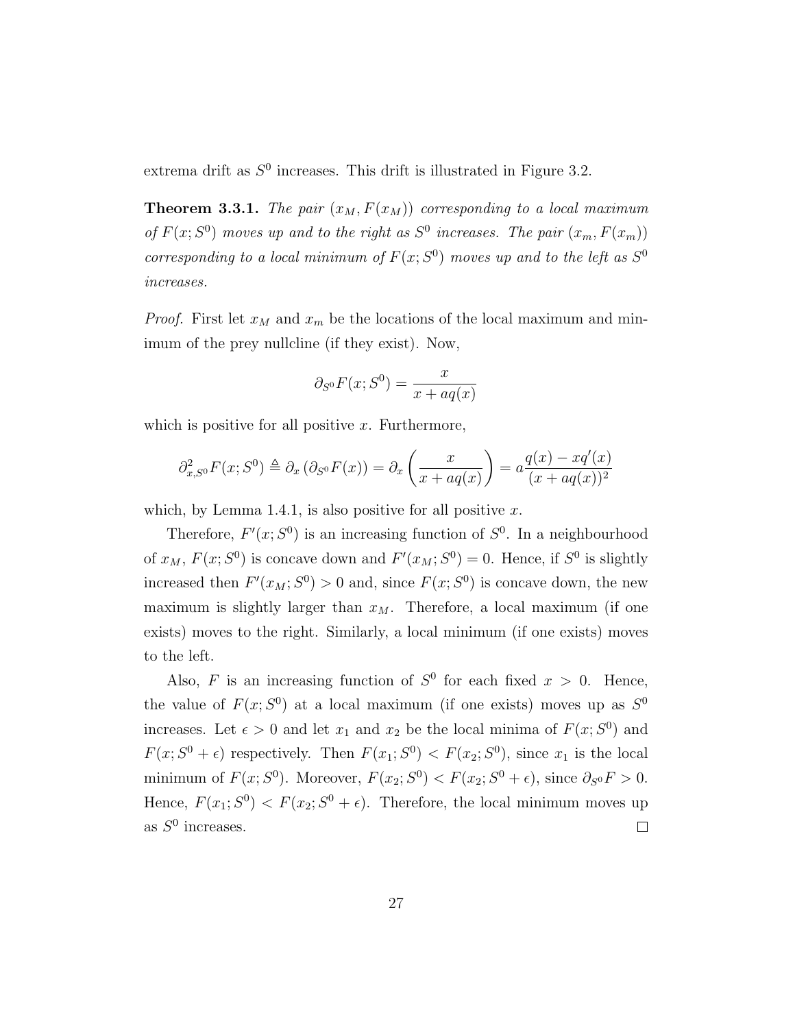extrema drift as $S^0$ increases. This drift is illustrated in Figure 3.2.

**Theorem 3.3.1.** *The pair $(x_M, F(x_M))$ corresponding to a local maximum of $F(x; S^0)$ moves up and to the right as $S^0$ increases. The pair $(x_m, F(x_m))$ corresponding to a local minimum of $F(x; S^0)$ moves up and to the left as $S^0$ increases.*

*Proof.* First let $x_M$ and $x_m$ be the locations of the local maximum and minimum of the prey nullcline (if they exist). Now,

$$\partial_{S^0} F(x; S^0) = \frac{x}{x + aq(x)}$$

which is positive for all positive $x$. Furthermore,

$$\partial^2_{x,S^0} F(x; S^0) \triangleq \partial_x \left(\partial_{S^0} F(x)\right) = \partial_x \left(\frac{x}{x + aq(x)}\right) = a\frac{q(x) - xq'(x)}{(x + aq(x))^2}$$

which, by Lemma 1.4.1, is also positive for all positive $x$.

Therefore, $F'(x; S^0)$ is an increasing function of $S^0$. In a neighbourhood of $x_M$, $F(x; S^0)$ is concave down and $F'(x_M; S^0) = 0$. Hence, if $S^0$ is slightly increased then $F'(x_M; S^0) > 0$ and, since $F(x; S^0)$ is concave down, the new maximum is slightly larger than $x_M$. Therefore, a local maximum (if one exists) moves to the right. Similarly, a local minimum (if one exists) moves to the left.

Also, $F$ is an increasing function of $S^0$ for each fixed $x > 0$. Hence, the value of $F(x; S^0)$ at a local maximum (if one exists) moves up as $S^0$ increases. Let $\epsilon > 0$ and let $x_1$ and $x_2$ be the local minima of $F(x; S^0)$ and $F(x; S^0 + \epsilon)$ respectively. Then $F(x_1; S^0) < F(x_2; S^0)$, since $x_1$ is the local minimum of $F(x; S^0)$. Moreover, $F(x_2; S^0) < F(x_2; S^0 + \epsilon)$, since $\partial_{S^0} F > 0$. Hence, $F(x_1; S^0) < F(x_2; S^0 + \epsilon)$. Therefore, the local minimum moves up as $S^0$ increases. $\square$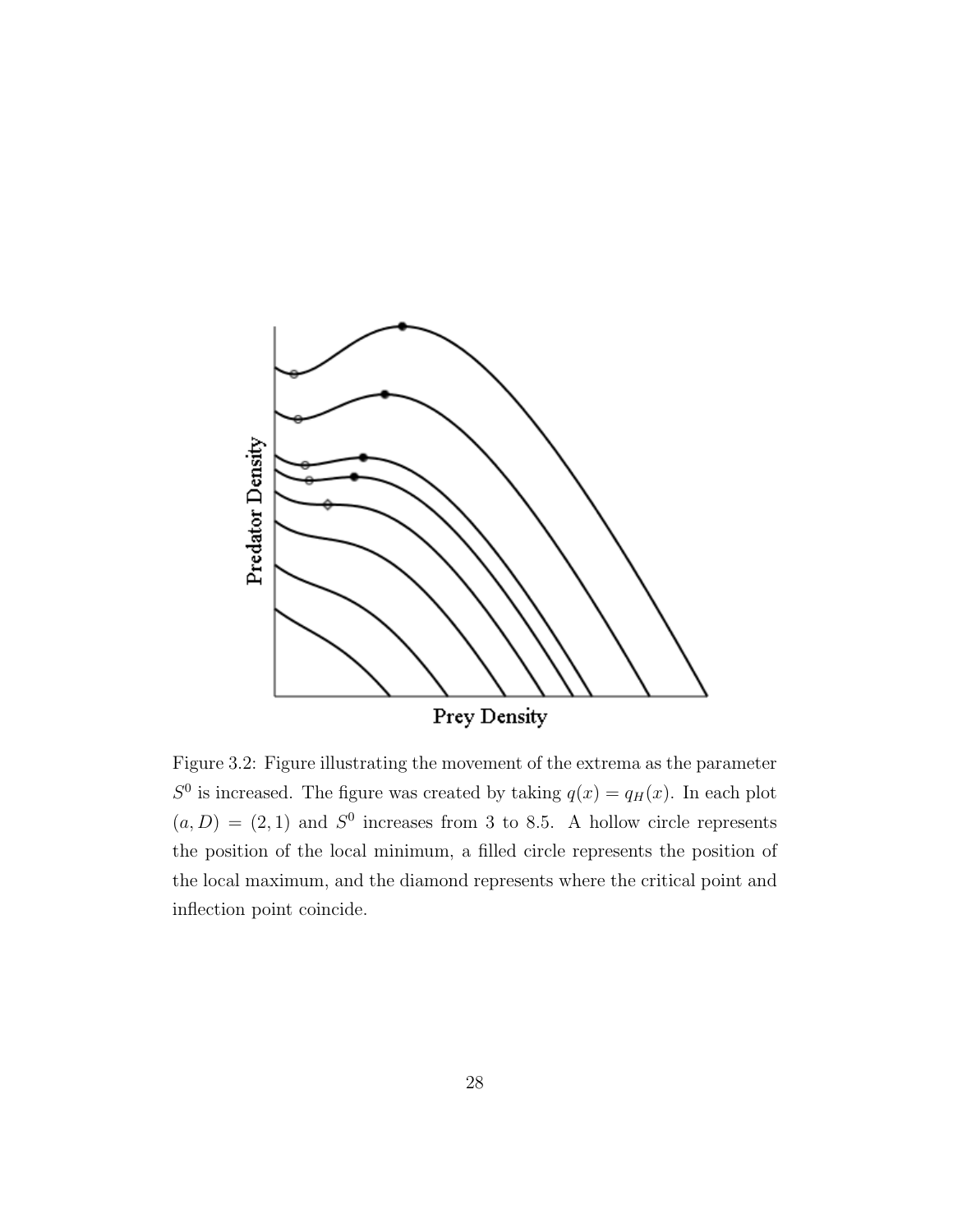Figure 3.2: Figure illustrating the movement of the extrema as the parameter $S^0$ is increased. The figure was created by taking $q(x) = q_H(x)$. In each plot $(a, D) = (2, 1)$ and $S^0$ increases from 3 to 8.5. A hollow circle represents the position of the local minimum, a filled circle represents the position of the local maximum, and the diamond represents where the critical point and inflection point coincide.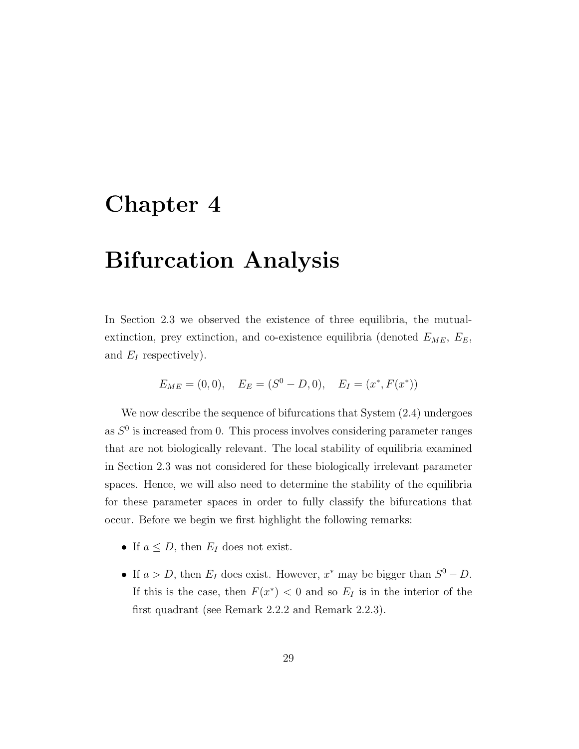# Chapter 4

# Bifurcation Analysis

In Section 2.3 we observed the existence of three equilibria, the mutual-extinction, prey extinction, and co-existence equilibria (denoted $E_{ME}$, $E_E$, and $E_I$ respectively).

$$E_{ME} = (0, 0), \quad E_E = (S^0 - D, 0), \quad E_I = (x^*, F(x^*))$$

We now describe the sequence of bifurcations that System (2.4) undergoes as $S^0$ is increased from 0. This process involves considering parameter ranges that are not biologically relevant. The local stability of equilibria examined in Section 2.3 was not considered for these biologically irrelevant parameter spaces. Hence, we will also need to determine the stability of the equilibria for these parameter spaces in order to fully classify the bifurcations that occur. Before we begin we first highlight the following remarks:

- If $a \leq D$, then $E_I$ does not exist.
- If $a > D$, then $E_I$ does exist. However, $x^*$ may be bigger than $S^0 - D$. If this is the case, then $F(x^*) < 0$ and so $E_I$ is in the interior of the first quadrant (see Remark 2.2.2 and Remark 2.2.3).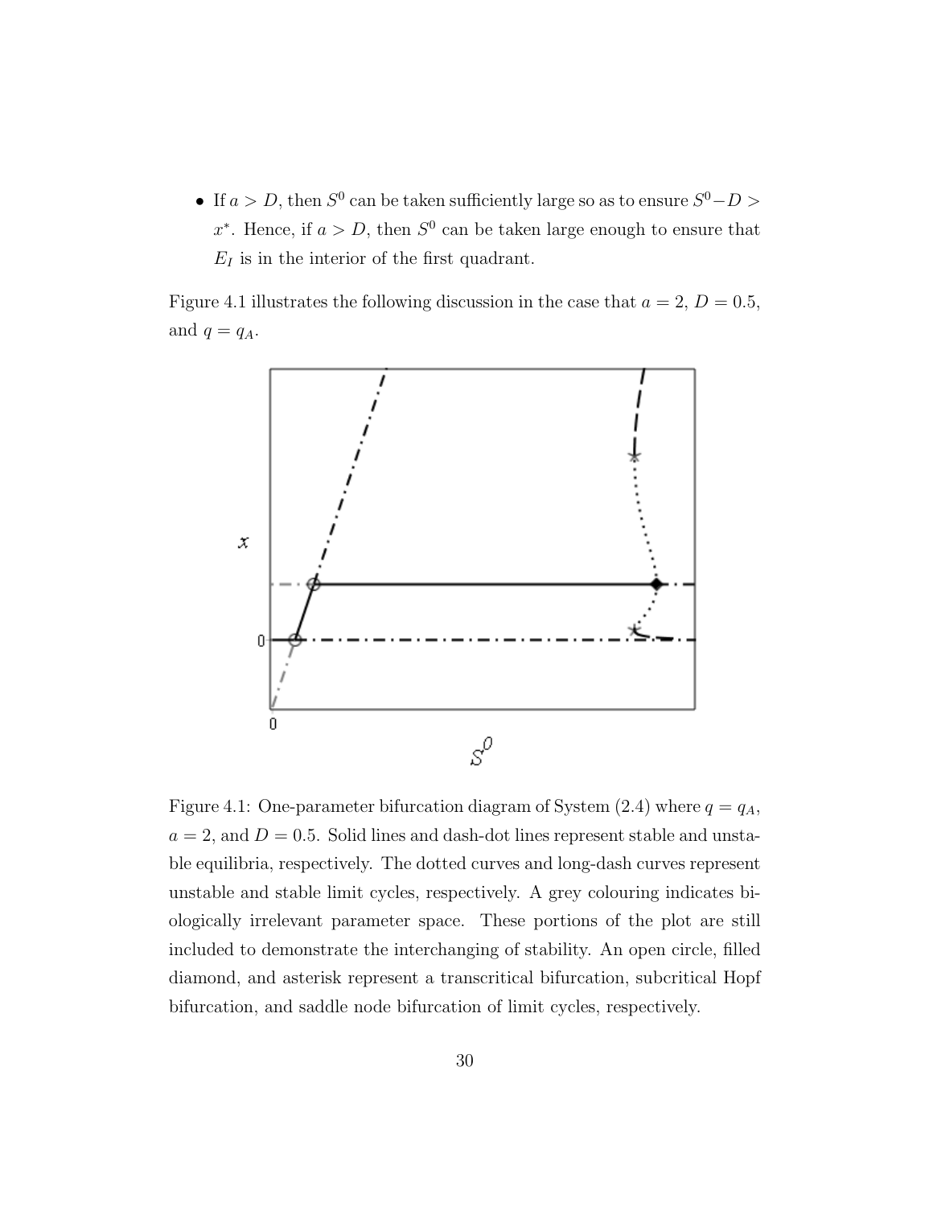- If $a > D$, then $S^0$ can be taken sufficiently large so as to ensure $S^0 - D > x^*$. Hence, if $a > D$, then $S^0$ can be taken large enough to ensure that $E_I$ is in the interior of the first quadrant.

Figure 4.1 illustrates the following discussion in the case that $a = 2$, $D = 0.5$, and $q = q_A$.

Figure 4.1: One-parameter bifurcation diagram of System (2.4) where $q = q_A$, $a = 2$, and $D = 0.5$. Solid lines and dash-dot lines represent stable and unstable equilibria, respectively. The dotted curves and long-dash curves represent unstable and stable limit cycles, respectively. A grey colouring indicates biologically irrelevant parameter space. These portions of the plot are still included to demonstrate the interchanging of stability. An open circle, filled diamond, and asterisk represent a transcritical bifurcation, subcritical Hopf bifurcation, and saddle node bifurcation of limit cycles, respectively.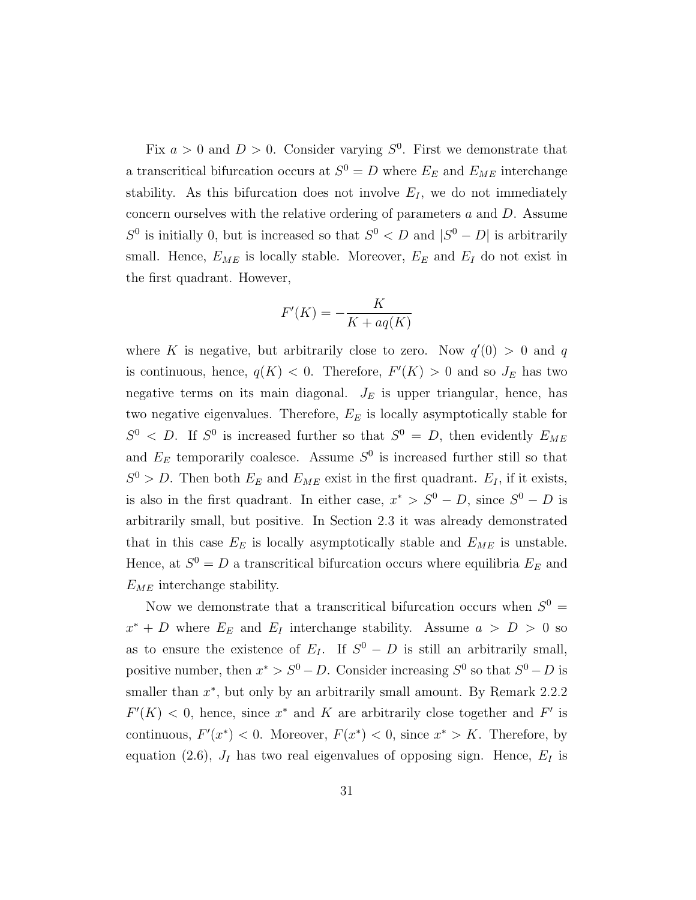Fix $a > 0$ and $D > 0$. Consider varying $S^0$. First we demonstrate that a transcritical bifurcation occurs at $S^0 = D$ where $E_E$ and $E_{ME}$ interchange stability. As this bifurcation does not involve $E_I$, we do not immediately concern ourselves with the relative ordering of parameters $a$ and $D$. Assume $S^0$ is initially 0, but is increased so that $S^0 < D$ and $|S^0 - D|$ is arbitrarily small. Hence, $E_{ME}$ is locally stable. Moreover, $E_E$ and $E_I$ do not exist in the first quadrant. However,

$$F'(K) = -\frac{K}{K + aq(K)}$$

where $K$ is negative, but arbitrarily close to zero. Now $q'(0) > 0$ and $q$ is continuous, hence, $q(K) < 0$. Therefore, $F'(K) > 0$ and so $J_E$ has two negative terms on its main diagonal. $J_E$ is upper triangular, hence, has two negative eigenvalues. Therefore, $E_E$ is locally asymptotically stable for $S^0 < D$. If $S^0$ is increased further so that $S^0 = D$, then evidently $E_{ME}$ and $E_E$ temporarily coalesce. Assume $S^0$ is increased further still so that $S^0 > D$. Then both $E_E$ and $E_{ME}$ exist in the first quadrant. $E_I$, if it exists, is also in the first quadrant. In either case, $x^* > S^0 - D$, since $S^0 - D$ is arbitrarily small, but positive. In Section 2.3 it was already demonstrated that in this case $E_E$ is locally asymptotically stable and $E_{ME}$ is unstable. Hence, at $S^0 = D$ a transcritical bifurcation occurs where equilibria $E_E$ and $E_{ME}$ interchange stability.

Now we demonstrate that a transcritical bifurcation occurs when $S^0 = x^* + D$ where $E_E$ and $E_I$ interchange stability. Assume $a > D > 0$ so as to ensure the existence of $E_I$. If $S^0 - D$ is still an arbitrarily small, positive number, then $x^* > S^0 - D$. Consider increasing $S^0$ so that $S^0 - D$ is smaller than $x^*$, but only by an arbitrarily small amount. By Remark 2.2.2 $F'(K) < 0$, hence, since $x^*$ and $K$ are arbitrarily close together and $F'$ is continuous, $F'(x^*) < 0$. Moreover, $F(x^*) < 0$, since $x^* > K$. Therefore, by equation (2.6), $J_I$ has two real eigenvalues of opposing sign. Hence, $E_I$ is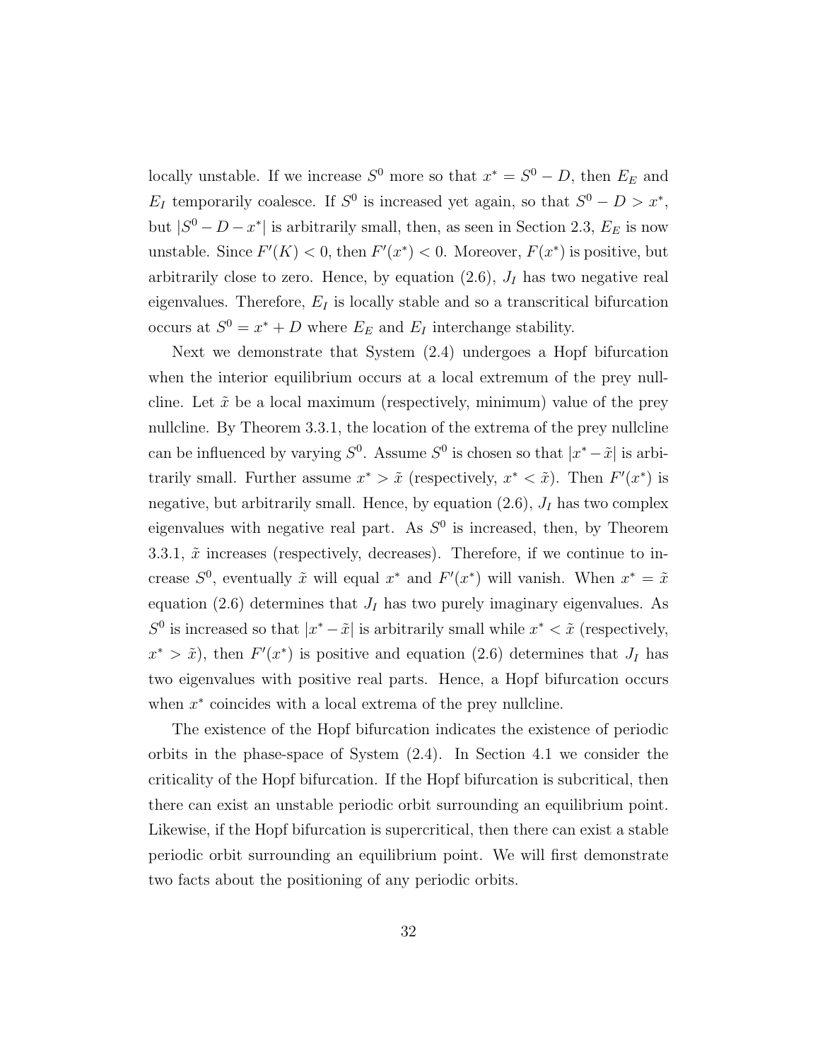locally unstable. If we increase $S^0$ more so that $x^* = S^0 - D$, then $E_E$ and $E_I$ temporarily coalesce. If $S^0$ is increased yet again, so that $S^0 - D > x^*$, but $|S^0 - D - x^*|$ is arbitrarily small, then, as seen in Section 2.3, $E_E$ is now unstable. Since $F'(K) < 0$, then $F'(x^*) < 0$. Moreover, $F(x^*)$ is positive, but arbitrarily close to zero. Hence, by equation (2.6), $J_I$ has two negative real eigenvalues. Therefore, $E_I$ is locally stable and so a transcritical bifurcation occurs at $S^0 = x^* + D$ where $E_E$ and $E_I$ interchange stability.

Next we demonstrate that System (2.4) undergoes a Hopf bifurcation when the interior equilibrium occurs at a local extremum of the prey nullcline. Let $\tilde{x}$ be a local maximum (respectively, minimum) value of the prey nullcline. By Theorem 3.3.1, the location of the extrema of the prey nullcline can be influenced by varying $S^0$. Assume $S^0$ is chosen so that $|x^* - \tilde{x}|$ is arbitrarily small. Further assume $x^* > \tilde{x}$ (respectively, $x^* < \tilde{x}$). Then $F'(x^*)$ is negative, but arbitrarily small. Hence, by equation (2.6), $J_I$ has two complex eigenvalues with negative real part. As $S^0$ is increased, then, by Theorem 3.3.1, $\tilde{x}$ increases (respectively, decreases). Therefore, if we continue to increase $S^0$, eventually $\tilde{x}$ will equal $x^*$ and $F'(x^*)$ will vanish. When $x^* = \tilde{x}$ equation (2.6) determines that $J_I$ has two purely imaginary eigenvalues. As $S^0$ is increased so that $|x^* - \tilde{x}|$ is arbitrarily small while $x^* < \tilde{x}$ (respectively, $x^* > \tilde{x}$), then $F'(x^*)$ is positive and equation (2.6) determines that $J_I$ has two eigenvalues with positive real parts. Hence, a Hopf bifurcation occurs when $x^*$ coincides with a local extrema of the prey nullcline.

The existence of the Hopf bifurcation indicates the existence of periodic orbits in the phase-space of System (2.4). In Section 4.1 we consider the criticality of the Hopf bifurcation. If the Hopf bifurcation is subcritical, then there can exist an unstable periodic orbit surrounding an equilibrium point. Likewise, if the Hopf bifurcation is supercritical, then there can exist a stable periodic orbit surrounding an equilibrium point. We will first demonstrate two facts about the positioning of any periodic orbits.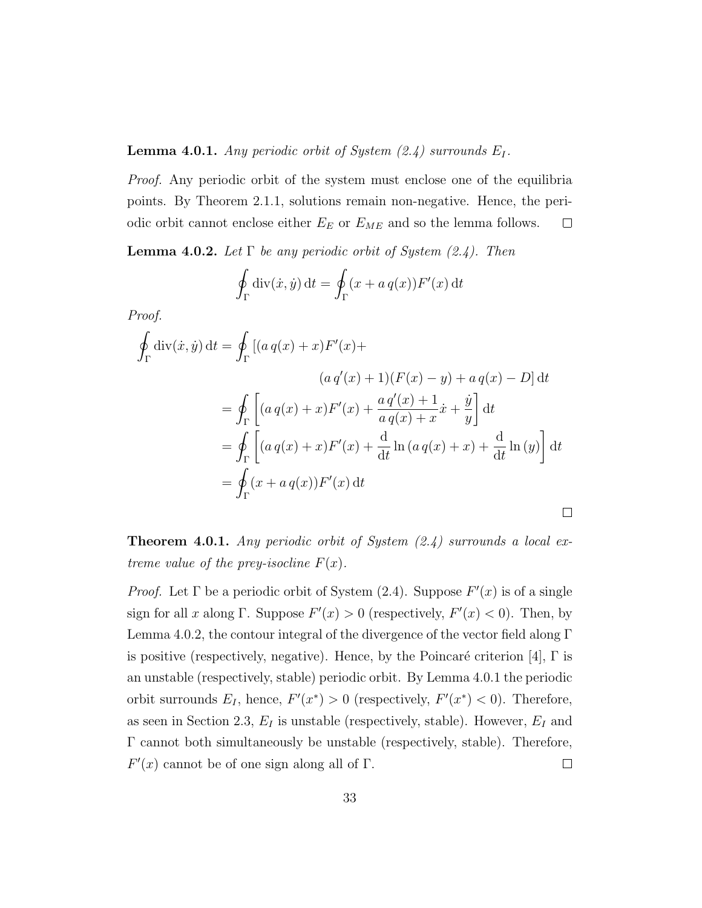**Lemma 4.0.1.** *Any periodic orbit of System (2.4) surrounds $E_I$.*

*Proof.* Any periodic orbit of the system must enclose one of the equilibria points. By Theorem 2.1.1, solutions remain non-negative. Hence, the periodic orbit cannot enclose either $E_E$ or $E_{ME}$ and so the lemma follows. $\square$

**Lemma 4.0.2.** *Let $\Gamma$ be any periodic orbit of System (2.4). Then*

$$\oint_\Gamma \operatorname{div}(\dot{x}, \dot{y})\, \mathrm{d}t = \oint_\Gamma (x + a\, q(x)) F'(x)\, \mathrm{d}t$$

*Proof.*

$$\begin{aligned}
\oint_\Gamma \operatorname{div}(\dot{x}, \dot{y})\, \mathrm{d}t &= \oint_\Gamma [(a\, q(x) + x)F'(x) + \\
&\qquad\qquad (a\, q'(x) + 1)(F(x) - y) + a\, q(x) - D]\, \mathrm{d}t \\
&= \oint_\Gamma \left[ (a\, q(x) + x)F'(x) + \frac{a\, q'(x) + 1}{a\, q(x) + x}\dot{x} + \frac{\dot{y}}{y} \right] \mathrm{d}t \\
&= \oint_\Gamma \left[ (a\, q(x) + x)F'(x) + \frac{\mathrm{d}}{\mathrm{d}t} \ln\left(a\, q(x) + x\right) + \frac{\mathrm{d}}{\mathrm{d}t} \ln\left(y\right) \right] \mathrm{d}t \\
&= \oint_\Gamma (x + a\, q(x))F'(x)\, \mathrm{d}t
\end{aligned}$$

$\square$

**Theorem 4.0.1.** *Any periodic orbit of System (2.4) surrounds a local extreme value of the prey-isocline $F(x)$.*

*Proof.* Let $\Gamma$ be a periodic orbit of System (2.4). Suppose $F'(x)$ is of a single sign for all $x$ along $\Gamma$. Suppose $F'(x) > 0$ (respectively, $F'(x) < 0$). Then, by Lemma 4.0.2, the contour integral of the divergence of the vector field along $\Gamma$ is positive (respectively, negative). Hence, by the Poincaré criterion [4], $\Gamma$ is an unstable (respectively, stable) periodic orbit. By Lemma 4.0.1 the periodic orbit surrounds $E_I$, hence, $F'(x^*) > 0$ (respectively, $F'(x^*) < 0$). Therefore, as seen in Section 2.3, $E_I$ is unstable (respectively, stable). However, $E_I$ and $\Gamma$ cannot both simultaneously be unstable (respectively, stable). Therefore, $F'(x)$ cannot be of one sign along all of $\Gamma$. $\square$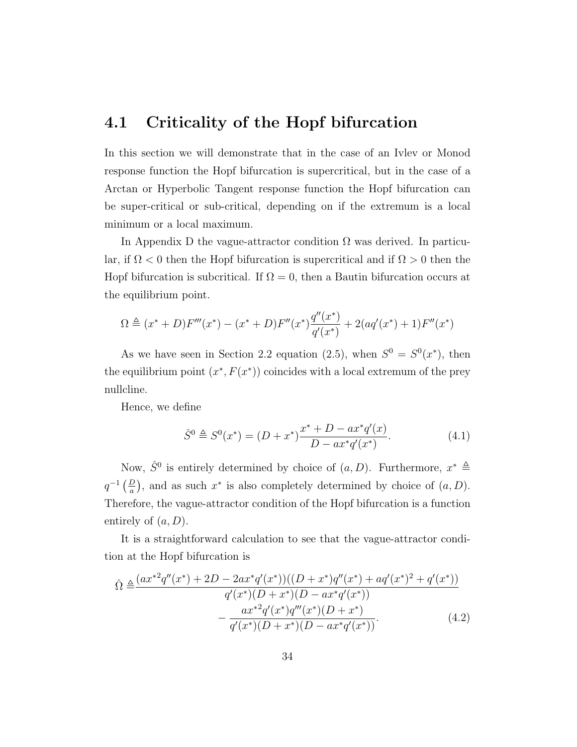## 4.1 Criticality of the Hopf bifurcation

In this section we will demonstrate that in the case of an Ivlev or Monod response function the Hopf bifurcation is supercritical, but in the case of a Arctan or Hyperbolic Tangent response function the Hopf bifurcation can be super-critical or sub-critical, depending on if the extremum is a local minimum or a local maximum.

In Appendix D the vague-attractor condition $\Omega$ was derived. In particular, if $\Omega < 0$ then the Hopf bifurcation is supercritical and if $\Omega > 0$ then the Hopf bifurcation is subcritical. If $\Omega = 0$, then a Bautin bifurcation occurs at the equilibrium point.

$$\Omega \triangleq (x^* + D)F'''(x^*) - (x^* + D)F''(x^*)\frac{q''(x^*)}{q'(x^*)} + 2(aq'(x^*) + 1)F''(x^*)$$

As we have seen in Section 2.2 equation (2.5), when $S^0 = S^0(x^*)$, then the equilibrium point $(x^*, F(x^*))$ coincides with a local extremum of the prey nullcline.

Hence, we define

$$\hat{S}^0 \triangleq S^0(x^*) = (D + x^*)\frac{x^* + D - ax^*q'(x)}{D - ax^*q'(x^*)}. \tag{4.1}$$

Now, $\hat{S}^0$ is entirely determined by choice of $(a, D)$. Furthermore, $x^* \triangleq q^{-1}\left(\frac{D}{a}\right)$, and as such $x^*$ is also completely determined by choice of $(a, D)$. Therefore, the vague-attractor condition of the Hopf bifurcation is a function entirely of $(a, D)$.

It is a straightforward calculation to see that the vague-attractor condition at the Hopf bifurcation is

$$\begin{aligned}\hat{\Omega} \triangleq & \frac{(ax^{*2}q''(x^*) + 2D - 2ax^*q'(x^*))((D + x^*)q''(x^*) + aq'(x^*)^2 + q'(x^*))}{q'(x^*)(D + x^*)(D - ax^*q'(x^*))} \\ & \qquad - \frac{ax^{*2}q'(x^*)q'''(x^*)(D + x^*)}{q'(x^*)(D + x^*)(D - ax^*q'(x^*))}.\end{aligned} \tag{4.2}$$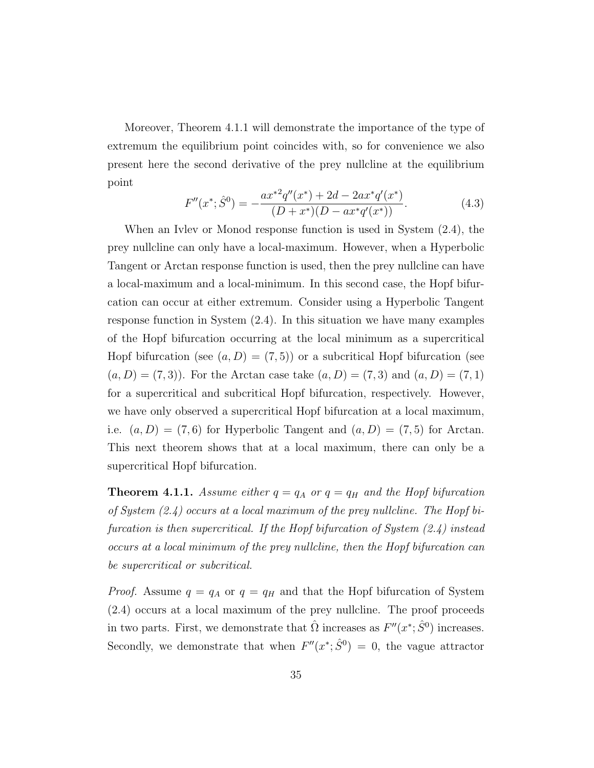Moreover, Theorem 4.1.1 will demonstrate the importance of the type of extremum the equilibrium point coincides with, so for convenience we also present here the second derivative of the prey nullcline at the equilibrium point

$$F''(x^*; \hat{S}^0) = -\frac{ax^{*2}q''(x^*) + 2d - 2ax^*q'(x^*)}{(D + x^*)(D - ax^*q'(x^*))}. \tag{4.3}$$

When an Ivlev or Monod response function is used in System (2.4), the prey nullcline can only have a local-maximum. However, when a Hyperbolic Tangent or Arctan response function is used, then the prey nullcline can have a local-maximum and a local-minimum. In this second case, the Hopf bifurcation can occur at either extremum. Consider using a Hyperbolic Tangent response function in System (2.4). In this situation we have many examples of the Hopf bifurcation occurring at the local minimum as a supercritical Hopf bifurcation (see $(a, D) = (7, 5)$) or a subcritical Hopf bifurcation (see $(a, D) = (7, 3)$). For the Arctan case take $(a, D) = (7, 3)$ and $(a, D) = (7, 1)$ for a supercritical and subcritical Hopf bifurcation, respectively. However, we have only observed a supercritical Hopf bifurcation at a local maximum, i.e. $(a, D) = (7, 6)$ for Hyperbolic Tangent and $(a, D) = (7, 5)$ for Arctan. This next theorem shows that at a local maximum, there can only be a supercritical Hopf bifurcation.

**Theorem 4.1.1.** *Assume either $q = q_A$ or $q = q_H$ and the Hopf bifurcation of System (2.4) occurs at a local maximum of the prey nullcline. The Hopf bifurcation is then supercritical. If the Hopf bifurcation of System (2.4) instead occurs at a local minimum of the prey nullcline, then the Hopf bifurcation can be supercritical or subcritical.*

*Proof.* Assume $q = q_A$ or $q = q_H$ and that the Hopf bifurcation of System (2.4) occurs at a local maximum of the prey nullcline. The proof proceeds in two parts. First, we demonstrate that $\hat{\Omega}$ increases as $F''(x^*; \hat{S}^0)$ increases. Secondly, we demonstrate that when $F''(x^*; \hat{S}^0) = 0$, the vague attractor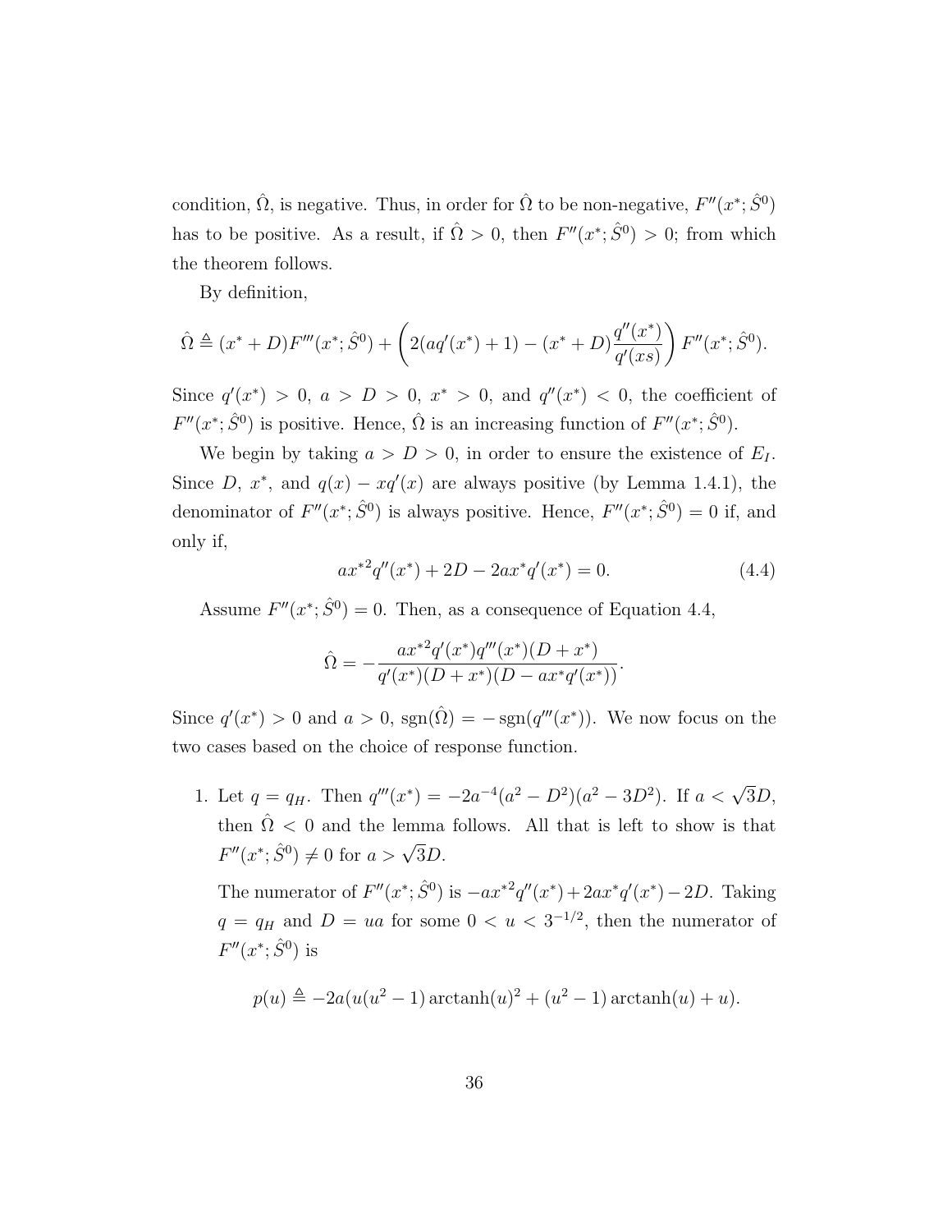condition, $\hat{\Omega}$, is negative. Thus, in order for $\hat{\Omega}$ to be non-negative, $F''(x^*; \hat{S}^0)$ has to be positive. As a result, if $\hat{\Omega} > 0$, then $F''(x^*; \hat{S}^0) > 0$; from which the theorem follows.

By definition,

$$\hat{\Omega} \triangleq (x^* + D)F'''(x^*; \hat{S}^0) + \left(2(aq'(x^*) + 1) - (x^* + D)\frac{q''(x^*)}{q'(xs)}\right) F''(x^*; \hat{S}^0).$$

Since $q'(x^*) > 0$, $a > D > 0$, $x^* > 0$, and $q''(x^*) < 0$, the coefficient of $F''(x^*; \hat{S}^0)$ is positive. Hence, $\hat{\Omega}$ is an increasing function of $F''(x^*; \hat{S}^0)$.

We begin by taking $a > D > 0$, in order to ensure the existence of $E_I$. Since $D$, $x^*$, and $q(x) - xq'(x)$ are always positive (by Lemma 1.4.1), the denominator of $F''(x^*; \hat{S}^0)$ is always positive. Hence, $F''(x^*; \hat{S}^0) = 0$ if, and only if,

$$ax^{*2}q''(x^*) + 2D - 2ax^*q'(x^*) = 0. \tag{4.4}$$

Assume $F''(x^*; \hat{S}^0) = 0$. Then, as a consequence of Equation 4.4,

$$\hat{\Omega} = -\frac{ax^{*2}q'(x^*)q'''(x^*)(D + x^*)}{q'(x^*)(D + x^*)(D - ax^*q'(x^*))}.$$

Since $q'(x^*) > 0$ and $a > 0$, $\operatorname{sgn}(\hat{\Omega}) = -\operatorname{sgn}(q'''(x^*))$. We now focus on the two cases based on the choice of response function.

1. Let $q = q_H$. Then $q'''(x^*) = -2a^{-4}(a^2 - D^2)(a^2 - 3D^2)$. If $a < \sqrt{3}D$, then $\hat{\Omega} < 0$ and the lemma follows. All that is left to show is that $F''(x^*; \hat{S}^0) \neq 0$ for $a > \sqrt{3}D$.

   The numerator of $F''(x^*; \hat{S}^0)$ is $-ax^{*2}q''(x^*) + 2ax^*q'(x^*) - 2D$. Taking $q = q_H$ and $D = ua$ for some $0 < u < 3^{-1/2}$, then the numerator of $F''(x^*; \hat{S}^0)$ is

   $$p(u) \triangleq -2a(u(u^2 - 1)\operatorname{arctanh}(u)^2 + (u^2 - 1)\operatorname{arctanh}(u) + u).$$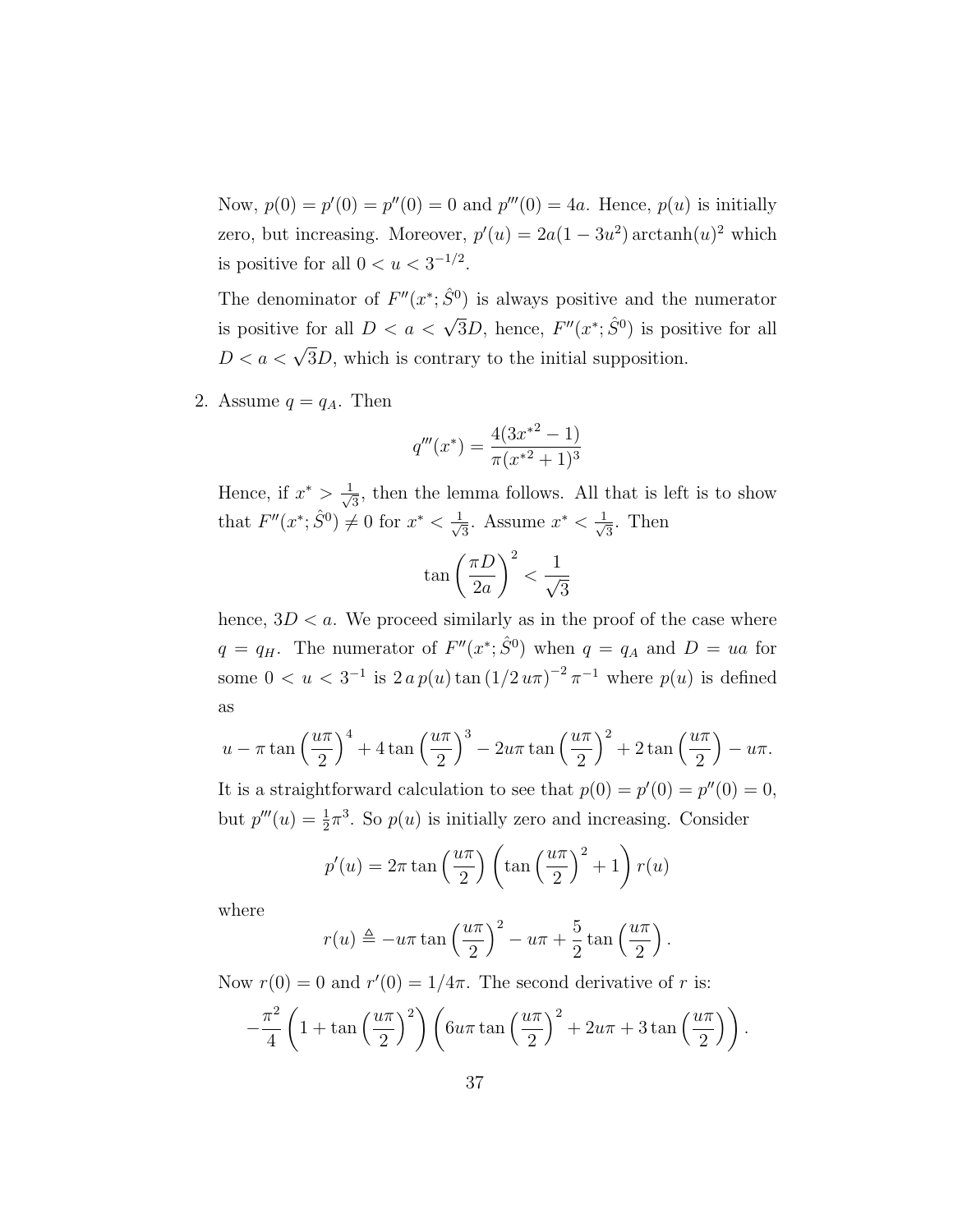Now, $p(0) = p'(0) = p''(0) = 0$ and $p'''(0) = 4a$. Hence, $p(u)$ is initially zero, but increasing. Moreover, $p'(u) = 2a(1 - 3u^2)\operatorname{arctanh}(u)^2$ which is positive for all $0 < u < 3^{-1/2}$.

The denominator of $F''(x^*; \hat{S}^0)$ is always positive and the numerator is positive for all $D < a < \sqrt{3}D$, hence, $F''(x^*; \hat{S}^0)$ is positive for all $D < a < \sqrt{3}D$, which is contrary to the initial supposition.

2. Assume $q = q_A$. Then

$$q'''(x^*) = \frac{4(3x^{*2} - 1)}{\pi(x^{*2} + 1)^3}$$

Hence, if $x^* > \frac{1}{\sqrt{3}}$, then the lemma follows. All that is left is to show that $F''(x^*; \hat{S}^0) \neq 0$ for $x^* < \frac{1}{\sqrt{3}}$. Assume $x^* < \frac{1}{\sqrt{3}}$. Then

$$\tan\left(\frac{\pi D}{2a}\right)^2 < \frac{1}{\sqrt{3}}$$

hence, $3D < a$. We proceed similarly as in the proof of the case where $q = q_H$. The numerator of $F''(x^*; \hat{S}^0)$ when $q = q_A$ and $D = ua$ for some $0 < u < 3^{-1}$ is $2\,a\,p(u)\tan(1/2\,u\pi)^{-2}\,\pi^{-1}$ where $p(u)$ is defined as

$$u - \pi\tan\left(\frac{u\pi}{2}\right)^4 + 4\tan\left(\frac{u\pi}{2}\right)^3 - 2u\pi\tan\left(\frac{u\pi}{2}\right)^2 + 2\tan\left(\frac{u\pi}{2}\right) - u\pi.$$

It is a straightforward calculation to see that $p(0) = p'(0) = p''(0) = 0$, but $p'''(u) = \frac{1}{2}\pi^3$. So $p(u)$ is initially zero and increasing. Consider

$$p'(u) = 2\pi\tan\left(\frac{u\pi}{2}\right)\left(\tan\left(\frac{u\pi}{2}\right)^2 + 1\right)r(u)$$

where

$$r(u) \triangleq -u\pi\tan\left(\frac{u\pi}{2}\right)^2 - u\pi + \frac{5}{2}\tan\left(\frac{u\pi}{2}\right).$$

Now $r(0) = 0$ and $r'(0) = 1/4\pi$. The second derivative of $r$ is:

$$-\frac{\pi^2}{4}\left(1 + \tan\left(\frac{u\pi}{2}\right)^2\right)\left(6u\pi\tan\left(\frac{u\pi}{2}\right)^2 + 2u\pi + 3\tan\left(\frac{u\pi}{2}\right)\right).$$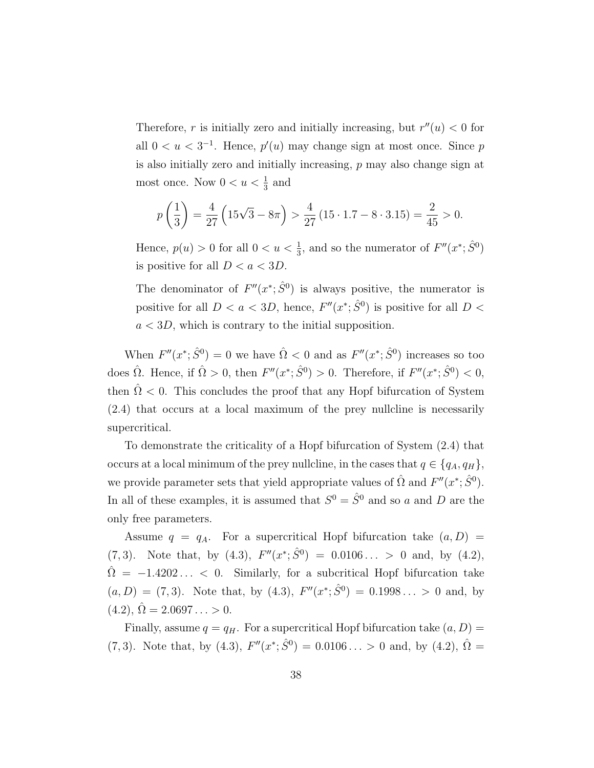Therefore, $r$ is initially zero and initially increasing, but $r''(u) < 0$ for all $0 < u < 3^{-1}$. Hence, $p'(u)$ may change sign at most once. Since $p$ is also initially zero and initially increasing, $p$ may also change sign at most once. Now $0 < u < \frac{1}{3}$ and

$$p\left(\frac{1}{3}\right) = \frac{4}{27}\left(15\sqrt{3} - 8\pi\right) > \frac{4}{27}\left(15 \cdot 1.7 - 8 \cdot 3.15\right) = \frac{2}{45} > 0.$$

Hence, $p(u) > 0$ for all $0 < u < \frac{1}{3}$, and so the numerator of $F''(x^*; \hat{S}^0)$ is positive for all $D < a < 3D$.

The denominator of $F''(x^*; \hat{S}^0)$ is always positive, the numerator is positive for all $D < a < 3D$, hence, $F''(x^*; \hat{S}^0)$ is positive for all $D < a < 3D$, which is contrary to the initial supposition.

When $F''(x^*; \hat{S}^0) = 0$ we have $\hat{\Omega} < 0$ and as $F''(x^*; \hat{S}^0)$ increases so too does $\hat{\Omega}$. Hence, if $\hat{\Omega} > 0$, then $F''(x^*; \hat{S}^0) > 0$. Therefore, if $F''(x^*; \hat{S}^0) < 0$, then $\hat{\Omega} < 0$. This concludes the proof that any Hopf bifurcation of System (2.4) that occurs at a local maximum of the prey nullcline is necessarily supercritical.

To demonstrate the criticality of a Hopf bifurcation of System (2.4) that occurs at a local minimum of the prey nullcline, in the cases that $q \in \{q_A, q_H\}$, we provide parameter sets that yield appropriate values of $\hat{\Omega}$ and $F''(x^*; \hat{S}^0)$. In all of these examples, it is assumed that $S^0 = \hat{S}^0$ and so $a$ and $D$ are the only free parameters.

Assume $q = q_A$. For a supercritical Hopf bifurcation take $(a, D) = (7, 3)$. Note that, by (4.3), $F''(x^*; \hat{S}^0) = 0.0106\ldots > 0$ and, by (4.2), $\hat{\Omega} = -1.4202\ldots < 0$. Similarly, for a subcritical Hopf bifurcation take $(a, D) = (7, 3)$. Note that, by (4.3), $F''(x^*; \hat{S}^0) = 0.1998\ldots > 0$ and, by (4.2), $\hat{\Omega} = 2.0697\ldots > 0$.

Finally, assume $q = q_H$. For a supercritical Hopf bifurcation take $(a, D) = (7, 3)$. Note that, by (4.3), $F''(x^*; \hat{S}^0) = 0.0106\ldots > 0$ and, by (4.2), $\hat{\Omega} =$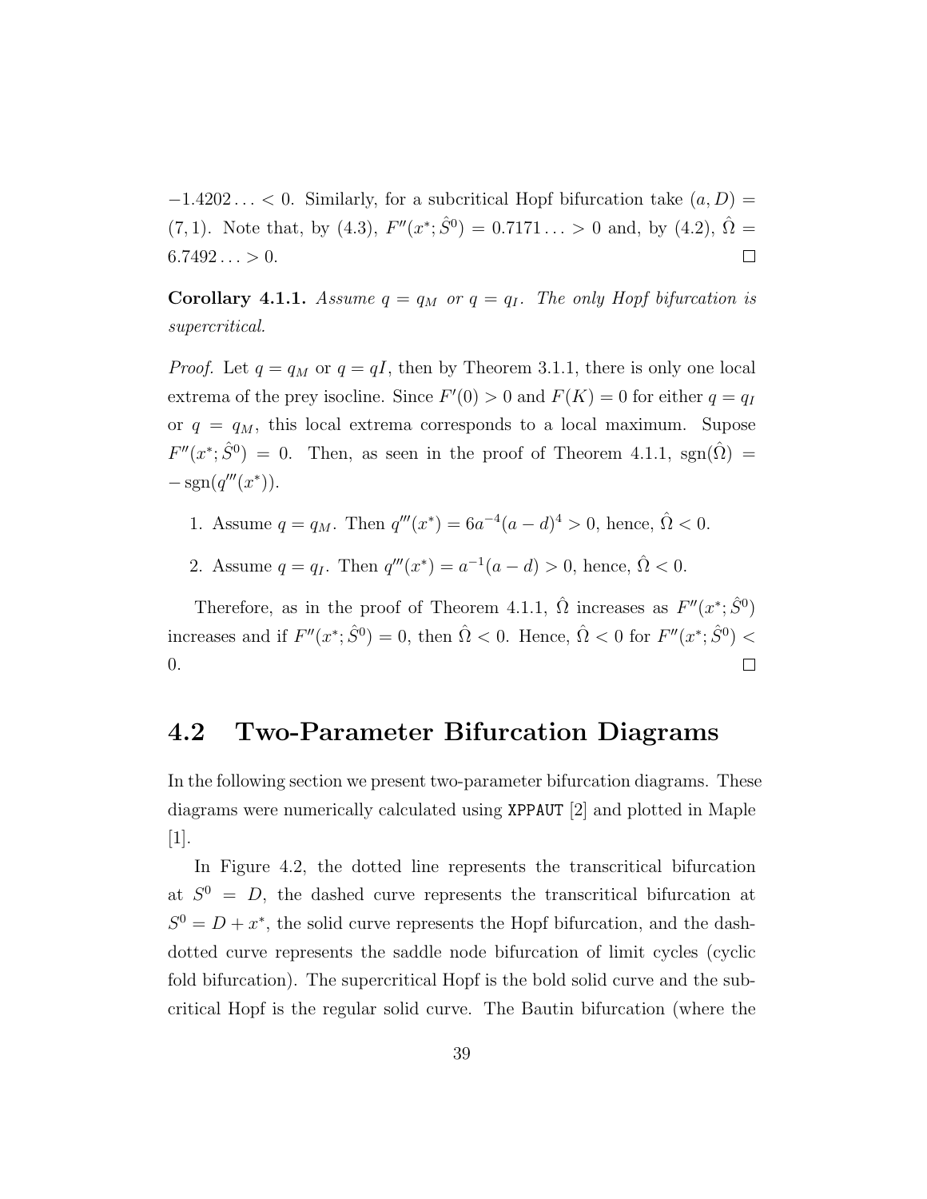$-1.4202\ldots < 0$. Similarly, for a subcritical Hopf bifurcation take $(a, D) = (7, 1)$. Note that, by (4.3), $F''(x^*; \hat{S}^0) = 0.7171\ldots > 0$ and, by (4.2), $\hat{\Omega} = 6.7492\ldots > 0$. $\square$

**Corollary 4.1.1.** *Assume $q = q_M$ or $q = q_I$. The only Hopf bifurcation is supercritical.*

*Proof.* Let $q = q_M$ or $q = qI$, then by Theorem 3.1.1, there is only one local extrema of the prey isocline. Since $F'(0) > 0$ and $F(K) = 0$ for either $q = q_I$ or $q = q_M$, this local extrema corresponds to a local maximum. Supose $F''(x^*; \hat{S}^0) = 0$. Then, as seen in the proof of Theorem 4.1.1, $\mathrm{sgn}(\hat{\Omega}) = -\,\mathrm{sgn}(q'''(x^*))$.

1. Assume $q = q_M$. Then $q'''(x^*) = 6a^{-4}(a-d)^4 > 0$, hence, $\hat{\Omega} < 0$.
2. Assume $q = q_I$. Then $q'''(x^*) = a^{-1}(a-d) > 0$, hence, $\hat{\Omega} < 0$.

Therefore, as in the proof of Theorem 4.1.1, $\hat{\Omega}$ increases as $F''(x^*; \hat{S}^0)$ increases and if $F''(x^*; \hat{S}^0) = 0$, then $\hat{\Omega} < 0$. Hence, $\hat{\Omega} < 0$ for $F''(x^*; \hat{S}^0) < 0$. $\square$

## 4.2 Two-Parameter Bifurcation Diagrams

In the following section we present two-parameter bifurcation diagrams. These diagrams were numerically calculated using `XPPAUT` [2] and plotted in Maple [1].

In Figure 4.2, the dotted line represents the transcritical bifurcation at $S^0 = D$, the dashed curve represents the transcritical bifurcation at $S^0 = D + x^*$, the solid curve represents the Hopf bifurcation, and the dash-dotted curve represents the saddle node bifurcation of limit cycles (cyclic fold bifurcation). The supercritical Hopf is the bold solid curve and the subcritical Hopf is the regular solid curve. The Bautin bifurcation (where the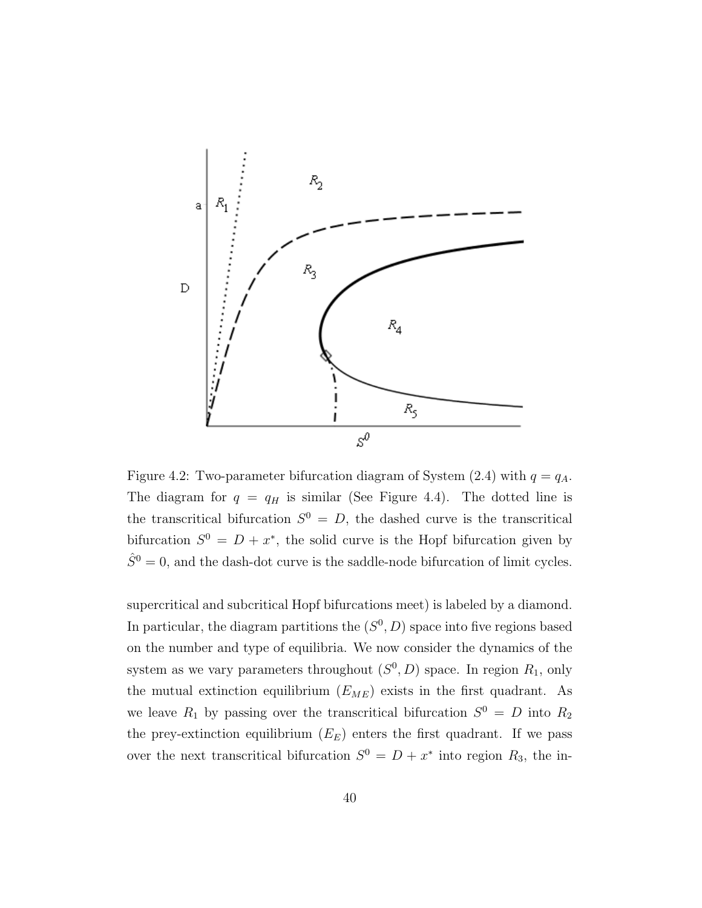Figure 4.2: Two-parameter bifurcation diagram of System (2.4) with $q = q_A$. The diagram for $q = q_H$ is similar (See Figure 4.4). The dotted line is the transcritical bifurcation $S^0 = D$, the dashed curve is the transcritical bifurcation $S^0 = D + x^*$, the solid curve is the Hopf bifurcation given by $\hat{S}^0 = 0$, and the dash-dot curve is the saddle-node bifurcation of limit cycles.

supercritical and subcritical Hopf bifurcations meet) is labeled by a diamond. In particular, the diagram partitions the $(S^0, D)$ space into five regions based on the number and type of equilibria. We now consider the dynamics of the system as we vary parameters throughout $(S^0, D)$ space. In region $R_1$, only the mutual extinction equilibrium ($E_{ME}$) exists in the first quadrant. As we leave $R_1$ by passing over the transcritical bifurcation $S^0 = D$ into $R_2$ the prey-extinction equilibrium ($E_E$) enters the first quadrant. If we pass over the next transcritical bifurcation $S^0 = D + x^*$ into region $R_3$, the in-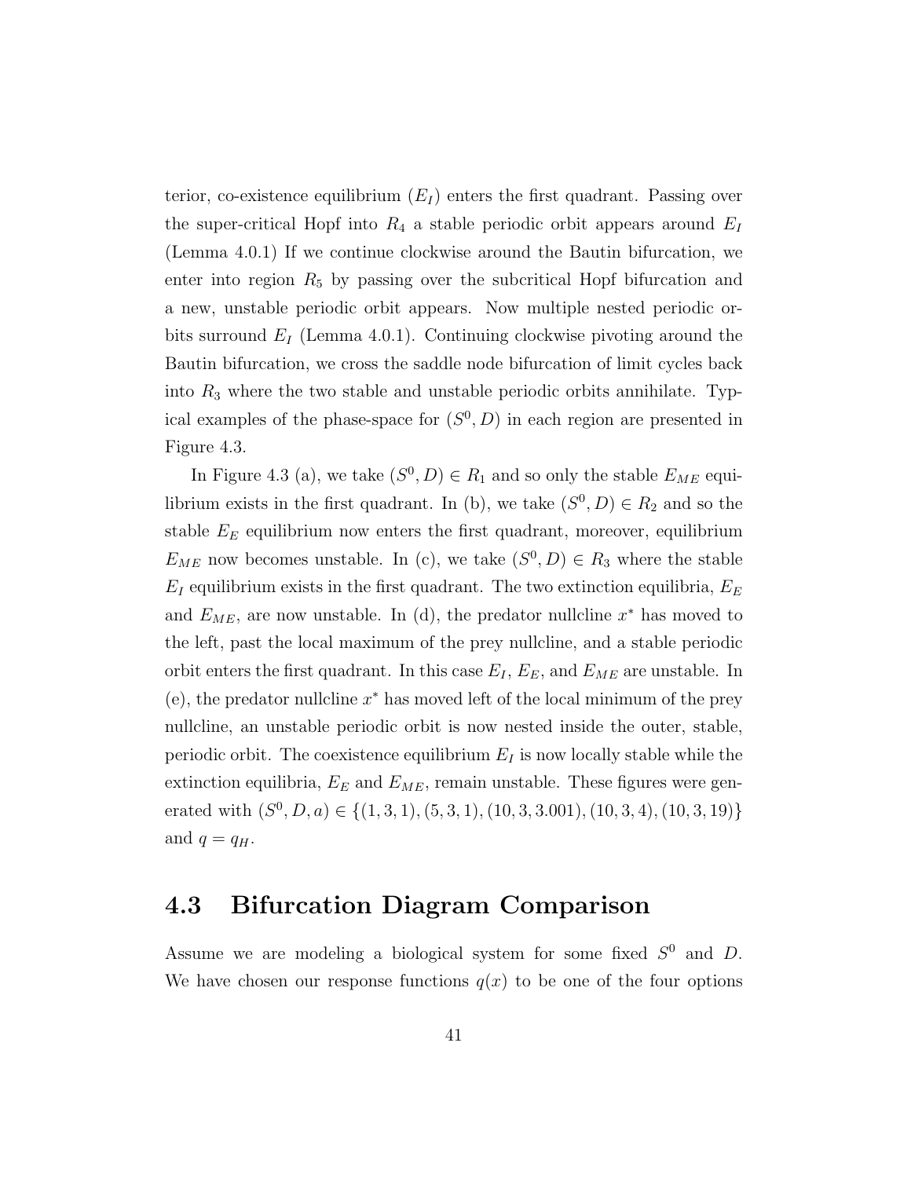terior, co-existence equilibrium ($E_I$) enters the first quadrant. Passing over the super-critical Hopf into $R_4$ a stable periodic orbit appears around $E_I$ (Lemma 4.0.1) If we continue clockwise around the Bautin bifurcation, we enter into region $R_5$ by passing over the subcritical Hopf bifurcation and a new, unstable periodic orbit appears. Now multiple nested periodic orbits surround $E_I$ (Lemma 4.0.1). Continuing clockwise pivoting around the Bautin bifurcation, we cross the saddle node bifurcation of limit cycles back into $R_3$ where the two stable and unstable periodic orbits annihilate. Typical examples of the phase-space for $(S^0, D)$ in each region are presented in Figure 4.3.

In Figure 4.3 (a), we take $(S^0, D) \in R_1$ and so only the stable $E_{ME}$ equilibrium exists in the first quadrant. In (b), we take $(S^0, D) \in R_2$ and so the stable $E_E$ equilibrium now enters the first quadrant, moreover, equilibrium $E_{ME}$ now becomes unstable. In (c), we take $(S^0, D) \in R_3$ where the stable $E_I$ equilibrium exists in the first quadrant. The two extinction equilibria, $E_E$ and $E_{ME}$, are now unstable. In (d), the predator nullcline $x^*$ has moved to the left, past the local maximum of the prey nullcline, and a stable periodic orbit enters the first quadrant. In this case $E_I$, $E_E$, and $E_{ME}$ are unstable. In (e), the predator nullcline $x^*$ has moved left of the local minimum of the prey nullcline, an unstable periodic orbit is now nested inside the outer, stable, periodic orbit. The coexistence equilibrium $E_I$ is now locally stable while the extinction equilibria, $E_E$ and $E_{ME}$, remain unstable. These figures were generated with $(S^0, D, a) \in \{(1, 3, 1), (5, 3, 1), (10, 3, 3.001), (10, 3, 4), (10, 3, 19)\}$ and $q = q_H$.

## 4.3 Bifurcation Diagram Comparison

Assume we are modeling a biological system for some fixed $S^0$ and $D$. We have chosen our response functions $q(x)$ to be one of the four options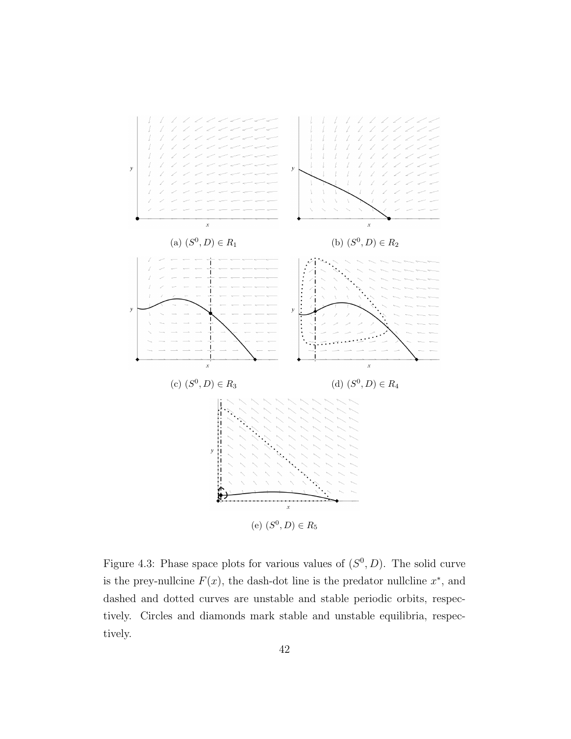(a) $(S^0, D) \in R_1$

(b) $(S^0, D) \in R_2$

(c) $(S^0, D) \in R_3$

(d) $(S^0, D) \in R_4$

(e) $(S^0, D) \in R_5$

Figure 4.3: Phase space plots for various values of $(S^0, D)$. The solid curve is the prey-nullcline $F(x)$, the dash-dot line is the predator nullcline $x^*$, and dashed and dotted curves are unstable and stable periodic orbits, respectively. Circles and diamonds mark stable and unstable equilibria, respectively.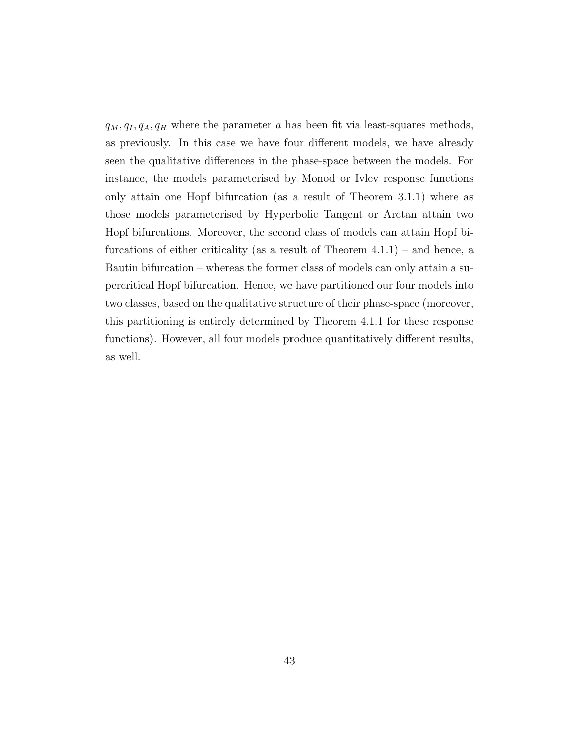$q_M, q_I, q_A, q_H$ where the parameter $a$ has been fit via least-squares methods, as previously. In this case we have four different models, we have already seen the qualitative differences in the phase-space between the models. For instance, the models parameterised by Monod or Ivlev response functions only attain one Hopf bifurcation (as a result of Theorem 3.1.1) where as those models parameterised by Hyperbolic Tangent or Arctan attain two Hopf bifurcations. Moreover, the second class of models can attain Hopf bifurcations of either criticality (as a result of Theorem 4.1.1) – and hence, a Bautin bifurcation – whereas the former class of models can only attain a supercritical Hopf bifurcation. Hence, we have partitioned our four models into two classes, based on the qualitative structure of their phase-space (moreover, this partitioning is entirely determined by Theorem 4.1.1 for these response functions). However, all four models produce quantitatively different results, as well.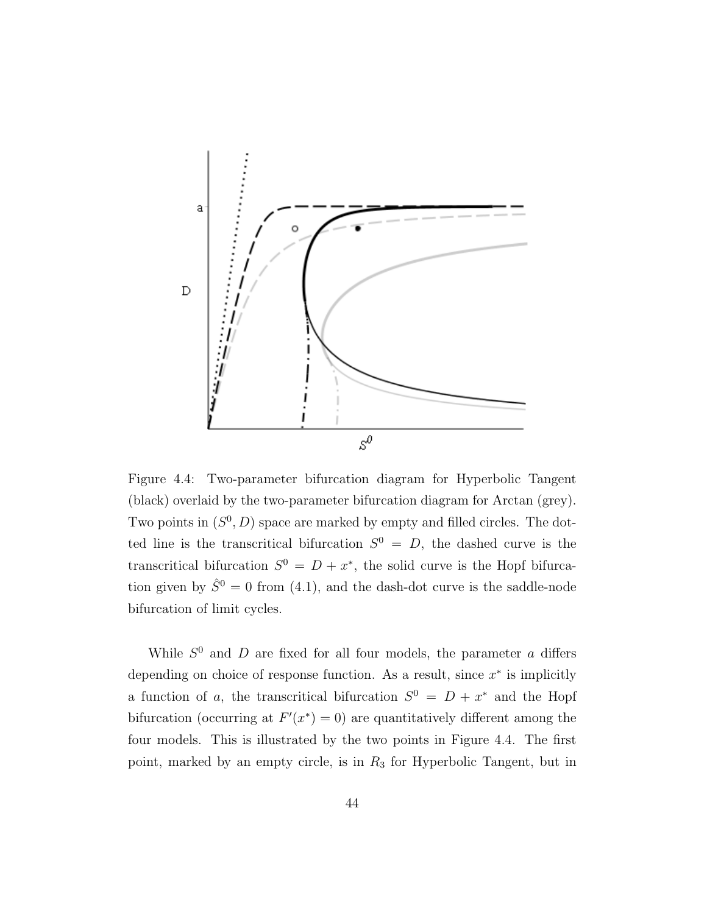Figure 4.4: Two-parameter bifurcation diagram for Hyperbolic Tangent (black) overlaid by the two-parameter bifurcation diagram for Arctan (grey). Two points in $(S^0, D)$ space are marked by empty and filled circles. The dotted line is the transcritical bifurcation $S^0 = D$, the dashed curve is the transcritical bifurcation $S^0 = D + x^*$, the solid curve is the Hopf bifurcation given by $\hat{S}^0 = 0$ from (4.1), and the dash-dot curve is the saddle-node bifurcation of limit cycles.

While $S^0$ and $D$ are fixed for all four models, the parameter $a$ differs depending on choice of response function. As a result, since $x^*$ is implicitly a function of $a$, the transcritical bifurcation $S^0 = D + x^*$ and the Hopf bifurcation (occurring at $F'(x^*) = 0$) are quantitatively different among the four models. This is illustrated by the two points in Figure 4.4. The first point, marked by an empty circle, is in $R_3$ for Hyperbolic Tangent, but in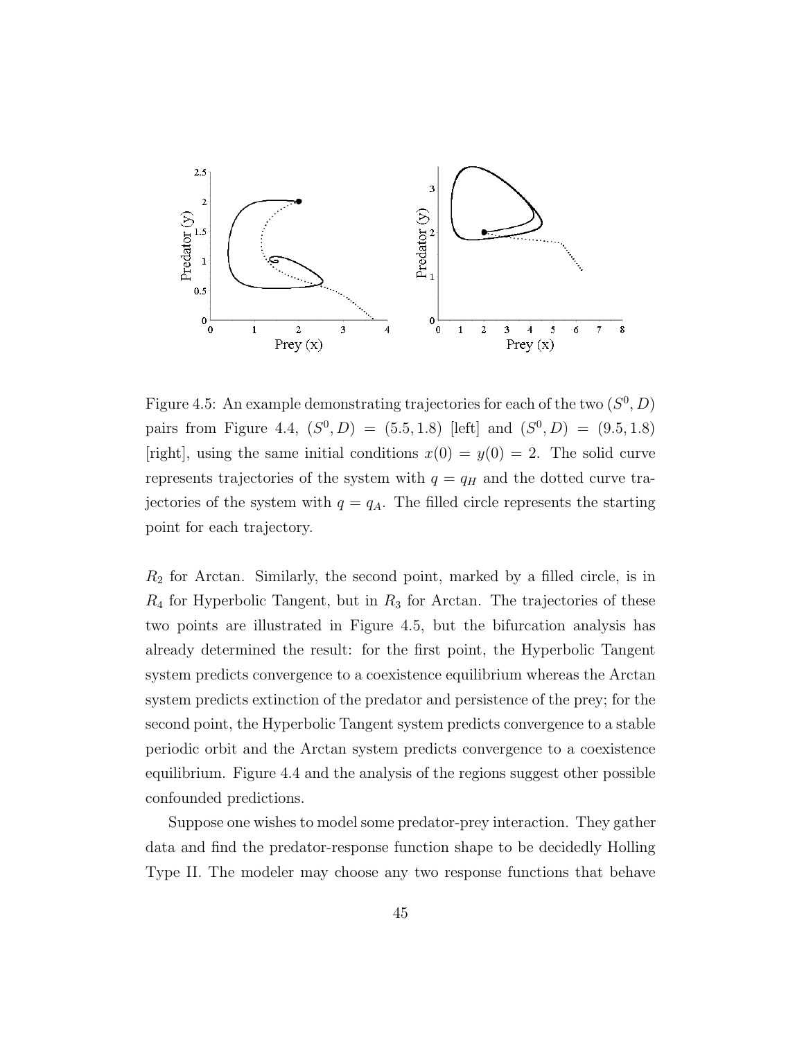Figure 4.5: An example demonstrating trajectories for each of the two $(S^0, D)$ pairs from Figure 4.4, $(S^0, D) = (5.5, 1.8)$ [left] and $(S^0, D) = (9.5, 1.8)$ [right], using the same initial conditions $x(0) = y(0) = 2$. The solid curve represents trajectories of the system with $q = q_H$ and the dotted curve trajectories of the system with $q = q_A$. The filled circle represents the starting point for each trajectory.

$R_2$ for Arctan. Similarly, the second point, marked by a filled circle, is in $R_4$ for Hyperbolic Tangent, but in $R_3$ for Arctan. The trajectories of these two points are illustrated in Figure 4.5, but the bifurcation analysis has already determined the result: for the first point, the Hyperbolic Tangent system predicts convergence to a coexistence equilibrium whereas the Arctan system predicts extinction of the predator and persistence of the prey; for the second point, the Hyperbolic Tangent system predicts convergence to a stable periodic orbit and the Arctan system predicts convergence to a coexistence equilibrium. Figure 4.4 and the analysis of the regions suggest other possible confounded predictions.

Suppose one wishes to model some predator-prey interaction. They gather data and find the predator-response function shape to be decidedly Holling Type II. The modeler may choose any two response functions that behave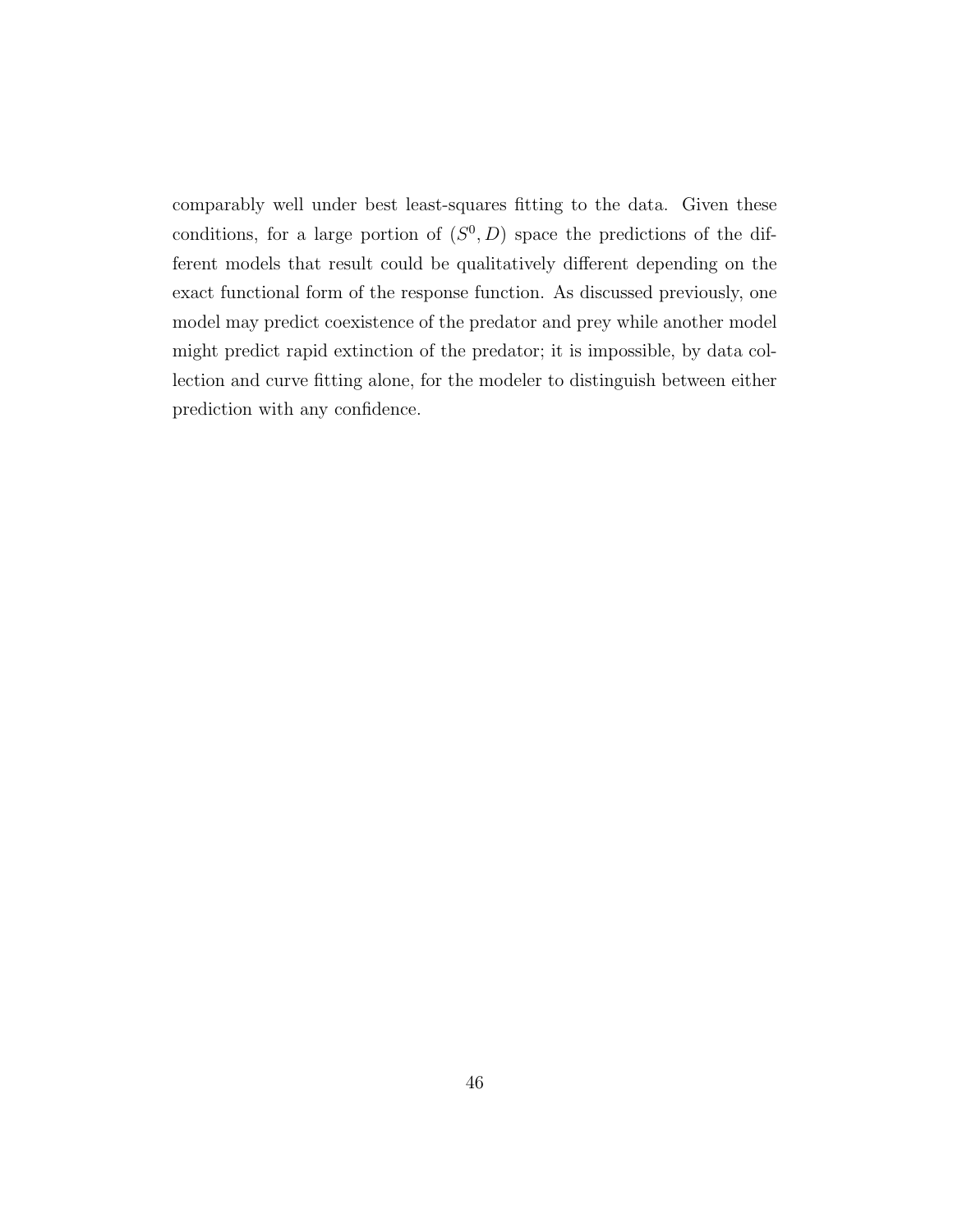comparably well under best least-squares fitting to the data. Given these conditions, for a large portion of $(S^0, D)$ space the predictions of the different models that result could be qualitatively different depending on the exact functional form of the response function. As discussed previously, one model may predict coexistence of the predator and prey while another model might predict rapid extinction of the predator; it is impossible, by data collection and curve fitting alone, for the modeler to distinguish between either prediction with any confidence.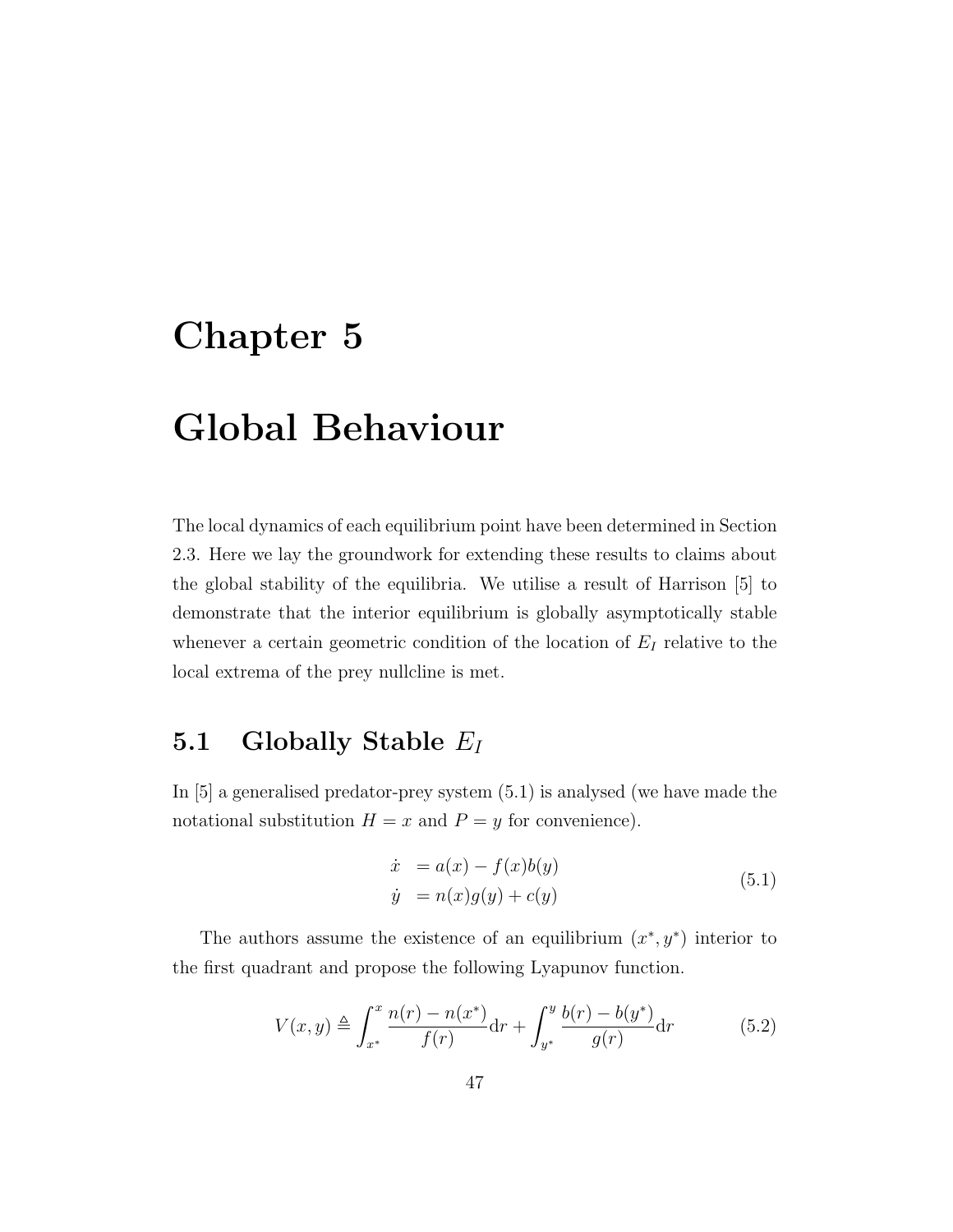# Chapter 5

# Global Behaviour

The local dynamics of each equilibrium point have been determined in Section 2.3. Here we lay the groundwork for extending these results to claims about the global stability of the equilibria. We utilise a result of Harrison [5] to demonstrate that the interior equilibrium is globally asymptotically stable whenever a certain geometric condition of the location of $E_I$ relative to the local extrema of the prey nullcline is met.

## 5.1 Globally Stable $E_I$

In [5] a generalised predator-prey system (5.1) is analysed (we have made the notational substitution $H = x$ and $P = y$ for convenience).

$$
\begin{aligned}
\dot{x} &= a(x) - f(x)b(y) \\
\dot{y} &= n(x)g(y) + c(y)
\end{aligned}
\tag{5.1}
$$

The authors assume the existence of an equilibrium $(x^*, y^*)$ interior to the first quadrant and propose the following Lyapunov function.

$$
V(x, y) \triangleq \int_{x^*}^{x} \frac{n(r) - n(x^*)}{f(r)} \mathrm{d}r + \int_{y^*}^{y} \frac{b(r) - b(y^*)}{g(r)} \mathrm{d}r \tag{5.2}
$$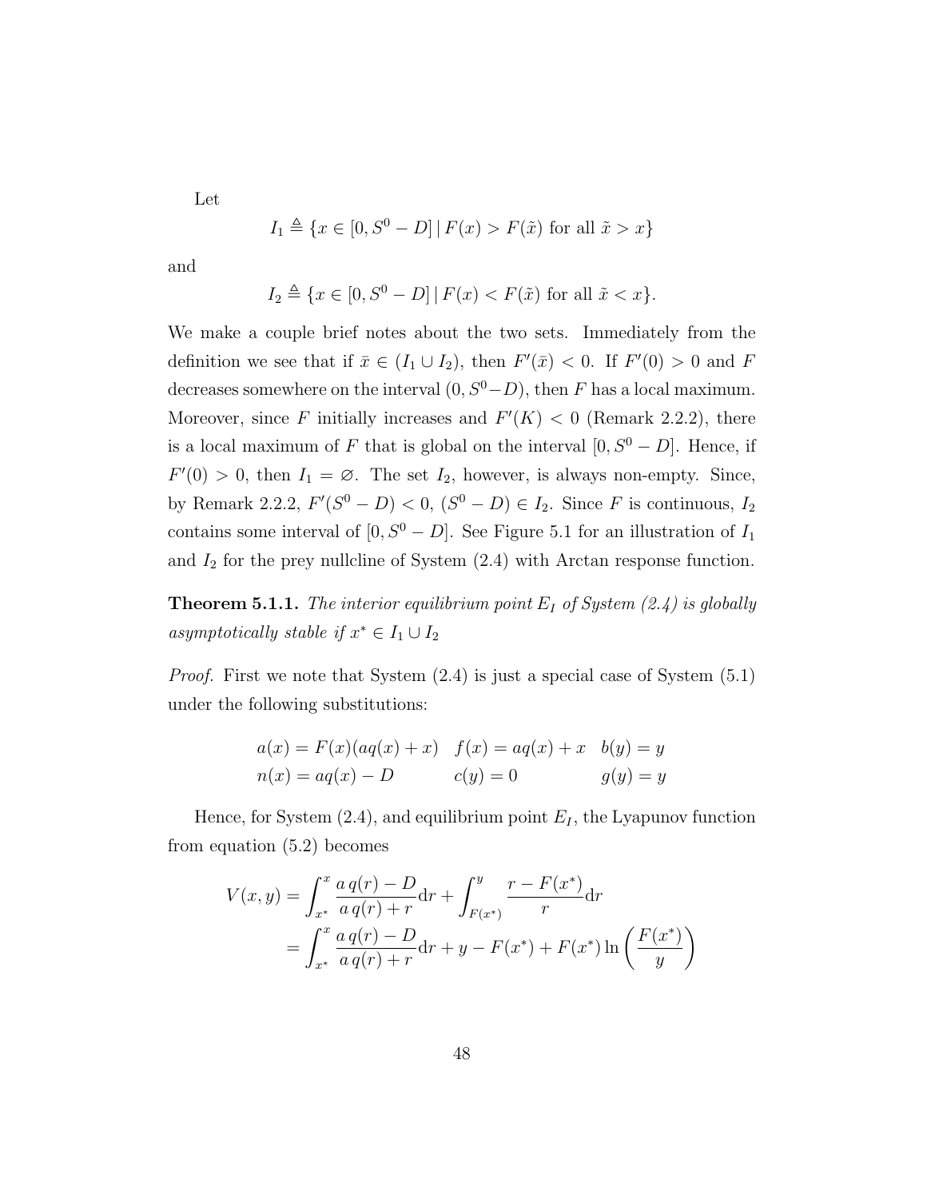Let

$$I_1 \triangleq \{x \in [0, S^0 - D] \mid F(x) > F(\tilde{x}) \text{ for all } \tilde{x} > x\}$$

and

$$I_2 \triangleq \{x \in [0, S^0 - D] \mid F(x) < F(\tilde{x}) \text{ for all } \tilde{x} < x\}.$$

We make a couple brief notes about the two sets. Immediately from the definition we see that if $\bar{x} \in (I_1 \cup I_2)$, then $F'(\bar{x}) < 0$. If $F'(0) > 0$ and $F$ decreases somewhere on the interval $(0, S^0 - D)$, then $F$ has a local maximum. Moreover, since $F$ initially increases and $F'(K) < 0$ (Remark 2.2.2), there is a local maximum of $F$ that is global on the interval $[0, S^0 - D]$. Hence, if $F'(0) > 0$, then $I_1 = \varnothing$. The set $I_2$, however, is always non-empty. Since, by Remark 2.2.2, $F'(S^0 - D) < 0$, $(S^0 - D) \in I_2$. Since $F$ is continuous, $I_2$ contains some interval of $[0, S^0 - D]$. See Figure 5.1 for an illustration of $I_1$ and $I_2$ for the prey nullcline of System (2.4) with Arctan response function.

**Theorem 5.1.1.** *The interior equilibrium point $E_I$ of System (2.4) is globally asymptotically stable if $x^* \in I_1 \cup I_2$*

*Proof.* First we note that System (2.4) is just a special case of System (5.1) under the following substitutions:

$$\begin{array}{lll} a(x) = F(x)(aq(x) + x) & f(x) = aq(x) + x & b(y) = y \\ n(x) = aq(x) - D & c(y) = 0 & g(y) = y \end{array}$$

Hence, for System (2.4), and equilibrium point $E_I$, the Lyapunov function from equation (5.2) becomes

$$\begin{aligned} V(x, y) &= \int_{x^*}^{x} \frac{a\,q(r) - D}{a\,q(r) + r} \mathrm{d}r + \int_{F(x^*)}^{y} \frac{r - F(x^*)}{r} \mathrm{d}r \\ &= \int_{x^*}^{x} \frac{a\,q(r) - D}{a\,q(r) + r} \mathrm{d}r + y - F(x^*) + F(x^*) \ln\left(\frac{F(x^*)}{y}\right) \end{aligned}$$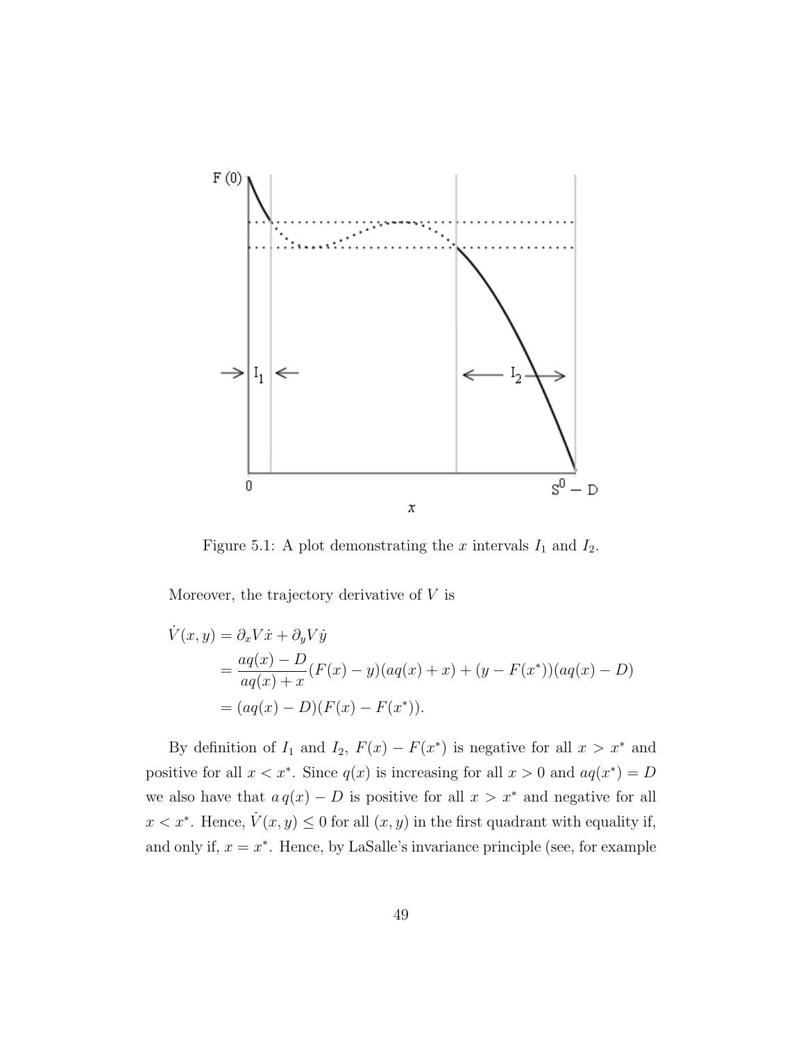Figure 5.1: A plot demonstrating the $x$ intervals $I_1$ and $I_2$.

Moreover, the trajectory derivative of $V$ is

$$
\begin{aligned}
\dot{V}(x,y) &= \partial_x V \dot{x} + \partial_y V \dot{y} \\
&= \frac{aq(x) - D}{aq(x) + x}(F(x) - y)(aq(x) + x) + (y - F(x^*))(aq(x) - D) \\
&= (aq(x) - D)(F(x) - F(x^*)).
\end{aligned}
$$

By definition of $I_1$ and $I_2$, $F(x) - F(x^*)$ is negative for all $x > x^*$ and positive for all $x < x^*$. Since $q(x)$ is increasing for all $x > 0$ and $aq(x^*) = D$ we also have that $a\,q(x) - D$ is positive for all $x > x^*$ and negative for all $x < x^*$. Hence, $\dot{V}(x,y) \leq 0$ for all $(x,y)$ in the first quadrant with equality if, and only if, $x = x^*$. Hence, by LaSalle's invariance principle (see, for example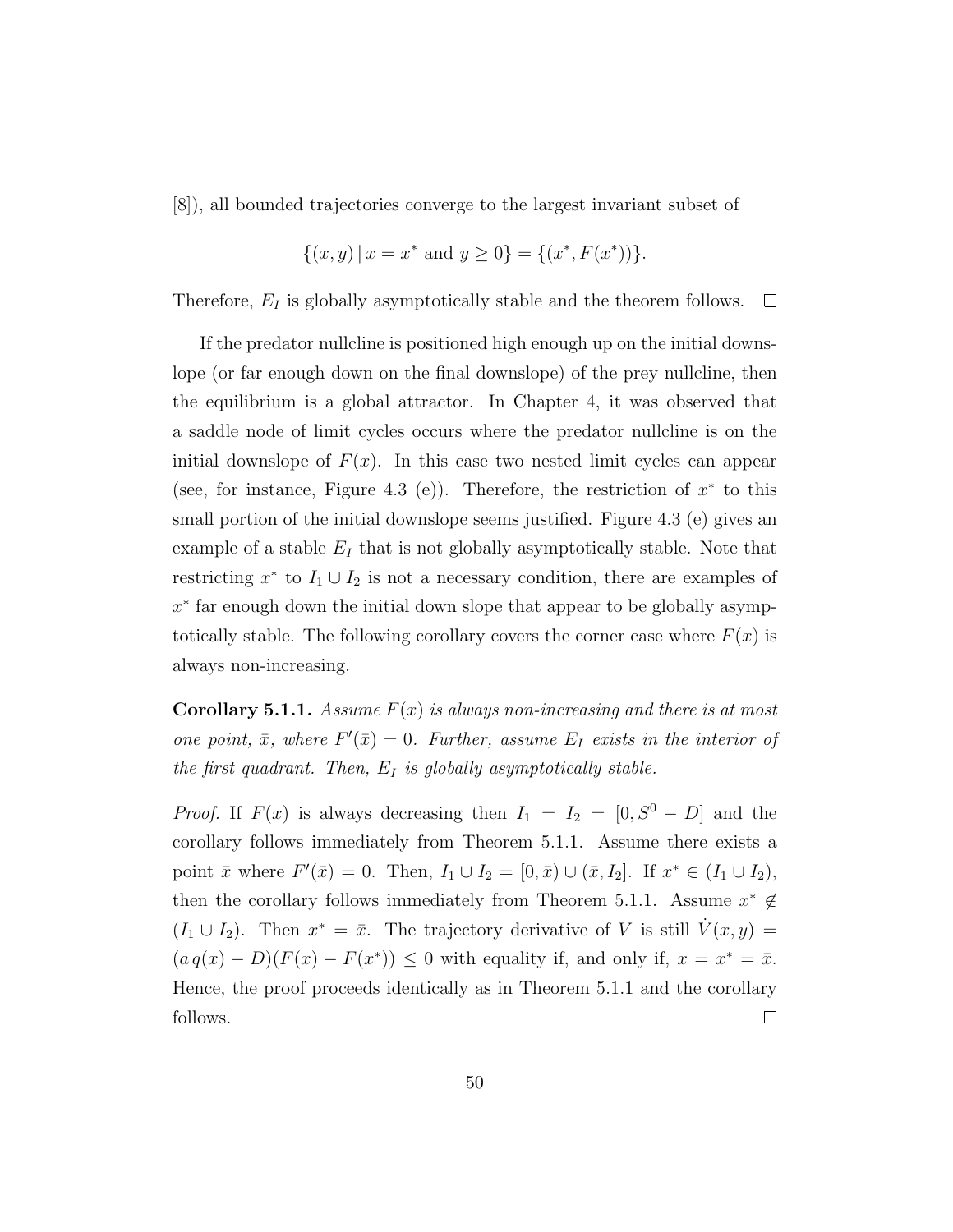[8]), all bounded trajectories converge to the largest invariant subset of

$$\{(x, y) \,|\, x = x^* \text{ and } y \geq 0\} = \{(x^*, F(x^*))\}.$$

Therefore, $E_I$ is globally asymptotically stable and the theorem follows. $\square$

If the predator nullcline is positioned high enough up on the initial downslope (or far enough down on the final downslope) of the prey nullcline, then the equilibrium is a global attractor. In Chapter 4, it was observed that a saddle node of limit cycles occurs where the predator nullcline is on the initial downslope of $F(x)$. In this case two nested limit cycles can appear (see, for instance, Figure 4.3 (e)). Therefore, the restriction of $x^*$ to this small portion of the initial downslope seems justified. Figure 4.3 (e) gives an example of a stable $E_I$ that is not globally asymptotically stable. Note that restricting $x^*$ to $I_1 \cup I_2$ is not a necessary condition, there are examples of $x^*$ far enough down the initial down slope that appear to be globally asymptotically stable. The following corollary covers the corner case where $F(x)$ is always non-increasing.

**Corollary 5.1.1.** *Assume $F(x)$ is always non-increasing and there is at most one point, $\bar{x}$, where $F'(\bar{x}) = 0$. Further, assume $E_I$ exists in the interior of the first quadrant. Then, $E_I$ is globally asymptotically stable.*

*Proof.* If $F(x)$ is always decreasing then $I_1 = I_2 = [0, S^0 - D]$ and the corollary follows immediately from Theorem 5.1.1. Assume there exists a point $\bar{x}$ where $F'(\bar{x}) = 0$. Then, $I_1 \cup I_2 = [0, \bar{x}) \cup (\bar{x}, I_2]$. If $x^* \in (I_1 \cup I_2)$, then the corollary follows immediately from Theorem 5.1.1. Assume $x^* \notin (I_1 \cup I_2)$. Then $x^* = \bar{x}$. The trajectory derivative of $V$ is still $\dot{V}(x, y) = (a\, q(x) - D)(F(x) - F(x^*)) \leq 0$ with equality if, and only if, $x = x^* = \bar{x}$. Hence, the proof proceeds identically as in Theorem 5.1.1 and the corollary follows. $\square$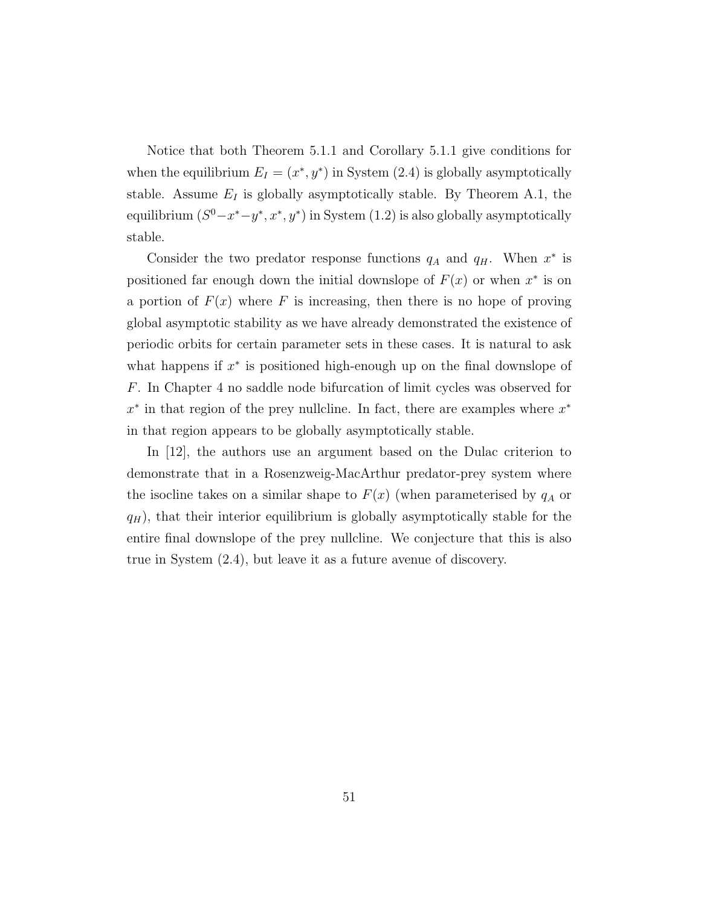Notice that both Theorem 5.1.1 and Corollary 5.1.1 give conditions for when the equilibrium $E_I = (x^*, y^*)$ in System (2.4) is globally asymptotically stable. Assume $E_I$ is globally asymptotically stable. By Theorem A.1, the equilibrium $(S^0 - x^* - y^*, x^*, y^*)$ in System (1.2) is also globally asymptotically stable.

Consider the two predator response functions $q_A$ and $q_H$. When $x^*$ is positioned far enough down the initial downslope of $F(x)$ or when $x^*$ is on a portion of $F(x)$ where $F$ is increasing, then there is no hope of proving global asymptotic stability as we have already demonstrated the existence of periodic orbits for certain parameter sets in these cases. It is natural to ask what happens if $x^*$ is positioned high-enough up on the final downslope of $F$. In Chapter 4 no saddle node bifurcation of limit cycles was observed for $x^*$ in that region of the prey nullcline. In fact, there are examples where $x^*$ in that region appears to be globally asymptotically stable.

In [12], the authors use an argument based on the Dulac criterion to demonstrate that in a Rosenzweig-MacArthur predator-prey system where the isocline takes on a similar shape to $F(x)$ (when parameterised by $q_A$ or $q_H$), that their interior equilibrium is globally asymptotically stable for the entire final downslope of the prey nullcline. We conjecture that this is also true in System (2.4), but leave it as a future avenue of discovery.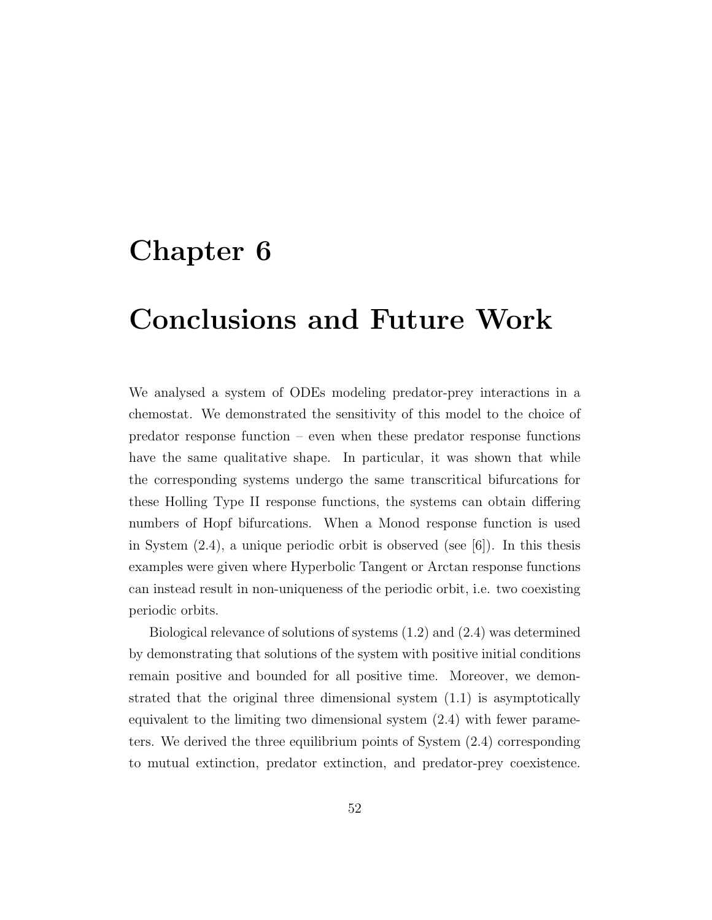# Chapter 6

# Conclusions and Future Work

We analysed a system of ODEs modeling predator-prey interactions in a chemostat. We demonstrated the sensitivity of this model to the choice of predator response function – even when these predator response functions have the same qualitative shape. In particular, it was shown that while the corresponding systems undergo the same transcritical bifurcations for these Holling Type II response functions, the systems can obtain differing numbers of Hopf bifurcations. When a Monod response function is used in System (2.4), a unique periodic orbit is observed (see [6]). In this thesis examples were given where Hyperbolic Tangent or Arctan response functions can instead result in non-uniqueness of the periodic orbit, i.e. two coexisting periodic orbits.

Biological relevance of solutions of systems (1.2) and (2.4) was determined by demonstrating that solutions of the system with positive initial conditions remain positive and bounded for all positive time. Moreover, we demonstrated that the original three dimensional system (1.1) is asymptotically equivalent to the limiting two dimensional system (2.4) with fewer parameters. We derived the three equilibrium points of System (2.4) corresponding to mutual extinction, predator extinction, and predator-prey coexistence.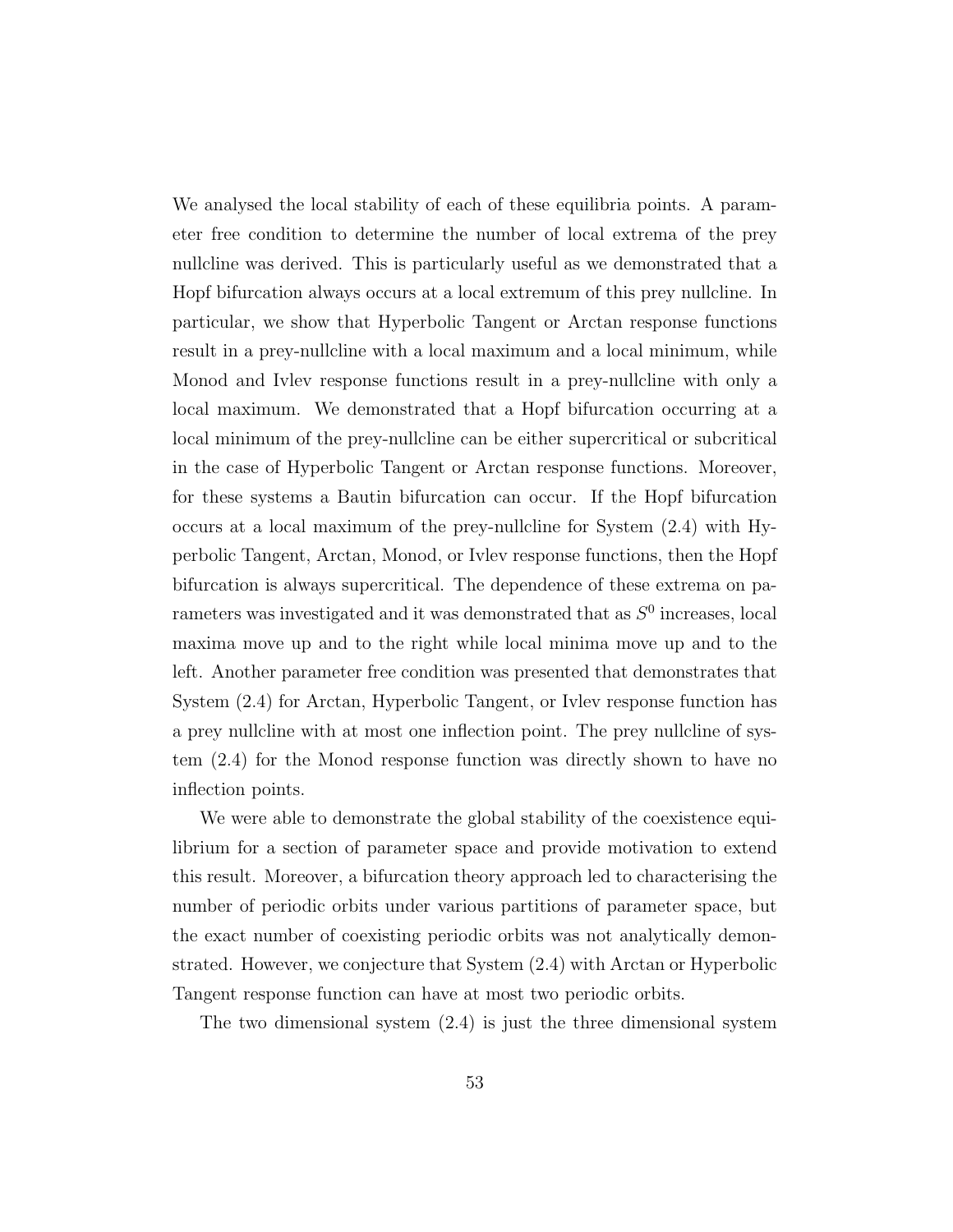We analysed the local stability of each of these equilibria points. A parameter free condition to determine the number of local extrema of the prey nullcline was derived. This is particularly useful as we demonstrated that a Hopf bifurcation always occurs at a local extremum of this prey nullcline. In particular, we show that Hyperbolic Tangent or Arctan response functions result in a prey-nullcline with a local maximum and a local minimum, while Monod and Ivlev response functions result in a prey-nullcline with only a local maximum. We demonstrated that a Hopf bifurcation occurring at a local minimum of the prey-nullcline can be either supercritical or subcritical in the case of Hyperbolic Tangent or Arctan response functions. Moreover, for these systems a Bautin bifurcation can occur. If the Hopf bifurcation occurs at a local maximum of the prey-nullcline for System (2.4) with Hyperbolic Tangent, Arctan, Monod, or Ivlev response functions, then the Hopf bifurcation is always supercritical. The dependence of these extrema on parameters was investigated and it was demonstrated that as $S^0$ increases, local maxima move up and to the right while local minima move up and to the left. Another parameter free condition was presented that demonstrates that System (2.4) for Arctan, Hyperbolic Tangent, or Ivlev response function has a prey nullcline with at most one inflection point. The prey nullcline of system (2.4) for the Monod response function was directly shown to have no inflection points.

We were able to demonstrate the global stability of the coexistence equilibrium for a section of parameter space and provide motivation to extend this result. Moreover, a bifurcation theory approach led to characterising the number of periodic orbits under various partitions of parameter space, but the exact number of coexisting periodic orbits was not analytically demonstrated. However, we conjecture that System (2.4) with Arctan or Hyperbolic Tangent response function can have at most two periodic orbits.

The two dimensional system (2.4) is just the three dimensional system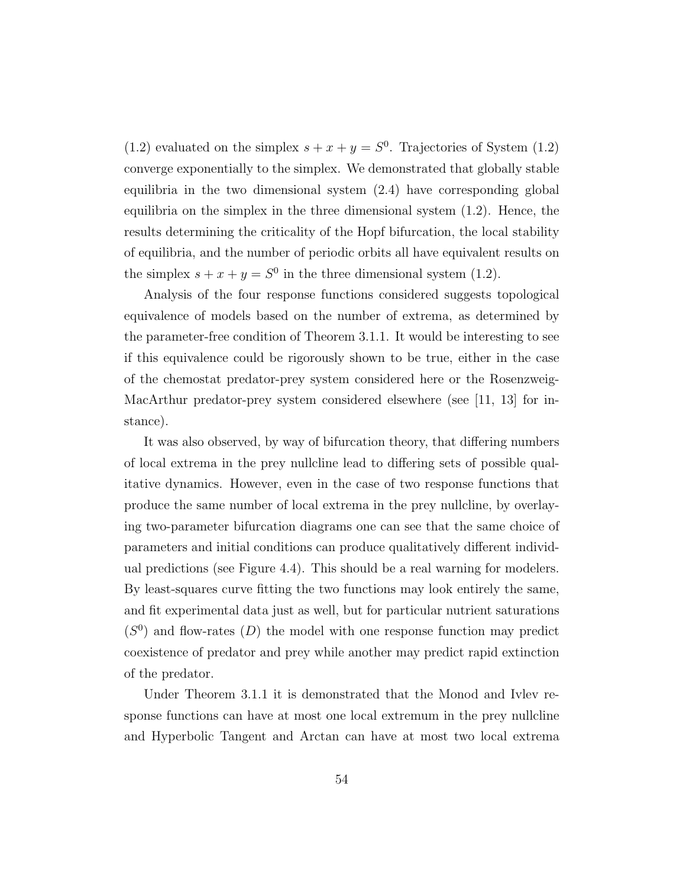(1.2) evaluated on the simplex $s + x + y = S^0$. Trajectories of System (1.2) converge exponentially to the simplex. We demonstrated that globally stable equilibria in the two dimensional system (2.4) have corresponding global equilibria on the simplex in the three dimensional system (1.2). Hence, the results determining the criticality of the Hopf bifurcation, the local stability of equilibria, and the number of periodic orbits all have equivalent results on the simplex $s + x + y = S^0$ in the three dimensional system (1.2).

Analysis of the four response functions considered suggests topological equivalence of models based on the number of extrema, as determined by the parameter-free condition of Theorem 3.1.1. It would be interesting to see if this equivalence could be rigorously shown to be true, either in the case of the chemostat predator-prey system considered here or the Rosenzweig-MacArthur predator-prey system considered elsewhere (see [11, 13] for instance).

It was also observed, by way of bifurcation theory, that differing numbers of local extrema in the prey nullcline lead to differing sets of possible qualitative dynamics. However, even in the case of two response functions that produce the same number of local extrema in the prey nullcline, by overlaying two-parameter bifurcation diagrams one can see that the same choice of parameters and initial conditions can produce qualitatively different individual predictions (see Figure 4.4). This should be a real warning for modelers. By least-squares curve fitting the two functions may look entirely the same, and fit experimental data just as well, but for particular nutrient saturations ($S^0$) and flow-rates ($D$) the model with one response function may predict coexistence of predator and prey while another may predict rapid extinction of the predator.

Under Theorem 3.1.1 it is demonstrated that the Monod and Ivlev response functions can have at most one local extremum in the prey nullcline and Hyperbolic Tangent and Arctan can have at most two local extrema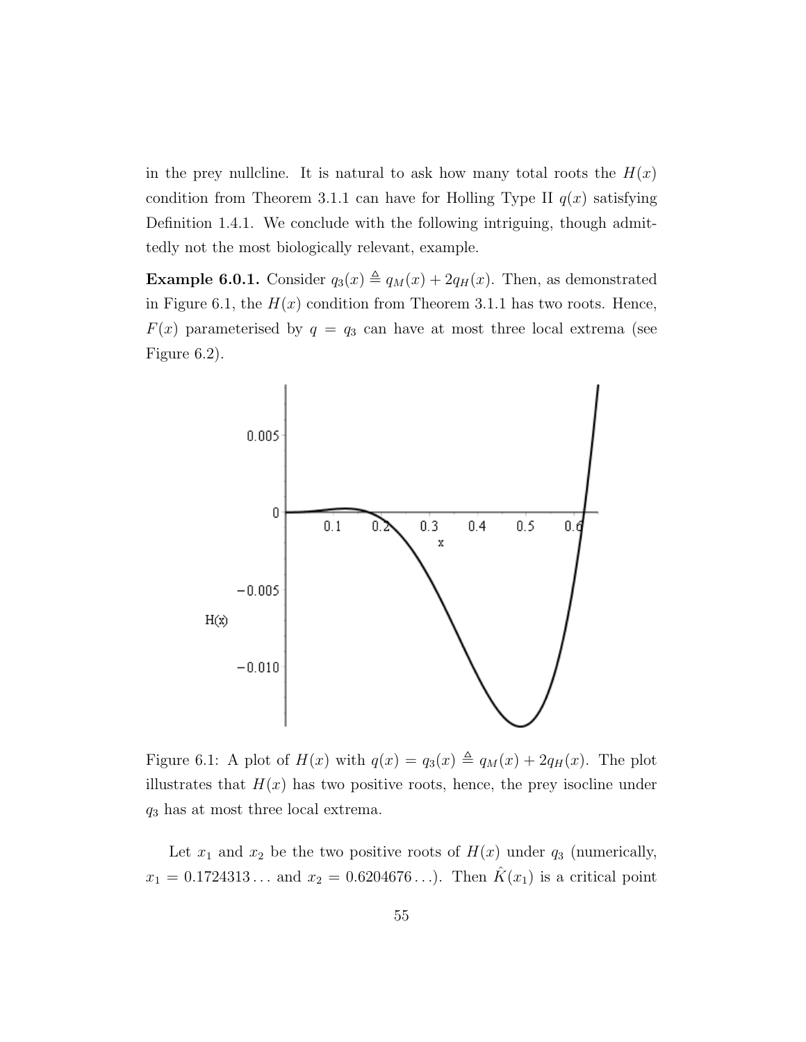in the prey nullcline. It is natural to ask how many total roots the $H(x)$ condition from Theorem 3.1.1 can have for Holling Type II $q(x)$ satisfying Definition 1.4.1. We conclude with the following intriguing, though admittedly not the most biologically relevant, example.

**Example 6.0.1.** Consider $q_3(x) \triangleq q_M(x) + 2q_H(x)$. Then, as demonstrated in Figure 6.1, the $H(x)$ condition from Theorem 3.1.1 has two roots. Hence, $F(x)$ parameterised by $q = q_3$ can have at most three local extrema (see Figure 6.2).

Figure 6.1: A plot of $H(x)$ with $q(x) = q_3(x) \triangleq q_M(x) + 2q_H(x)$. The plot illustrates that $H(x)$ has two positive roots, hence, the prey isocline under $q_3$ has at most three local extrema.

Let $x_1$ and $x_2$ be the two positive roots of $H(x)$ under $q_3$ (numerically, $x_1 = 0.1724313\ldots$ and $x_2 = 0.6204676\ldots$). Then $\hat{K}(x_1)$ is a critical point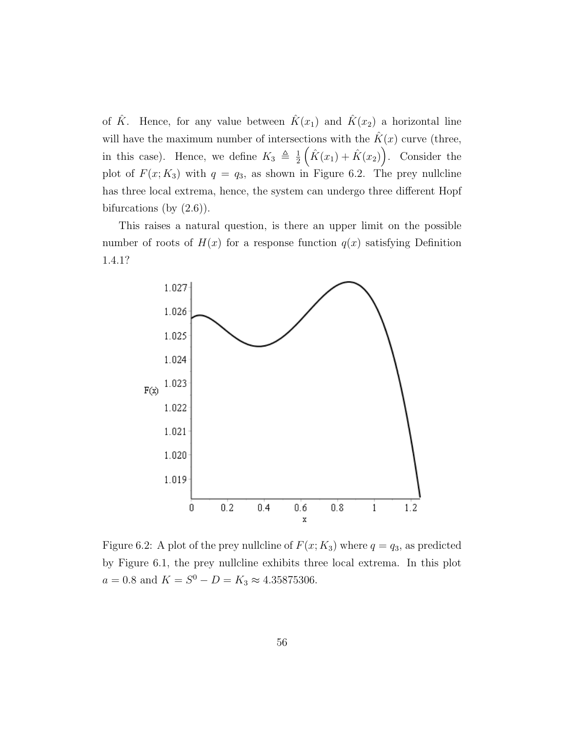of $\hat{K}$. Hence, for any value between $\hat{K}(x_1)$ and $\hat{K}(x_2)$ a horizontal line will have the maximum number of intersections with the $\hat{K}(x)$ curve (three, in this case). Hence, we define $K_3 \triangleq \frac{1}{2}\left(\hat{K}(x_1) + \hat{K}(x_2)\right)$. Consider the plot of $F(x; K_3)$ with $q = q_3$, as shown in Figure 6.2. The prey nullcline has three local extrema, hence, the system can undergo three different Hopf bifurcations (by (2.6)).

This raises a natural question, is there an upper limit on the possible number of roots of $H(x)$ for a response function $q(x)$ satisfying Definition 1.4.1?

Figure 6.2: A plot of the prey nullcline of $F(x; K_3)$ where $q = q_3$, as predicted by Figure 6.1, the prey nullcline exhibits three local extrema. In this plot $a = 0.8$ and $K = S^0 - D = K_3 \approx 4.35875306$.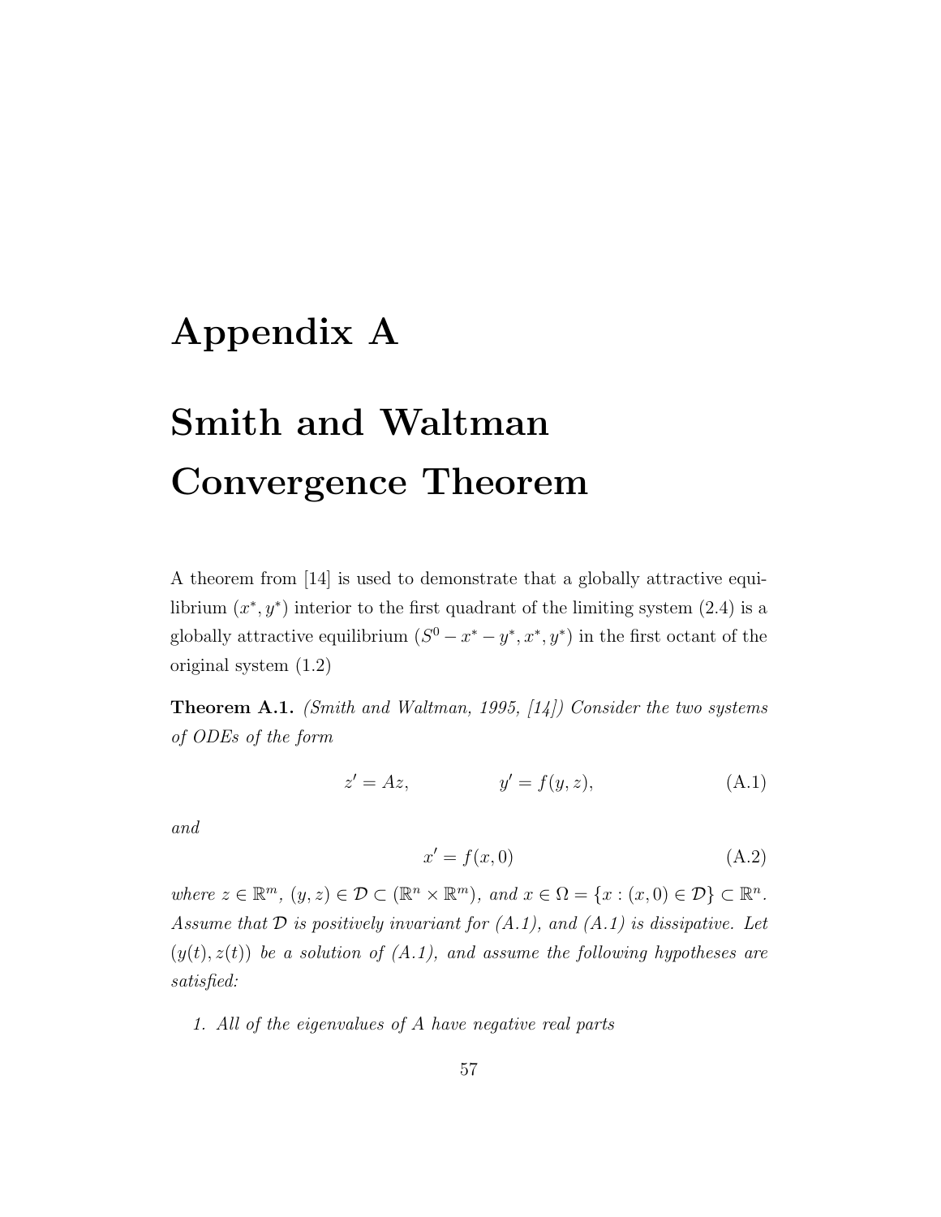# Appendix A

# Smith and Waltman Convergence Theorem

A theorem from [14] is used to demonstrate that a globally attractive equilibrium $(x^*, y^*)$ interior to the first quadrant of the limiting system (2.4) is a globally attractive equilibrium $(S^0 - x^* - y^*, x^*, y^*)$ in the first octant of the original system (1.2)

**Theorem A.1.** *(Smith and Waltman, 1995, [14]) Consider the two systems of ODEs of the form*

$$z' = Az, \qquad\qquad y' = f(y, z), \tag{A.1}$$

*and*

$$x' = f(x, 0) \tag{A.2}$$

*where $z \in \mathbb{R}^m$, $(y, z) \in \mathcal{D} \subset (\mathbb{R}^n \times \mathbb{R}^m)$, and $x \in \Omega = \{x : (x, 0) \in \mathcal{D}\} \subset \mathbb{R}^n$. Assume that $\mathcal{D}$ is positively invariant for (A.1), and (A.1) is dissipative. Let $(y(t), z(t))$ be a solution of (A.1), and assume the following hypotheses are satisfied:*

1. *All of the eigenvalues of $A$ have negative real parts*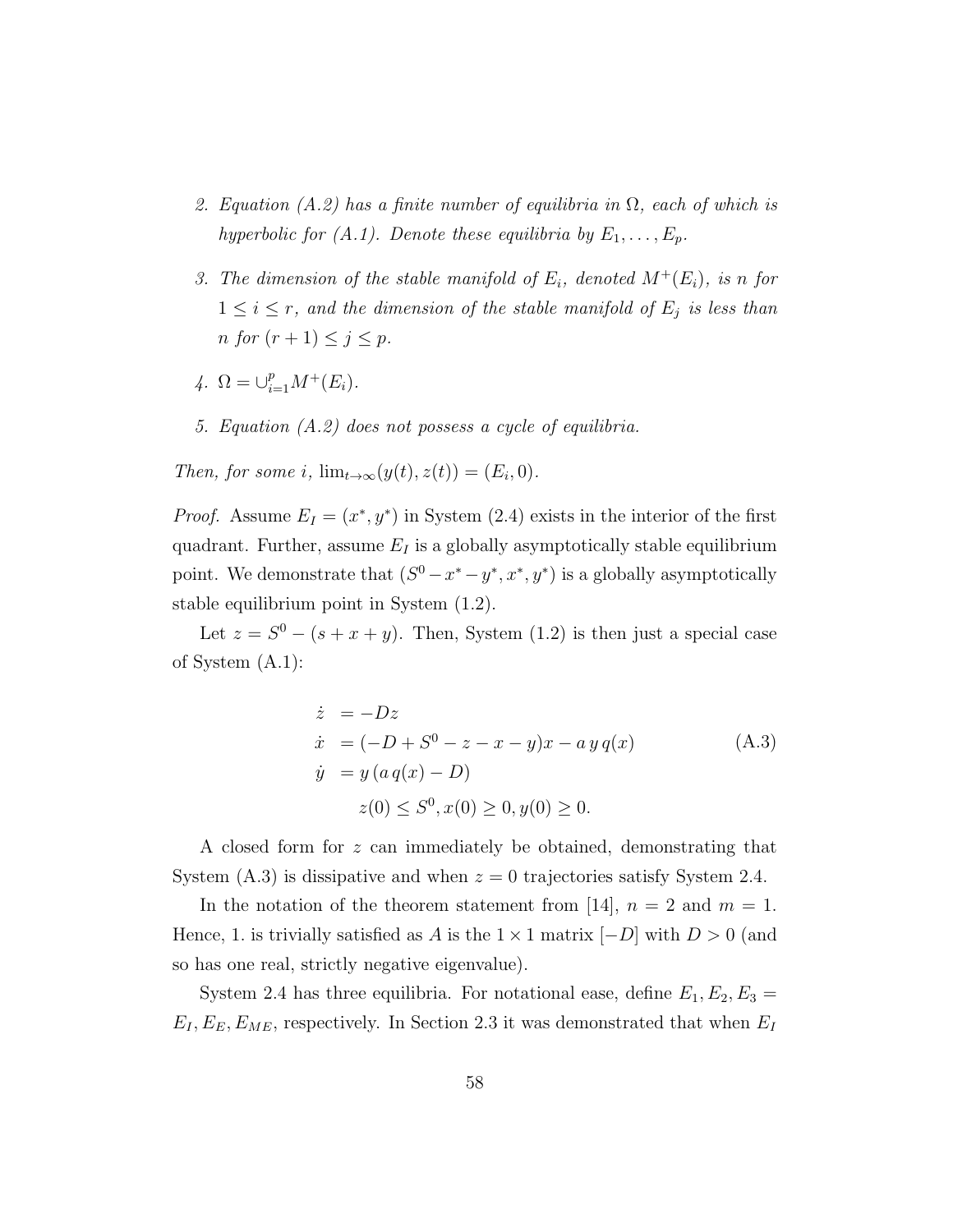2. *Equation (A.2) has a finite number of equilibria in* $\Omega$*, each of which is hyperbolic for (A.1). Denote these equilibria by* $E_1, \ldots, E_p$*.*

3. *The dimension of the stable manifold of* $E_i$*, denoted* $M^+(E_i)$*, is* $n$ *for* $1 \leq i \leq r$*, and the dimension of the stable manifold of* $E_j$ *is less than* $n$ *for* $(r+1) \leq j \leq p$*.*

4. $\Omega = \cup_{i=1}^{p} M^+(E_i)$*.*

5. *Equation (A.2) does not possess a cycle of equilibria.*

*Then, for some* $i$*,* $\lim_{t\to\infty}(y(t), z(t)) = (E_i, 0)$*.*

*Proof.* Assume $E_I = (x^*, y^*)$ in System (2.4) exists in the interior of the first quadrant. Further, assume $E_I$ is a globally asymptotically stable equilibrium point. We demonstrate that $(S^0 - x^* - y^*, x^*, y^*)$ is a globally asymptotically stable equilibrium point in System (1.2).

Let $z = S^0 - (s + x + y)$. Then, System (1.2) is then just a special case of System (A.1):

$$
\begin{aligned}
\dot{z} \;&= -Dz \\
\dot{x} \;&= (-D + S^0 - z - x - y)x - a\, y\, q(x) \\
\dot{y} \;&= y\,(a\, q(x) - D) \\
&\quad z(0) \leq S^0, x(0) \geq 0, y(0) \geq 0.
\end{aligned}
\tag{A.3}
$$

A closed form for $z$ can immediately be obtained, demonstrating that System (A.3) is dissipative and when $z = 0$ trajectories satisfy System 2.4.

In the notation of the theorem statement from [14], $n = 2$ and $m = 1$. Hence, 1. is trivially satisfied as $A$ is the $1 \times 1$ matrix $[-D]$ with $D > 0$ (and so has one real, strictly negative eigenvalue).

System 2.4 has three equilibria. For notational ease, define $E_1, E_2, E_3 = E_I, E_E, E_{ME}$, respectively. In Section 2.3 it was demonstrated that when $E_I$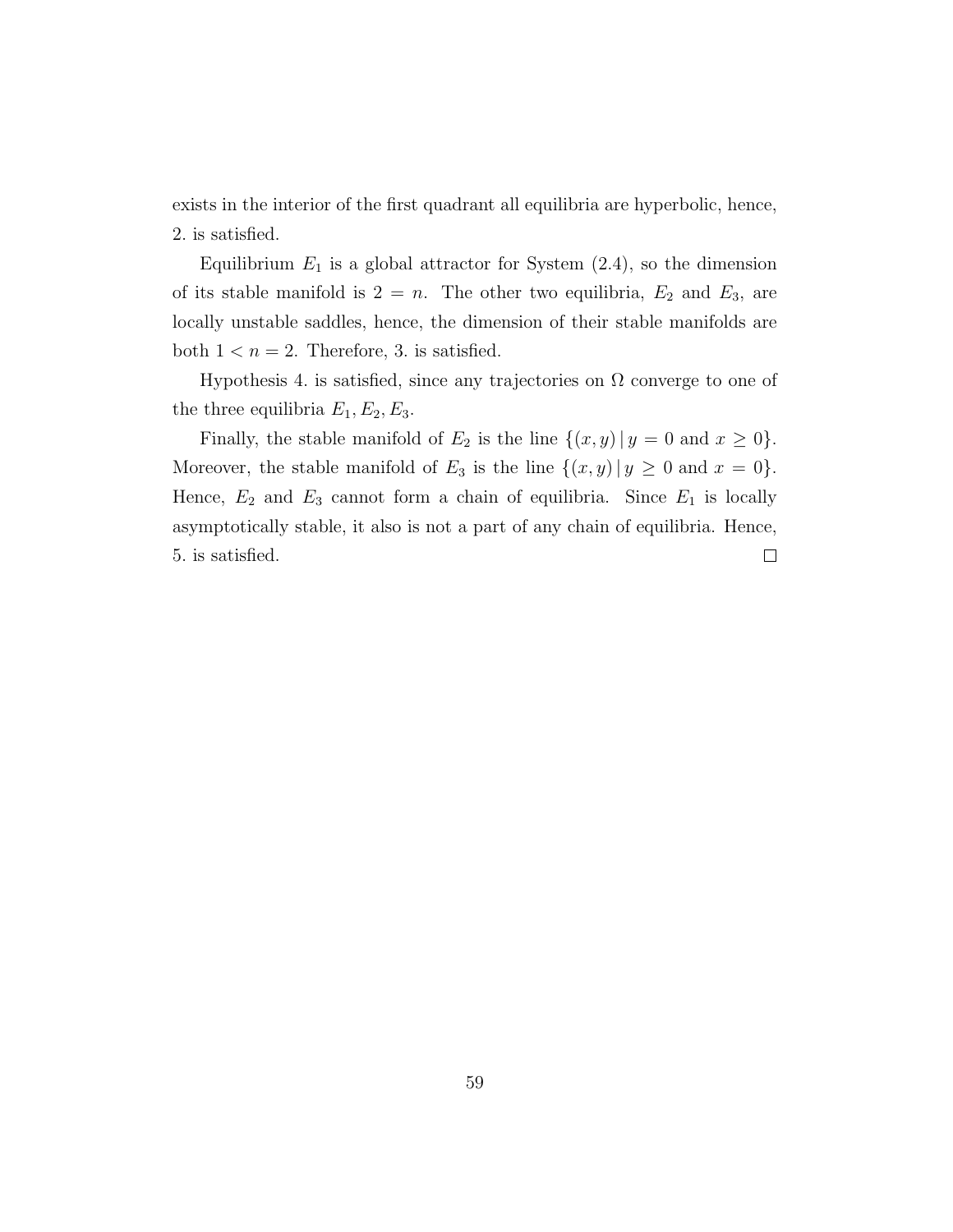exists in the interior of the first quadrant all equilibria are hyperbolic, hence, 2. is satisfied.

Equilibrium $E_1$ is a global attractor for System (2.4), so the dimension of its stable manifold is $2 = n$. The other two equilibria, $E_2$ and $E_3$, are locally unstable saddles, hence, the dimension of their stable manifolds are both $1 < n = 2$. Therefore, 3. is satisfied.

Hypothesis 4. is satisfied, since any trajectories on $\Omega$ converge to one of the three equilibria $E_1, E_2, E_3$.

Finally, the stable manifold of $E_2$ is the line $\{(x, y) \,|\, y = 0 \text{ and } x \geq 0\}$. Moreover, the stable manifold of $E_3$ is the line $\{(x, y) \,|\, y \geq 0 \text{ and } x = 0\}$. Hence, $E_2$ and $E_3$ cannot form a chain of equilibria. Since $E_1$ is locally asymptotically stable, it also is not a part of any chain of equilibria. Hence, 5. is satisfied. □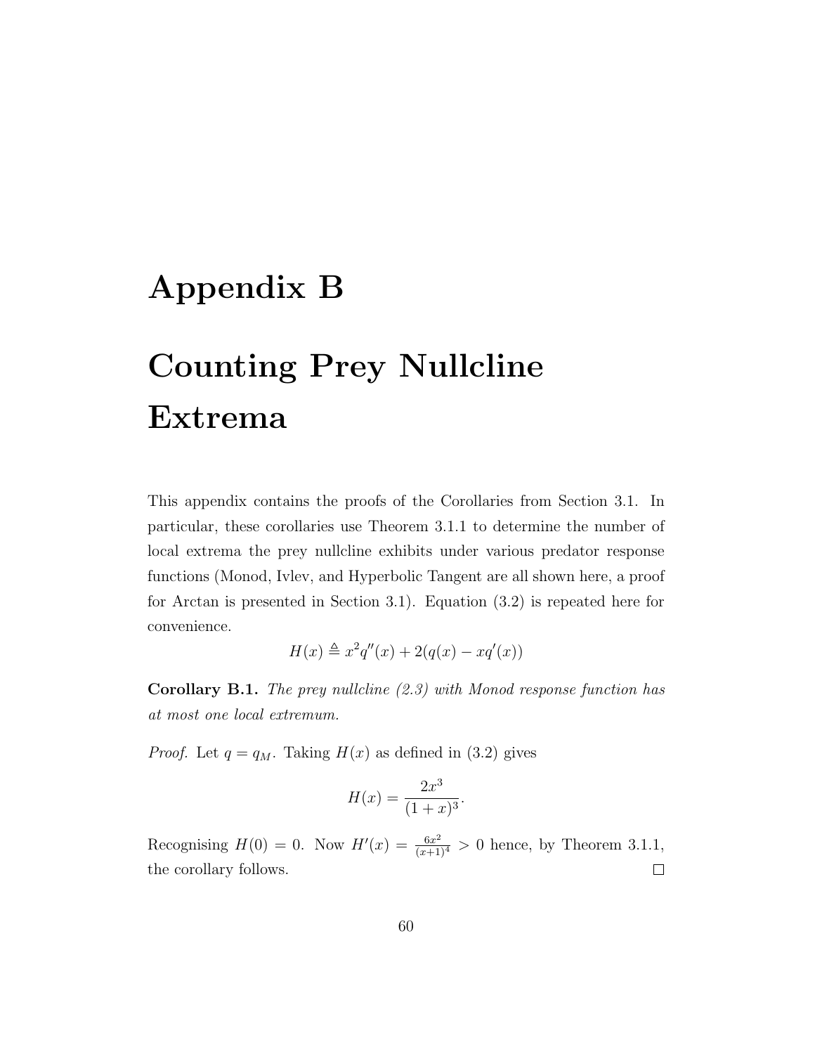# Appendix B

# Counting Prey Nullcline Extrema

This appendix contains the proofs of the Corollaries from Section 3.1. In particular, these corollaries use Theorem 3.1.1 to determine the number of local extrema the prey nullcline exhibits under various predator response functions (Monod, Ivlev, and Hyperbolic Tangent are all shown here, a proof for Arctan is presented in Section 3.1). Equation (3.2) is repeated here for convenience.

$$H(x) \triangleq x^2 q''(x) + 2(q(x) - xq'(x))$$

**Corollary B.1.** *The prey nullcline (2.3) with Monod response function has at most one local extremum.*

*Proof.* Let $q = q_M$. Taking $H(x)$ as defined in (3.2) gives

$$H(x) = \frac{2x^3}{(1+x)^3}.$$

Recognising $H(0) = 0$. Now $H'(x) = \frac{6x^2}{(x+1)^4} > 0$ hence, by Theorem 3.1.1, the corollary follows. □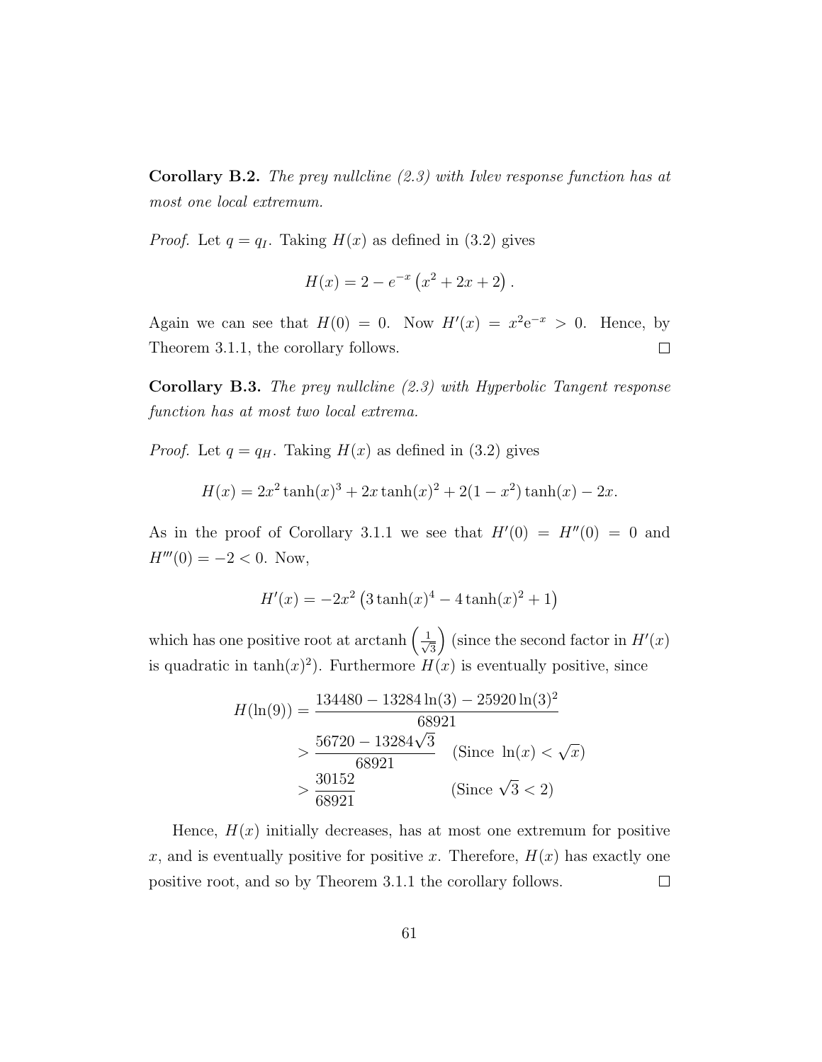**Corollary B.2.** *The prey nullcline (2.3) with Ivlev response function has at most one local extremum.*

*Proof.* Let $q = q_I$. Taking $H(x)$ as defined in (3.2) gives

$$H(x) = 2 - e^{-x}\left(x^2 + 2x + 2\right).$$

Again we can see that $H(0) = 0$. Now $H'(x) = x^2 e^{-x} > 0$. Hence, by Theorem 3.1.1, the corollary follows. □

**Corollary B.3.** *The prey nullcline (2.3) with Hyperbolic Tangent response function has at most two local extrema.*

*Proof.* Let $q = q_H$. Taking $H(x)$ as defined in (3.2) gives

$$H(x) = 2x^2 \tanh(x)^3 + 2x \tanh(x)^2 + 2(1 - x^2)\tanh(x) - 2x.$$

As in the proof of Corollary 3.1.1 we see that $H'(0) = H''(0) = 0$ and $H'''(0) = -2 < 0$. Now,

$$H'(x) = -2x^2\left(3\tanh(x)^4 - 4\tanh(x)^2 + 1\right)$$

which has one positive root at $\operatorname{arctanh}\left(\frac{1}{\sqrt{3}}\right)$ (since the second factor in $H'(x)$ is quadratic in $\tanh(x)^2$). Furthermore $H(x)$ is eventually positive, since

$$\begin{aligned}
H(\ln(9)) &= \frac{134480 - 13284\ln(3) - 25920\ln(3)^2}{68921} \\
&> \frac{56720 - 13284\sqrt{3}}{68921} \quad \text{(Since } \ln(x) < \sqrt{x}\text{)} \\
&> \frac{30152}{68921} \qquad\qquad\quad \text{(Since } \sqrt{3} < 2\text{)}
\end{aligned}$$

Hence, $H(x)$ initially decreases, has at most one extremum for positive $x$, and is eventually positive for positive $x$. Therefore, $H(x)$ has exactly one positive root, and so by Theorem 3.1.1 the corollary follows. □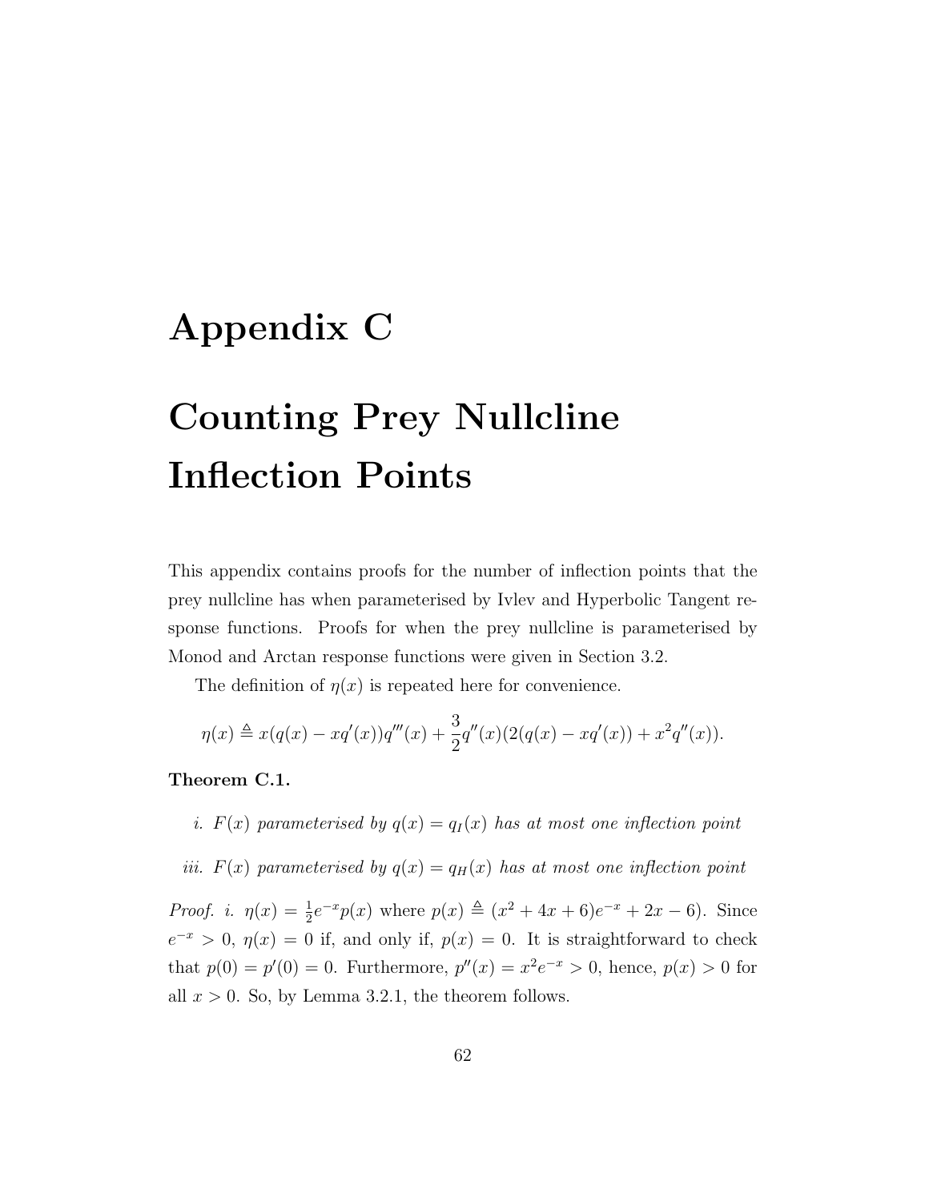# Appendix C

# Counting Prey Nullcline Inflection Points

This appendix contains proofs for the number of inflection points that the prey nullcline has when parameterised by Ivlev and Hyperbolic Tangent response functions. Proofs for when the prey nullcline is parameterised by Monod and Arctan response functions were given in Section 3.2.

The definition of $\eta(x)$ is repeated here for convenience.

$$\eta(x) \triangleq x(q(x) - xq'(x))q'''(x) + \frac{3}{2}q''(x)(2(q(x) - xq'(x)) + x^2q''(x)).$$

**Theorem C.1.**

*i. $F(x)$ parameterised by $q(x) = q_I(x)$ has at most one inflection point*

*iii. $F(x)$ parameterised by $q(x) = q_H(x)$ has at most one inflection point*

*Proof. i.* $\eta(x) = \frac{1}{2}e^{-x}p(x)$ where $p(x) \triangleq (x^2 + 4x + 6)e^{-x} + 2x - 6)$. Since $e^{-x} > 0$, $\eta(x) = 0$ if, and only if, $p(x) = 0$. It is straightforward to check that $p(0) = p'(0) = 0$. Furthermore, $p''(x) = x^2e^{-x} > 0$, hence, $p(x) > 0$ for all $x > 0$. So, by Lemma 3.2.1, the theorem follows.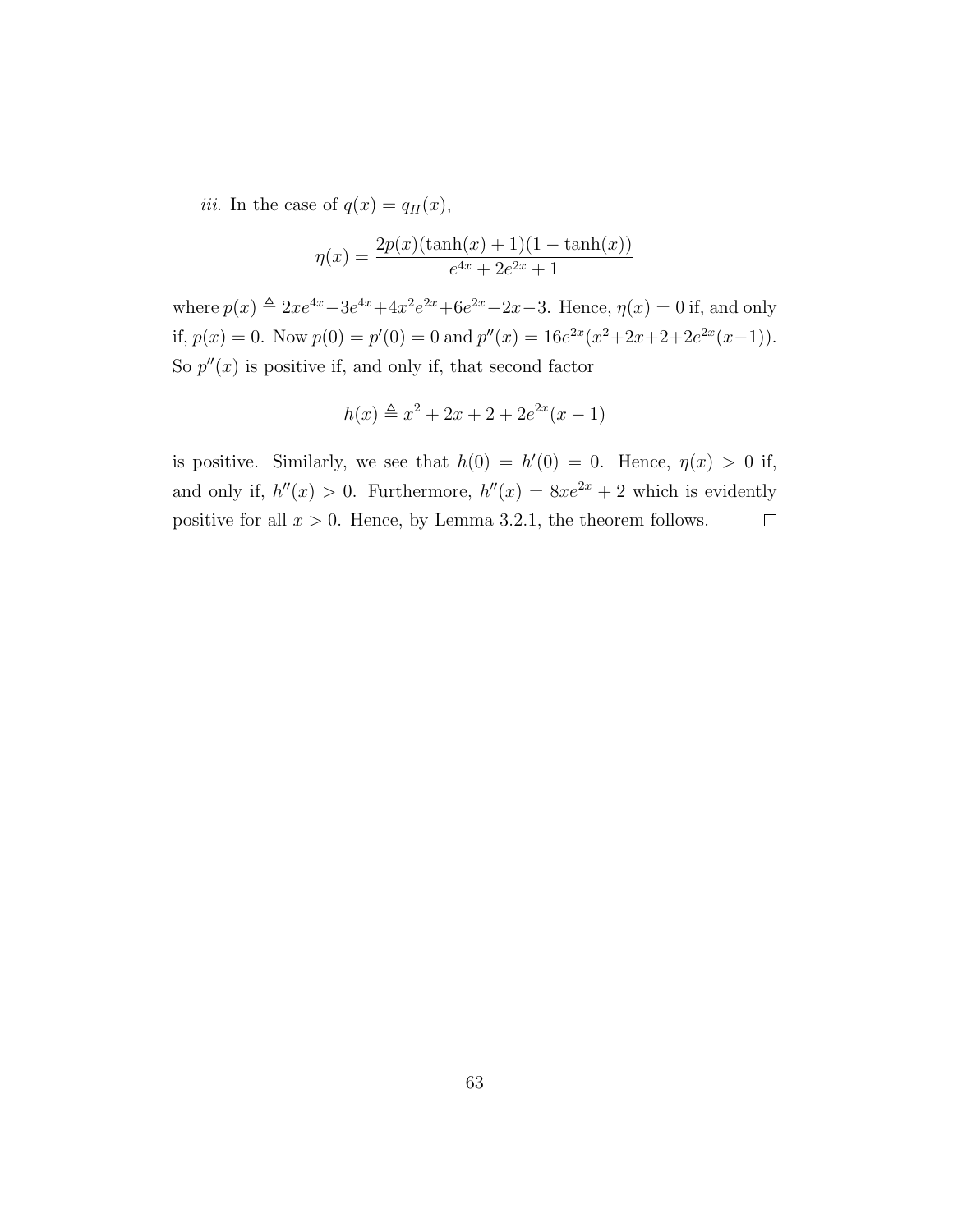*iii.* In the case of $q(x) = q_H(x)$,

$$\eta(x) = \frac{2p(x)(\tanh(x) + 1)(1 - \tanh(x))}{e^{4x} + 2e^{2x} + 1}$$

where $p(x) \triangleq 2xe^{4x} - 3e^{4x} + 4x^2e^{2x} + 6e^{2x} - 2x - 3$. Hence, $\eta(x) = 0$ if, and only if, $p(x) = 0$. Now $p(0) = p'(0) = 0$ and $p''(x) = 16e^{2x}(x^2 + 2x + 2 + 2e^{2x}(x - 1))$. So $p''(x)$ is positive if, and only if, that second factor

$$h(x) \triangleq x^2 + 2x + 2 + 2e^{2x}(x - 1)$$

is positive. Similarly, we see that $h(0) = h'(0) = 0$. Hence, $\eta(x) > 0$ if, and only if, $h''(x) > 0$. Furthermore, $h''(x) = 8xe^{2x} + 2$ which is evidently positive for all $x > 0$. Hence, by Lemma 3.2.1, the theorem follows. $\square$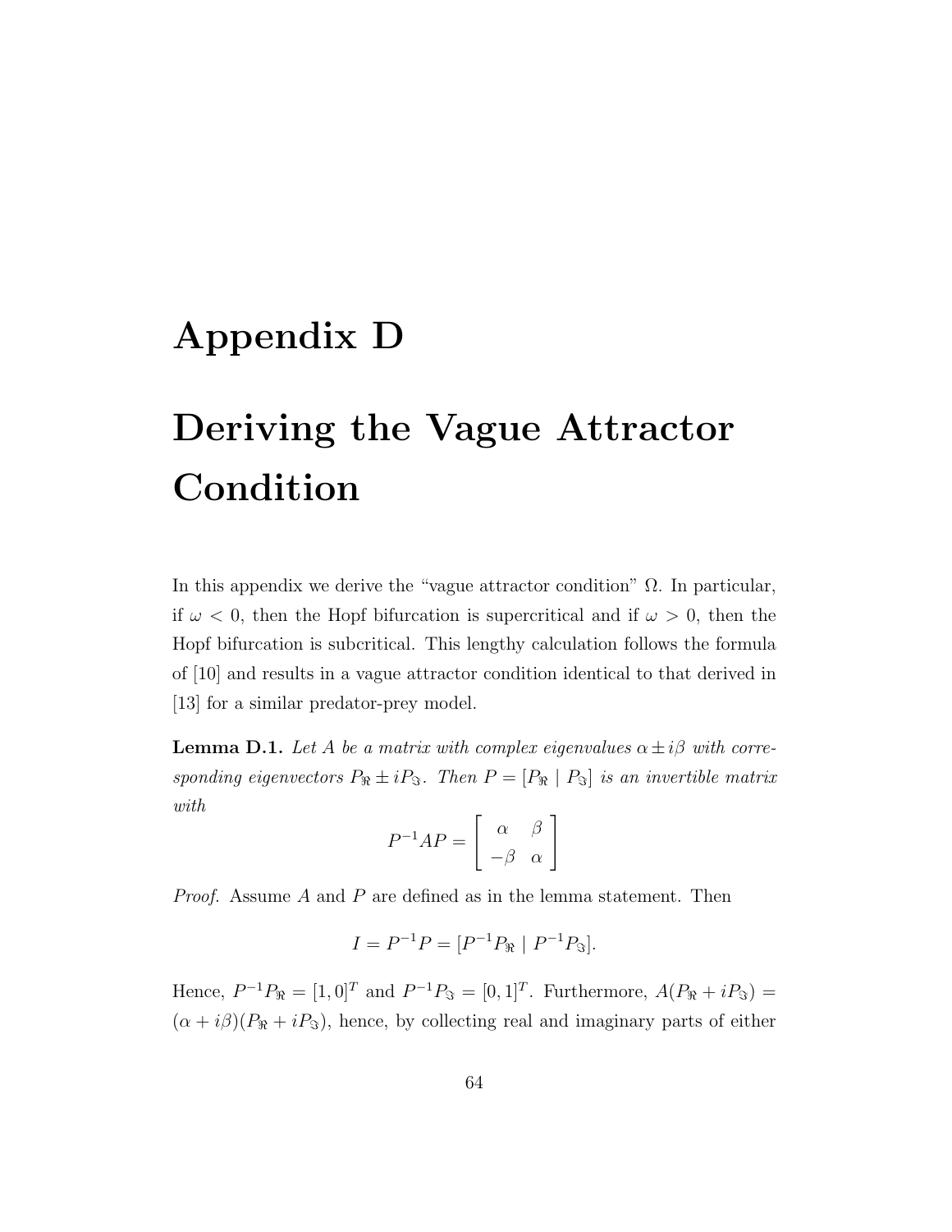# Appendix D

# Deriving the Vague Attractor Condition

In this appendix we derive the "vague attractor condition" $\Omega$. In particular, if $\omega < 0$, then the Hopf bifurcation is supercritical and if $\omega > 0$, then the Hopf bifurcation is subcritical. This lengthy calculation follows the formula of [10] and results in a vague attractor condition identical to that derived in [13] for a similar predator-prey model.

**Lemma D.1.** *Let $A$ be a matrix with complex eigenvalues $\alpha \pm i\beta$ with corresponding eigenvectors $P_{\Re} \pm iP_{\Im}$. Then $P = [P_{\Re} \mid P_{\Im}]$ is an invertible matrix with*

$$P^{-1}AP = \begin{bmatrix} \alpha & \beta \\ -\beta & \alpha \end{bmatrix}$$

*Proof.* Assume $A$ and $P$ are defined as in the lemma statement. Then

$$I = P^{-1}P = [P^{-1}P_{\Re} \mid P^{-1}P_{\Im}].$$

Hence, $P^{-1}P_{\Re} = [1, 0]^T$ and $P^{-1}P_{\Im} = [0, 1]^T$. Furthermore, $A(P_{\Re} + iP_{\Im}) = (\alpha + i\beta)(P_{\Re} + iP_{\Im})$, hence, by collecting real and imaginary parts of either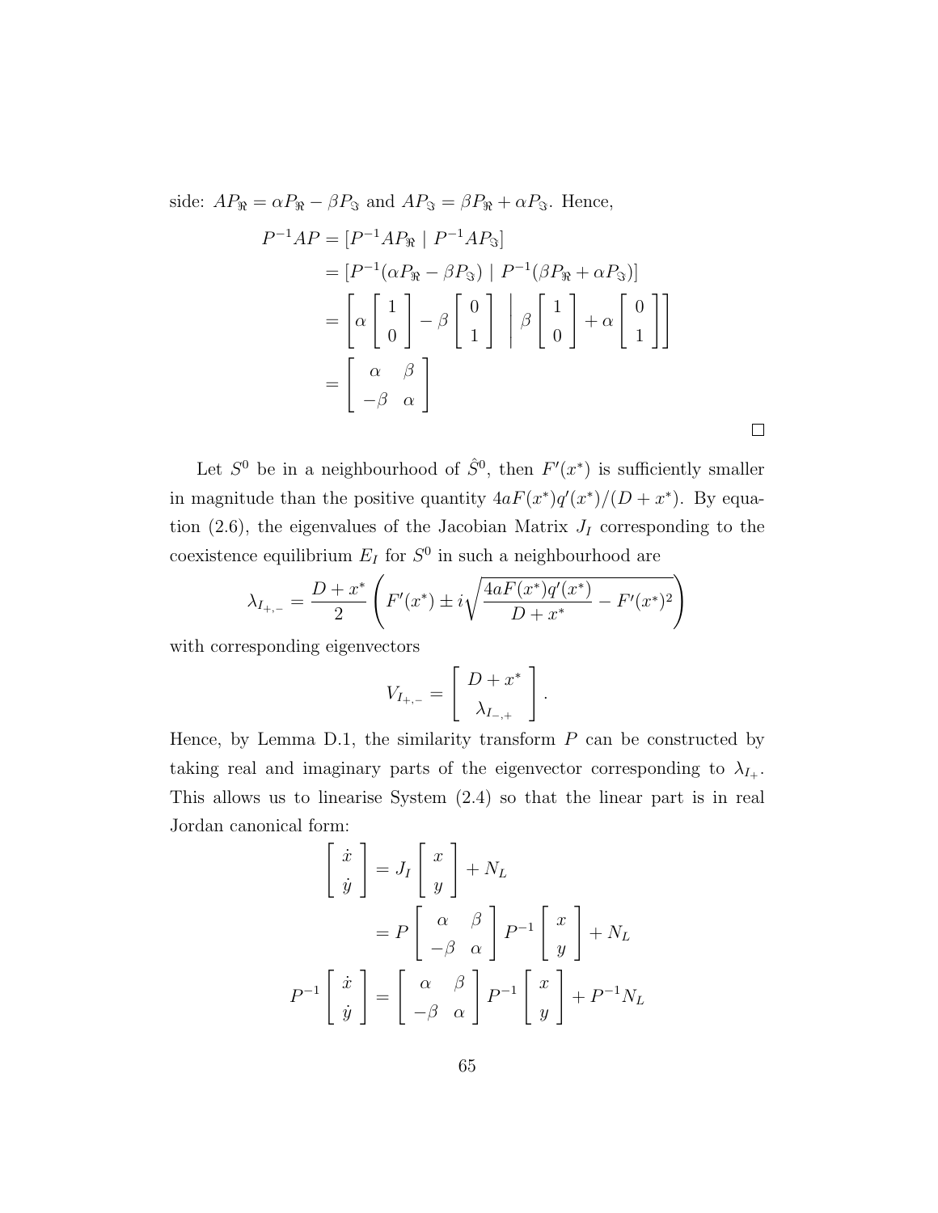side: $AP_{\Re} = \alpha P_{\Re} - \beta P_{\Im}$ and $AP_{\Im} = \beta P_{\Re} + \alpha P_{\Im}$. Hence,

$$
\begin{aligned}
P^{-1}AP &= [P^{-1}AP_{\Re} \mid P^{-1}AP_{\Im}] \\
&= [P^{-1}(\alpha P_{\Re} - \beta P_{\Im}) \mid P^{-1}(\beta P_{\Re} + \alpha P_{\Im})] \\
&= \left[ \alpha \begin{bmatrix} 1 \\ 0 \end{bmatrix} - \beta \begin{bmatrix} 0 \\ 1 \end{bmatrix} \;\middle|\; \beta \begin{bmatrix} 1 \\ 0 \end{bmatrix} + \alpha \begin{bmatrix} 0 \\ 1 \end{bmatrix} \right] \\
&= \begin{bmatrix} \alpha & \beta \\ -\beta & \alpha \end{bmatrix}
\end{aligned}
$$

□

Let $S^0$ be in a neighbourhood of $\hat{S}^0$, then $F'(x^*)$ is sufficiently smaller in magnitude than the positive quantity $4aF(x^*)q'(x^*)/(D + x^*)$. By equation (2.6), the eigenvalues of the Jacobian Matrix $J_I$ corresponding to the coexistence equilibrium $E_I$ for $S^0$ in such a neighbourhood are

$$
\lambda_{I_{+,-}} = \frac{D + x^*}{2} \left( F'(x^*) \pm i \sqrt{\frac{4aF(x^*)q'(x^*)}{D + x^*} - F'(x^*)^2} \right)
$$

with corresponding eigenvectors

$$
V_{I_{+,-}} = \begin{bmatrix} D + x^* \\ \lambda_{I_{-,+}} \end{bmatrix}.
$$

Hence, by Lemma D.1, the similarity transform $P$ can be constructed by taking real and imaginary parts of the eigenvector corresponding to $\lambda_{I_+}$. This allows us to linearise System (2.4) so that the linear part is in real Jordan canonical form:

$$
\begin{aligned}
\begin{bmatrix} \dot{x} \\ \dot{y} \end{bmatrix} &= J_I \begin{bmatrix} x \\ y \end{bmatrix} + N_L \\
&= P \begin{bmatrix} \alpha & \beta \\ -\beta & \alpha \end{bmatrix} P^{-1} \begin{bmatrix} x \\ y \end{bmatrix} + N_L \\
P^{-1} \begin{bmatrix} \dot{x} \\ \dot{y} \end{bmatrix} &= \begin{bmatrix} \alpha & \beta \\ -\beta & \alpha \end{bmatrix} P^{-1} \begin{bmatrix} x \\ y \end{bmatrix} + P^{-1} N_L
\end{aligned}
$$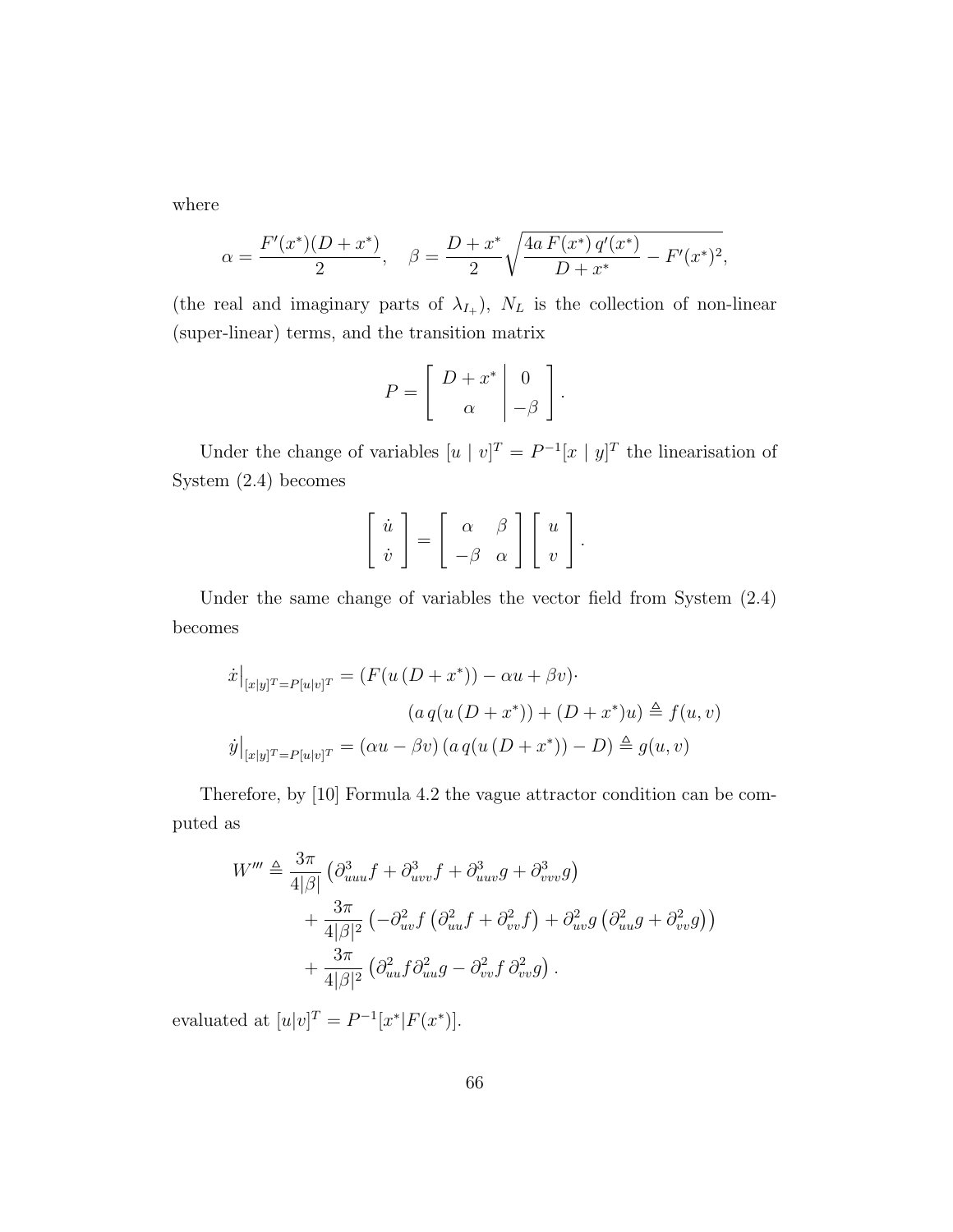where

$$\alpha = \frac{F'(x^*)(D + x^*)}{2}, \quad \beta = \frac{D + x^*}{2}\sqrt{\frac{4a\,F(x^*)\,q'(x^*)}{D + x^*} - F'(x^*)^2},$$

(the real and imaginary parts of $\lambda_{I_+}$), $N_L$ is the collection of non-linear (super-linear) terms, and the transition matrix

$$P = \left[\begin{array}{c|c} D + x^* & 0 \\ \alpha & -\beta \end{array}\right].$$

Under the change of variables $[u \mid v]^T = P^{-1}[x \mid y]^T$ the linearisation of System (2.4) becomes

$$\begin{bmatrix} \dot{u} \\ \dot{v} \end{bmatrix} = \begin{bmatrix} \alpha & \beta \\ -\beta & \alpha \end{bmatrix} \begin{bmatrix} u \\ v \end{bmatrix}.$$

Under the same change of variables the vector field from System (2.4) becomes

$$\begin{aligned}
\dot{x}\big|_{[x|y]^T = P[u|v]^T} &= (F(u\,(D + x^*)) - \alpha u + \beta v)\cdot \\
&\qquad (a\,q(u\,(D + x^*)) + (D + x^*)u) \triangleq f(u, v) \\
\dot{y}\big|_{[x|y]^T = P[u|v]^T} &= (\alpha u - \beta v)\,(a\,q(u\,(D + x^*)) - D) \triangleq g(u, v)
\end{aligned}$$

Therefore, by [10] Formula 4.2 the vague attractor condition can be computed as

$$\begin{aligned}
W''' \triangleq{}& \frac{3\pi}{4|\beta|}\left(\partial^3_{uuu} f + \partial^3_{uvv} f + \partial^3_{uuv} g + \partial^3_{vvv} g\right) \\
&+ \frac{3\pi}{4|\beta|^2}\left(-\partial^2_{uv} f\left(\partial^2_{uu} f + \partial^2_{vv} f\right) + \partial^2_{uv} g\left(\partial^2_{uu} g + \partial^2_{vv} g\right)\right) \\
&+ \frac{3\pi}{4|\beta|^2}\left(\partial^2_{uu} f\,\partial^2_{uu} g - \partial^2_{vv} f\,\partial^2_{vv} g\right).
\end{aligned}$$

evaluated at $[u|v]^T = P^{-1}[x^*|F(x^*)]$.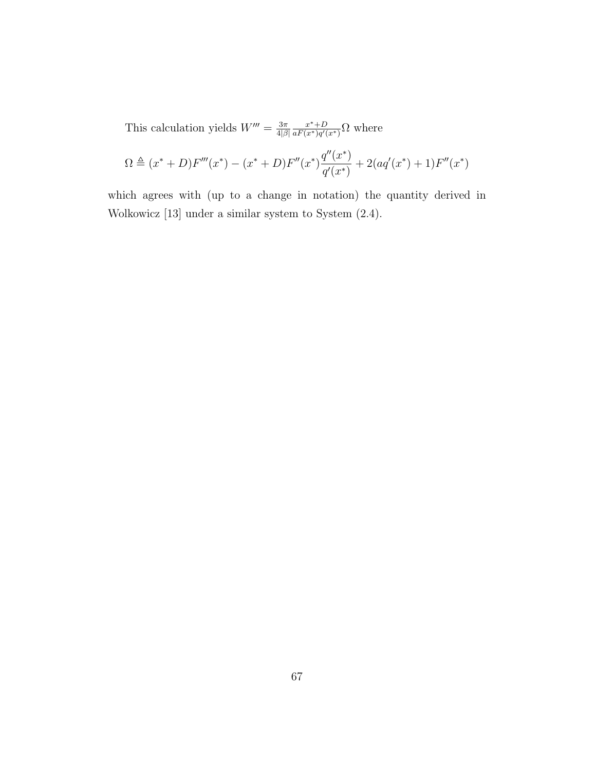This calculation yields $W''' = \frac{3\pi}{4|\beta|}\frac{x^*+D}{aF(x^*)q'(x^*)}\Omega$ where

$$\Omega \triangleq (x^* + D)F'''(x^*) - (x^* + D)F''(x^*)\frac{q''(x^*)}{q'(x^*)} + 2(aq'(x^*) + 1)F''(x^*)$$

which agrees with (up to a change in notation) the quantity derived in Wolkowicz [13] under a similar system to System (2.4).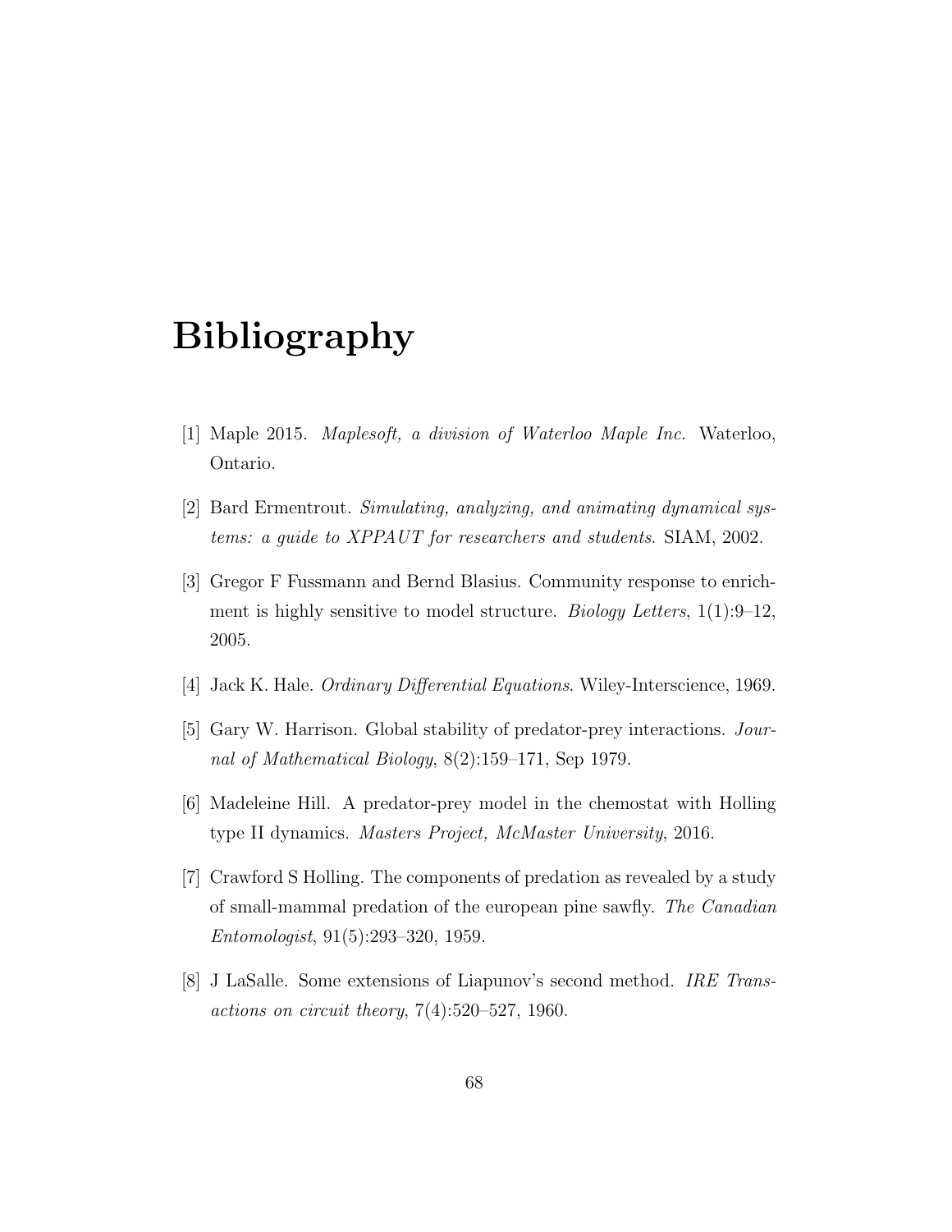# Bibliography

[1] Maple 2015. *Maplesoft, a division of Waterloo Maple Inc.* Waterloo, Ontario.

[2] Bard Ermentrout. *Simulating, analyzing, and animating dynamical systems: a guide to XPPAUT for researchers and students*. SIAM, 2002.

[3] Gregor F Fussmann and Bernd Blasius. Community response to enrichment is highly sensitive to model structure. *Biology Letters*, 1(1):9–12, 2005.

[4] Jack K. Hale. *Ordinary Differential Equations*. Wiley-Interscience, 1969.

[5] Gary W. Harrison. Global stability of predator-prey interactions. *Journal of Mathematical Biology*, 8(2):159–171, Sep 1979.

[6] Madeleine Hill. A predator-prey model in the chemostat with Holling type II dynamics. *Masters Project, McMaster University*, 2016.

[7] Crawford S Holling. The components of predation as revealed by a study of small-mammal predation of the european pine sawfly. *The Canadian Entomologist*, 91(5):293–320, 1959.

[8] J LaSalle. Some extensions of Liapunov's second method. *IRE Transactions on circuit theory*, 7(4):520–527, 1960.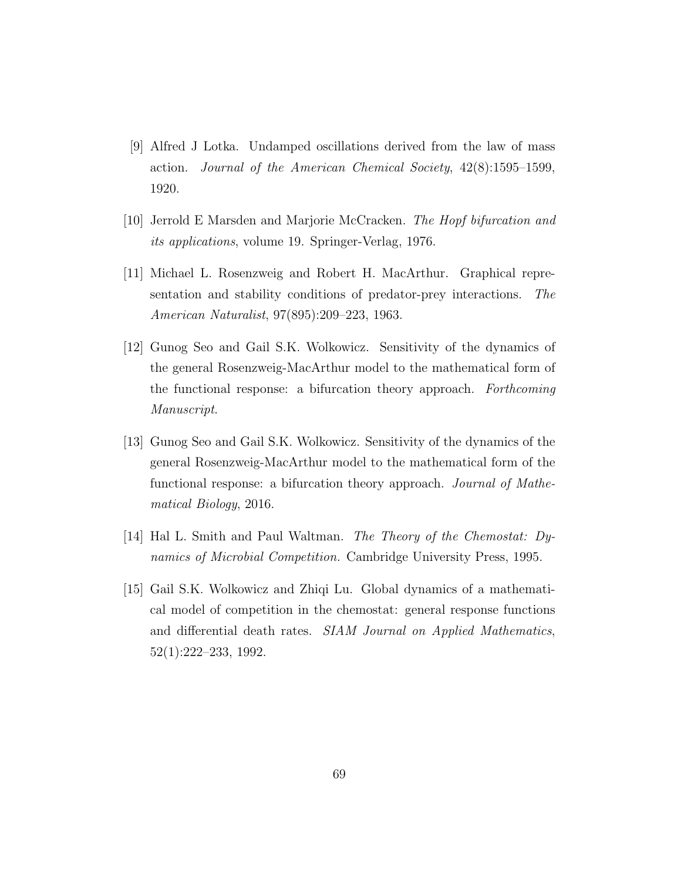[9] Alfred J Lotka. Undamped oscillations derived from the law of mass action. *Journal of the American Chemical Society*, 42(8):1595–1599, 1920.

[10] Jerrold E Marsden and Marjorie McCracken. *The Hopf bifurcation and its applications*, volume 19. Springer-Verlag, 1976.

[11] Michael L. Rosenzweig and Robert H. MacArthur. Graphical representation and stability conditions of predator-prey interactions. *The American Naturalist*, 97(895):209–223, 1963.

[12] Gunog Seo and Gail S.K. Wolkowicz. Sensitivity of the dynamics of the general Rosenzweig-MacArthur model to the mathematical form of the functional response: a bifurcation theory approach. *Forthcoming Manuscript*.

[13] Gunog Seo and Gail S.K. Wolkowicz. Sensitivity of the dynamics of the general Rosenzweig-MacArthur model to the mathematical form of the functional response: a bifurcation theory approach. *Journal of Mathematical Biology*, 2016.

[14] Hal L. Smith and Paul Waltman. *The Theory of the Chemostat: Dynamics of Microbial Competition.* Cambridge University Press, 1995.

[15] Gail S.K. Wolkowicz and Zhiqi Lu. Global dynamics of a mathematical model of competition in the chemostat: general response functions and differential death rates. *SIAM Journal on Applied Mathematics*, 52(1):222–233, 1992.